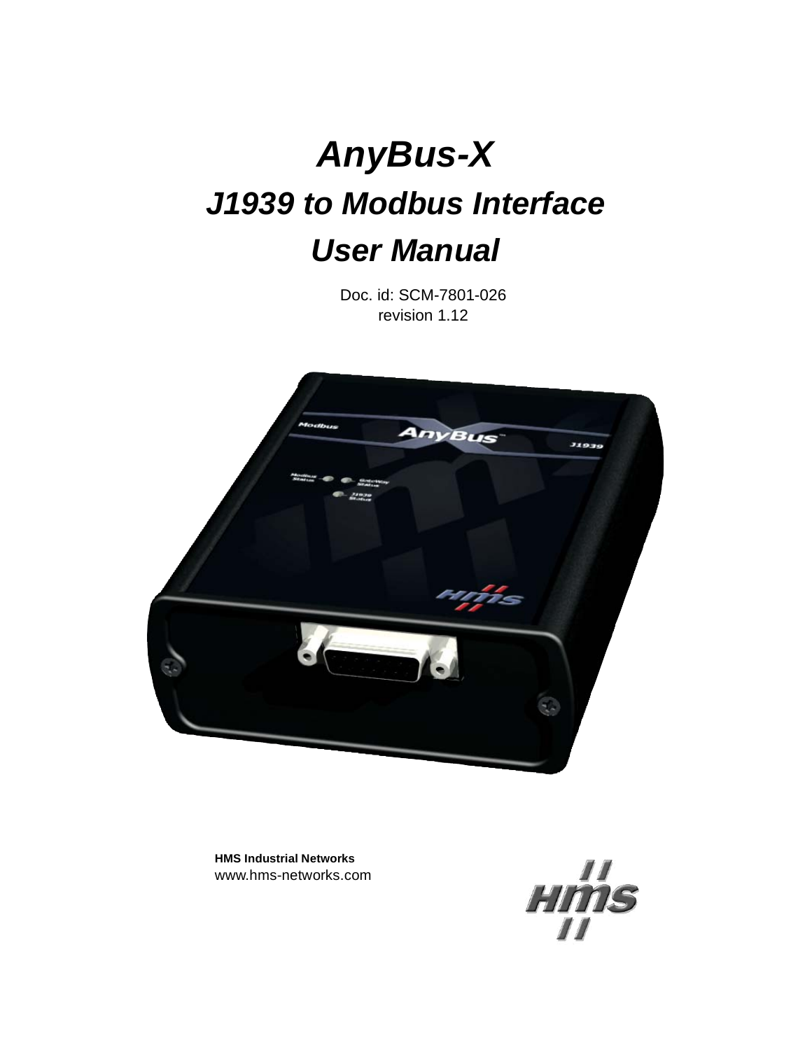# AnyBus-X

## J1939 to Modbus Interface

## User Manual

Doc. id: SCM-7801-026
revision 1.12

**HMS Industrial Networks**
www.hms-networks.com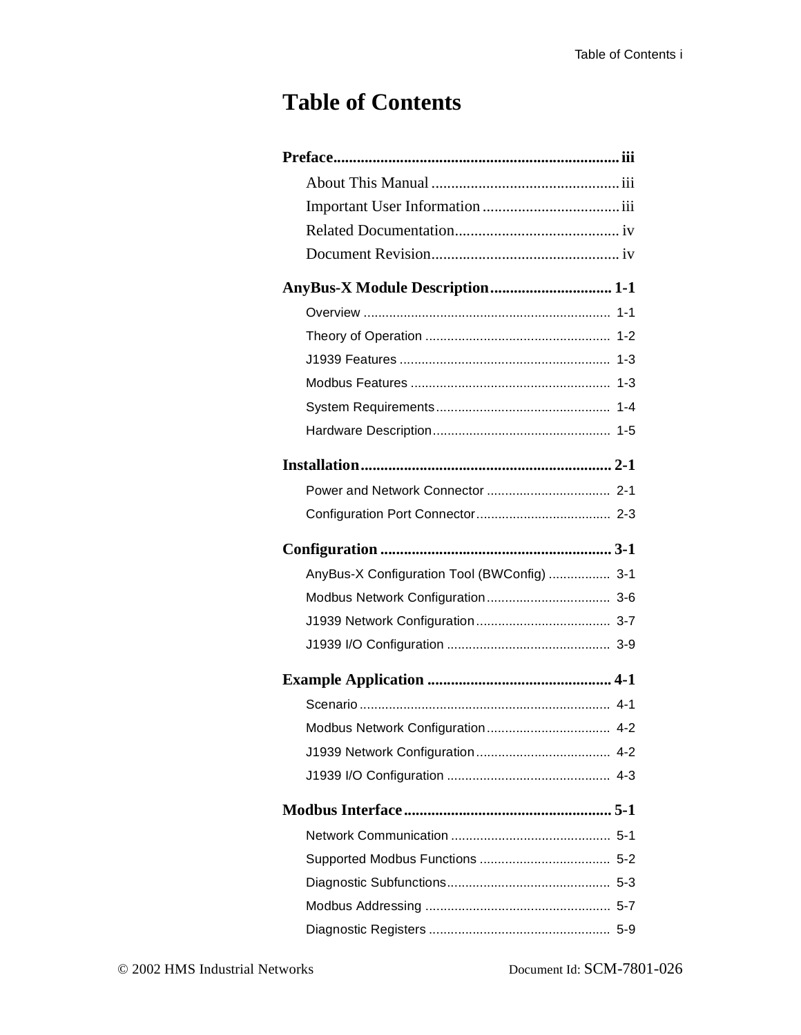# Table of Contents

**Preface** ........................................................................ **iii**

- About This Manual ................................................ iii
- Important User Information ................................... iii
- Related Documentation.......................................... iv
- Document Revision................................................ iv

**AnyBus-X Module Description** ............................... **1-1**

- Overview .................................................................... 1-1
- Theory of Operation ................................................... 1-2
- J1939 Features .......................................................... 1-3
- Modbus Features ....................................................... 1-3
- System Requirements................................................ 1-4
- Hardware Description................................................. 1-5

**Installation** ............................................................... **2-1**

- Power and Network Connector .................................. 2-1
- Configuration Port Connector..................................... 2-3

**Configuration** .......................................................... **3-1**

- AnyBus-X Configuration Tool (BWConfig) ................. 3-1
- Modbus Network Configuration.................................. 3-6
- J1939 Network Configuration..................................... 3-7
- J1939 I/O Configuration ............................................. 3-9

**Example Application** ............................................... **4-1**

- Scenario ..................................................................... 4-1
- Modbus Network Configuration.................................. 4-2
- J1939 Network Configuration..................................... 4-2
- J1939 I/O Configuration ............................................. 4-3

**Modbus Interface** ..................................................... **5-1**

- Network Communication ............................................ 5-1
- Supported Modbus Functions .................................... 5-2
- Diagnostic Subfunctions............................................. 5-3
- Modbus Addressing ................................................... 5-7
- Diagnostic Registers .................................................. 5-9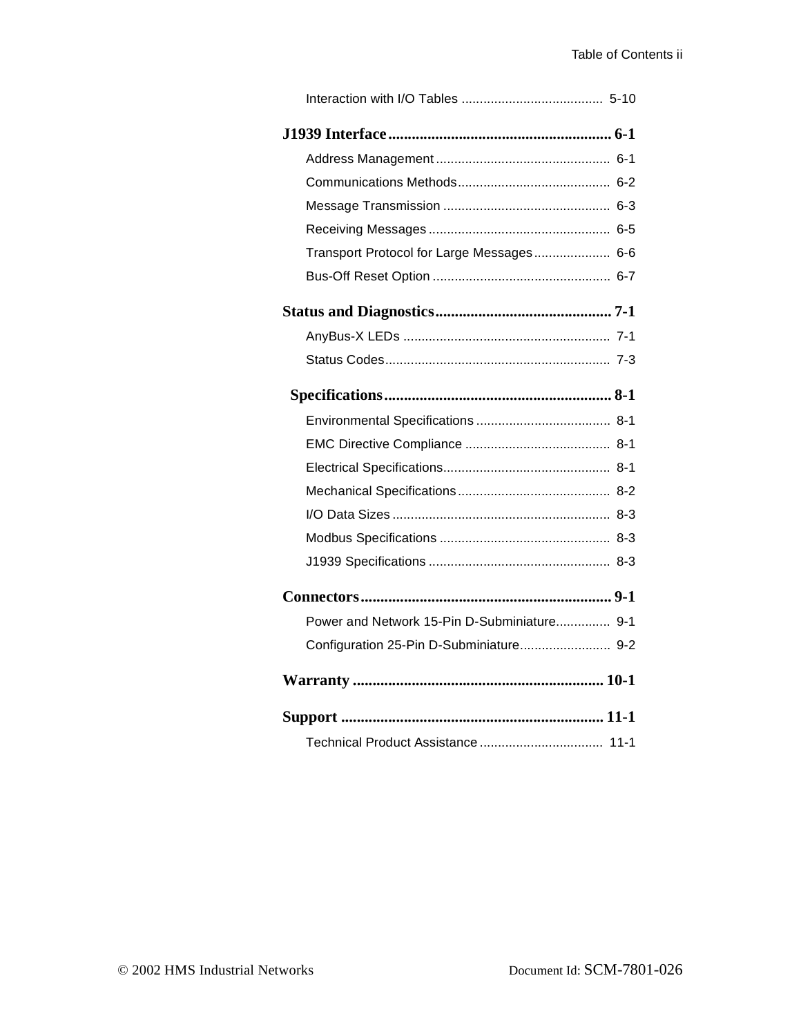Interaction with I/O Tables ....................................... 5-10

**J1939 Interface ........................................................ 6-1**

Address Management ................................................ 6-1

Communications Methods.......................................... 6-2

Message Transmission .............................................. 6-3

Receiving Messages .................................................. 6-5

Transport Protocol for Large Messages..................... 6-6

Bus-Off Reset Option ................................................. 6-7

**Status and Diagnostics............................................ 7-1**

AnyBus-X LEDs ......................................................... 7-1

Status Codes.............................................................. 7-3

**Specifications.......................................................... 8-1**

Environmental Specifications ..................................... 8-1

EMC Directive Compliance ........................................ 8-1

Electrical Specifications.............................................. 8-1

Mechanical Specifications.......................................... 8-2

I/O Data Sizes ............................................................ 8-3

Modbus Specifications ............................................... 8-3

J1939 Specifications .................................................. 8-3

**Connectors............................................................... 9-1**

Power and Network 15-Pin D-Subminiature............... 9-1

Configuration 25-Pin D-Subminiature......................... 9-2

**Warranty ............................................................... 10-1**

**Support ................................................................. 11-1**

Technical Product Assistance .................................. 11-1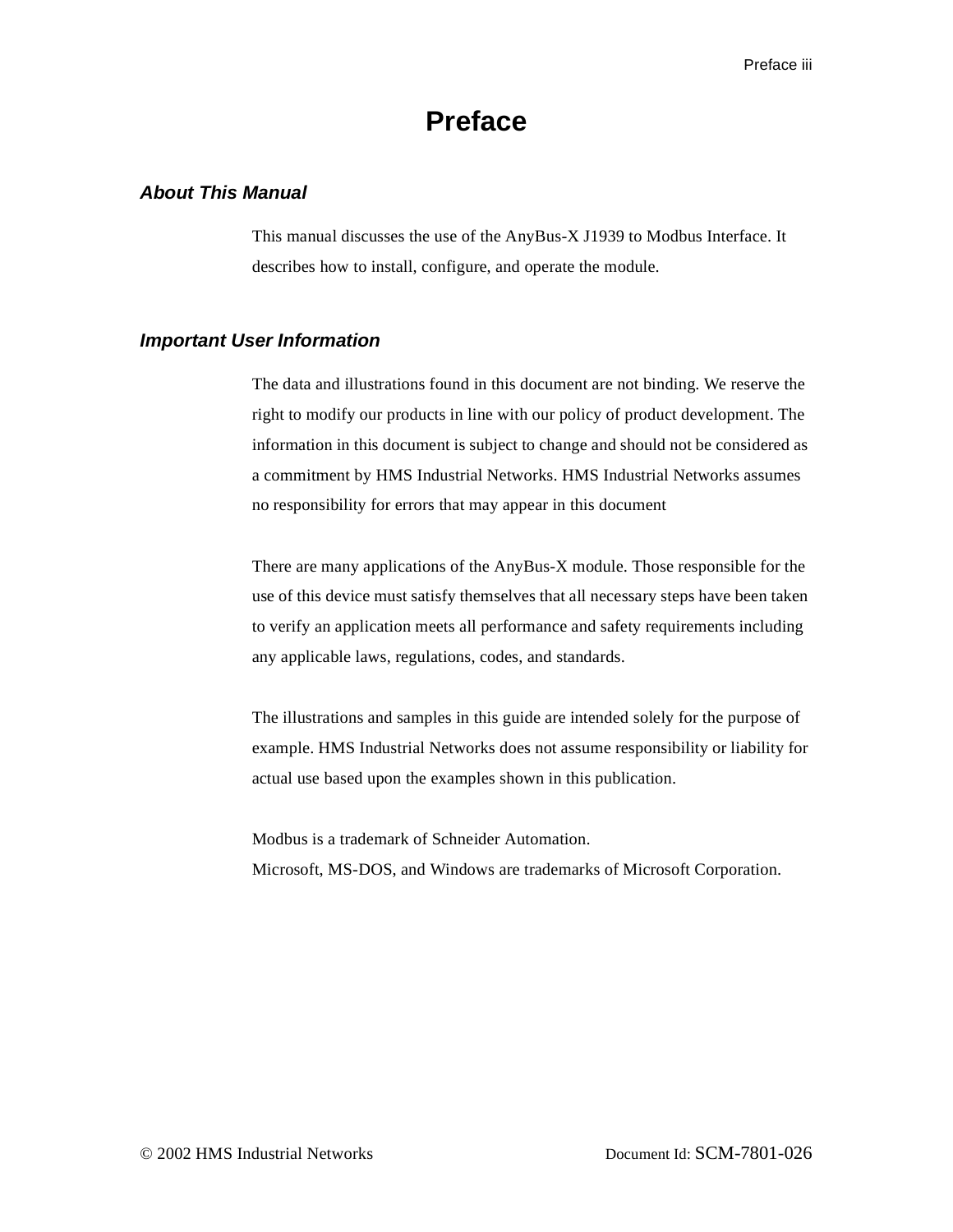# Preface

## *About This Manual*

This manual discusses the use of the AnyBus-X J1939 to Modbus Interface. It describes how to install, configure, and operate the module.

## *Important User Information*

The data and illustrations found in this document are not binding. We reserve the right to modify our products in line with our policy of product development. The information in this document is subject to change and should not be considered as a commitment by HMS Industrial Networks. HMS Industrial Networks assumes no responsibility for errors that may appear in this document

There are many applications of the AnyBus-X module. Those responsible for the use of this device must satisfy themselves that all necessary steps have been taken to verify an application meets all performance and safety requirements including any applicable laws, regulations, codes, and standards.

The illustrations and samples in this guide are intended solely for the purpose of example. HMS Industrial Networks does not assume responsibility or liability for actual use based upon the examples shown in this publication.

Modbus is a trademark of Schneider Automation.
Microsoft, MS-DOS, and Windows are trademarks of Microsoft Corporation.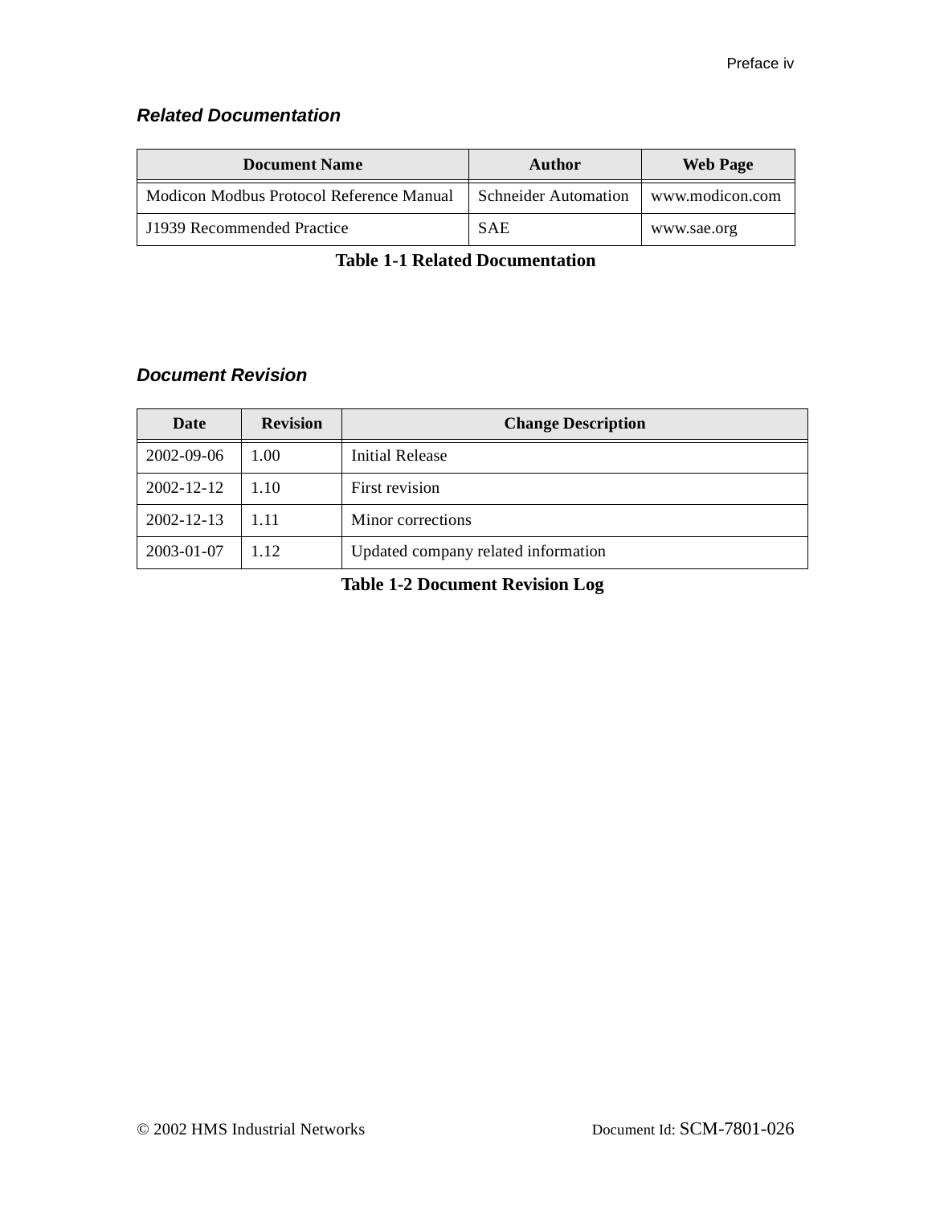### *Related Documentation*

| Document Name | Author | Web Page |
|---|---|---|
| Modicon Modbus Protocol Reference Manual | Schneider Automation | www.modicon.com |
| J1939 Recommended Practice | SAE | www.sae.org |

**Table 1-1 Related Documentation**

### *Document Revision*

| Date | Revision | Change Description |
|---|---|---|
| 2002-09-06 | 1.00 | Initial Release |
| 2002-12-12 | 1.10 | First revision |
| 2002-12-13 | 1.11 | Minor corrections |
| 2003-01-07 | 1.12 | Updated company related information |

**Table 1-2 Document Revision Log**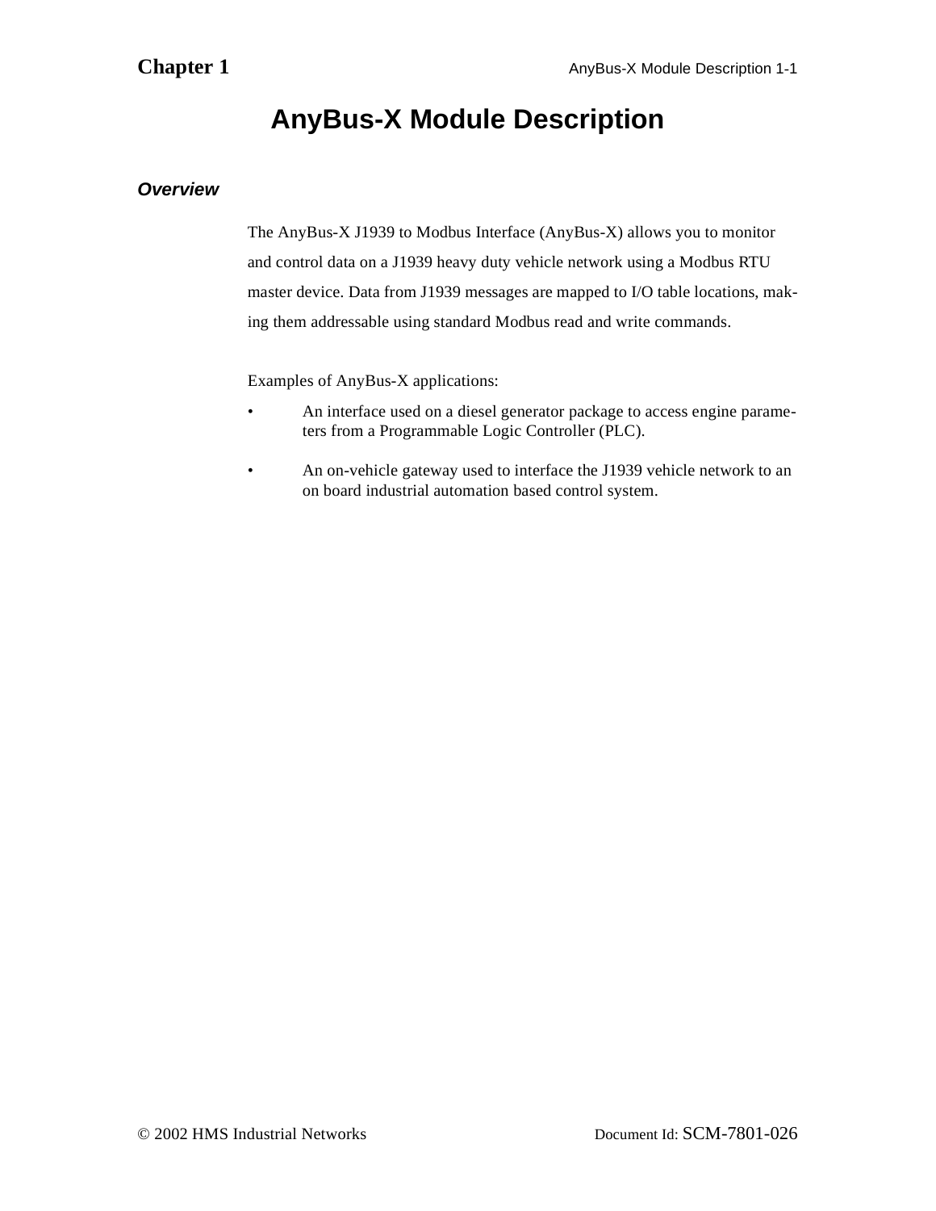# AnyBus-X Module Description

## *Overview*

The AnyBus-X J1939 to Modbus Interface (AnyBus-X) allows you to monitor and control data on a J1939 heavy duty vehicle network using a Modbus RTU master device. Data from J1939 messages are mapped to I/O table locations, making them addressable using standard Modbus read and write commands.

Examples of AnyBus-X applications:

- An interface used on a diesel generator package to access engine parameters from a Programmable Logic Controller (PLC).
- An on-vehicle gateway used to interface the J1939 vehicle network to an on board industrial automation based control system.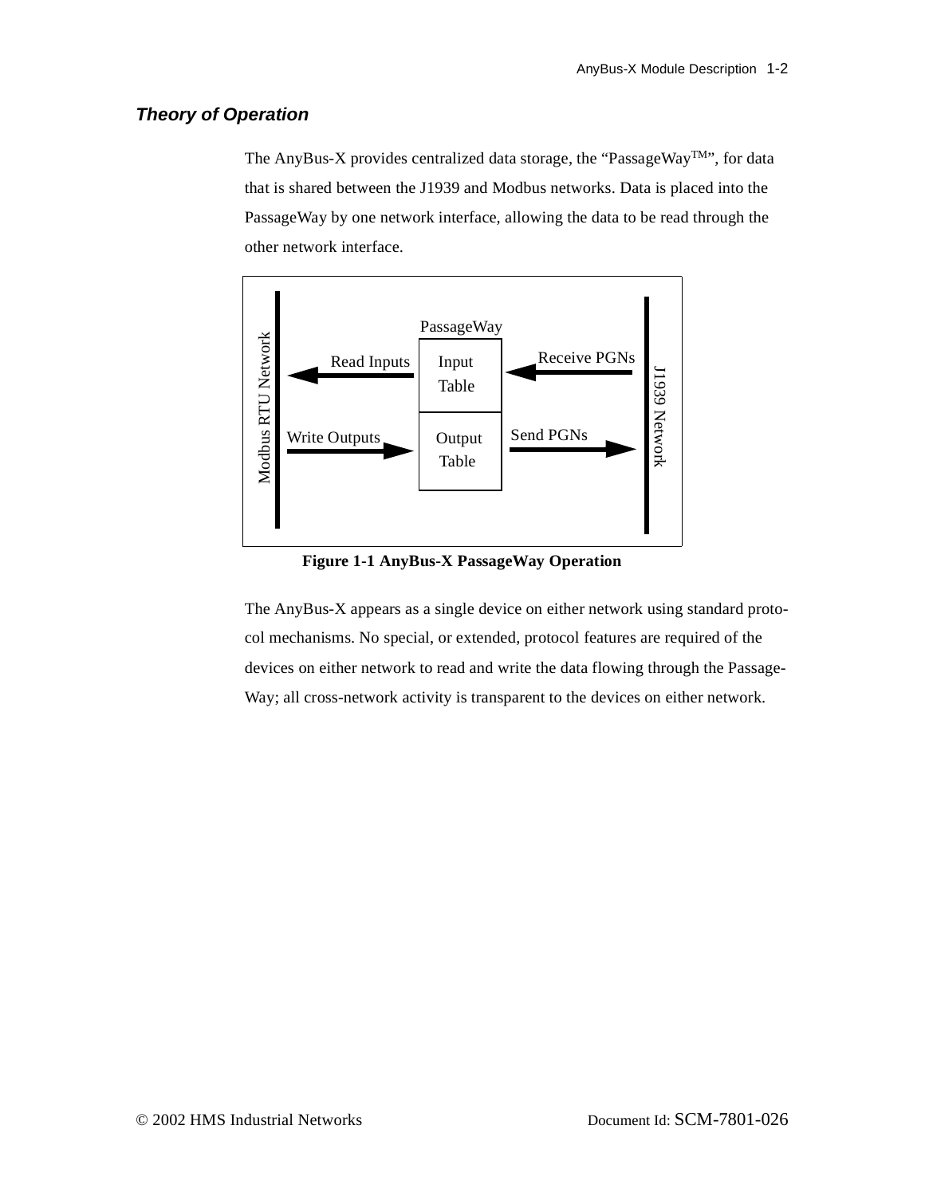### *Theory of Operation*

The AnyBus-X provides centralized data storage, the “PassageWay™”, for data that is shared between the J1939 and Modbus networks. Data is placed into the PassageWay by one network interface, allowing the data to be read through the other network interface.

**Figure 1-1 AnyBus-X PassageWay Operation**

The AnyBus-X appears as a single device on either network using standard protocol mechanisms. No special, or extended, protocol features are required of the devices on either network to read and write the data flowing through the PassageWay; all cross-network activity is transparent to the devices on either network.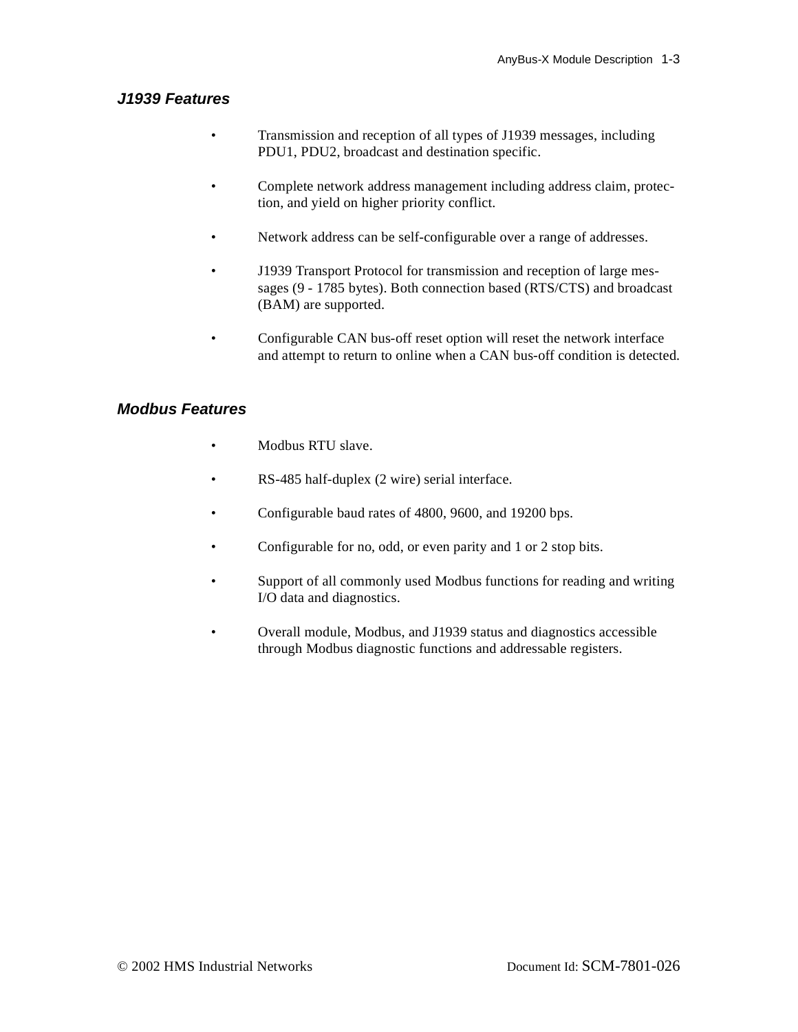### *J1939 Features*

- Transmission and reception of all types of J1939 messages, including PDU1, PDU2, broadcast and destination specific.
- Complete network address management including address claim, protection, and yield on higher priority conflict.
- Network address can be self-configurable over a range of addresses.
- J1939 Transport Protocol for transmission and reception of large messages (9 - 1785 bytes). Both connection based (RTS/CTS) and broadcast (BAM) are supported.
- Configurable CAN bus-off reset option will reset the network interface and attempt to return to online when a CAN bus-off condition is detected.

### *Modbus Features*

- Modbus RTU slave.
- RS-485 half-duplex (2 wire) serial interface.
- Configurable baud rates of 4800, 9600, and 19200 bps.
- Configurable for no, odd, or even parity and 1 or 2 stop bits.
- Support of all commonly used Modbus functions for reading and writing I/O data and diagnostics.
- Overall module, Modbus, and J1939 status and diagnostics accessible through Modbus diagnostic functions and addressable registers.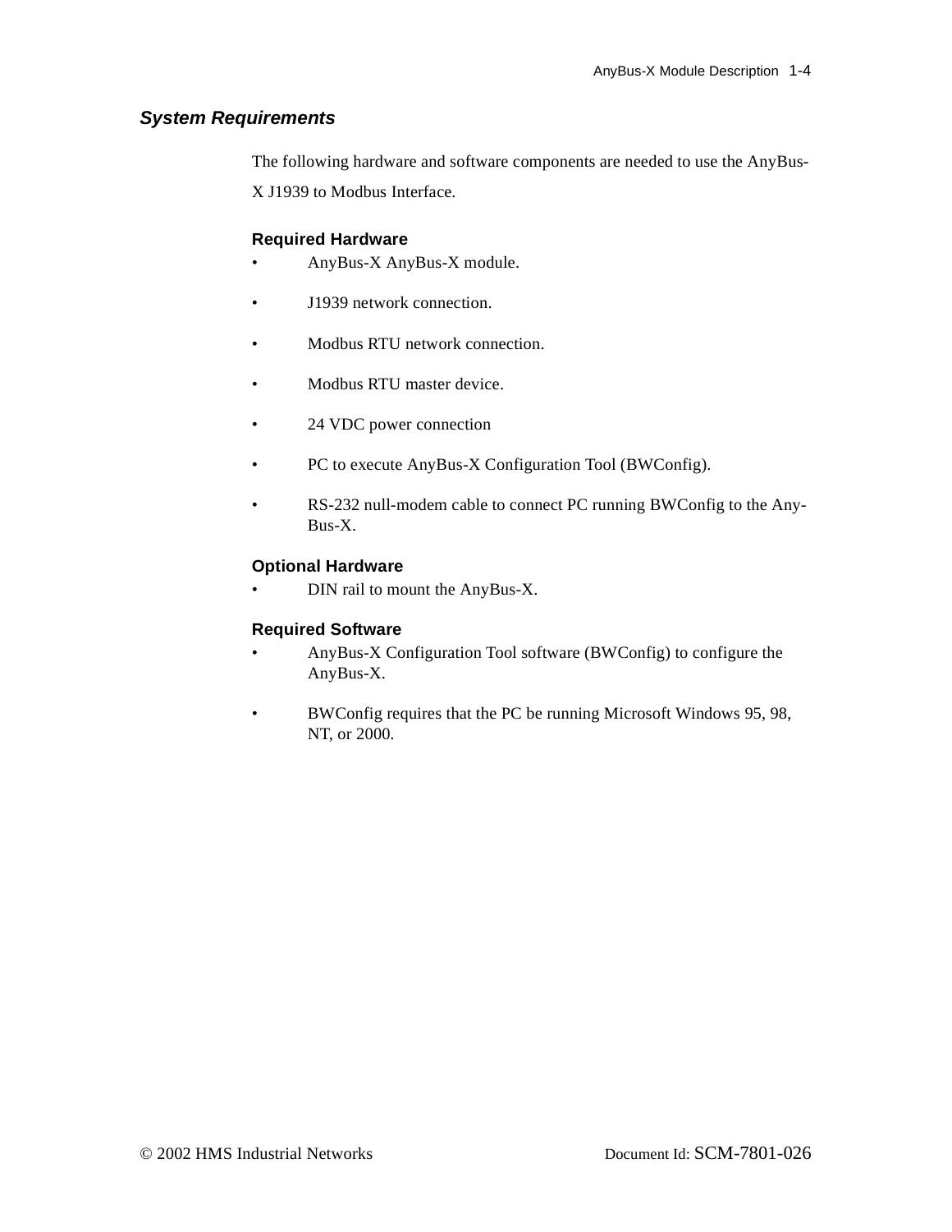## *System Requirements*

The following hardware and software components are needed to use the AnyBus-X J1939 to Modbus Interface.

### Required Hardware

- AnyBus-X AnyBus-X module.
- J1939 network connection.
- Modbus RTU network connection.
- Modbus RTU master device.
- 24 VDC power connection
- PC to execute AnyBus-X Configuration Tool (BWConfig).
- RS-232 null-modem cable to connect PC running BWConfig to the AnyBus-X.

### Optional Hardware

- DIN rail to mount the AnyBus-X.

### Required Software

- AnyBus-X Configuration Tool software (BWConfig) to configure the AnyBus-X.
- BWConfig requires that the PC be running Microsoft Windows 95, 98, NT, or 2000.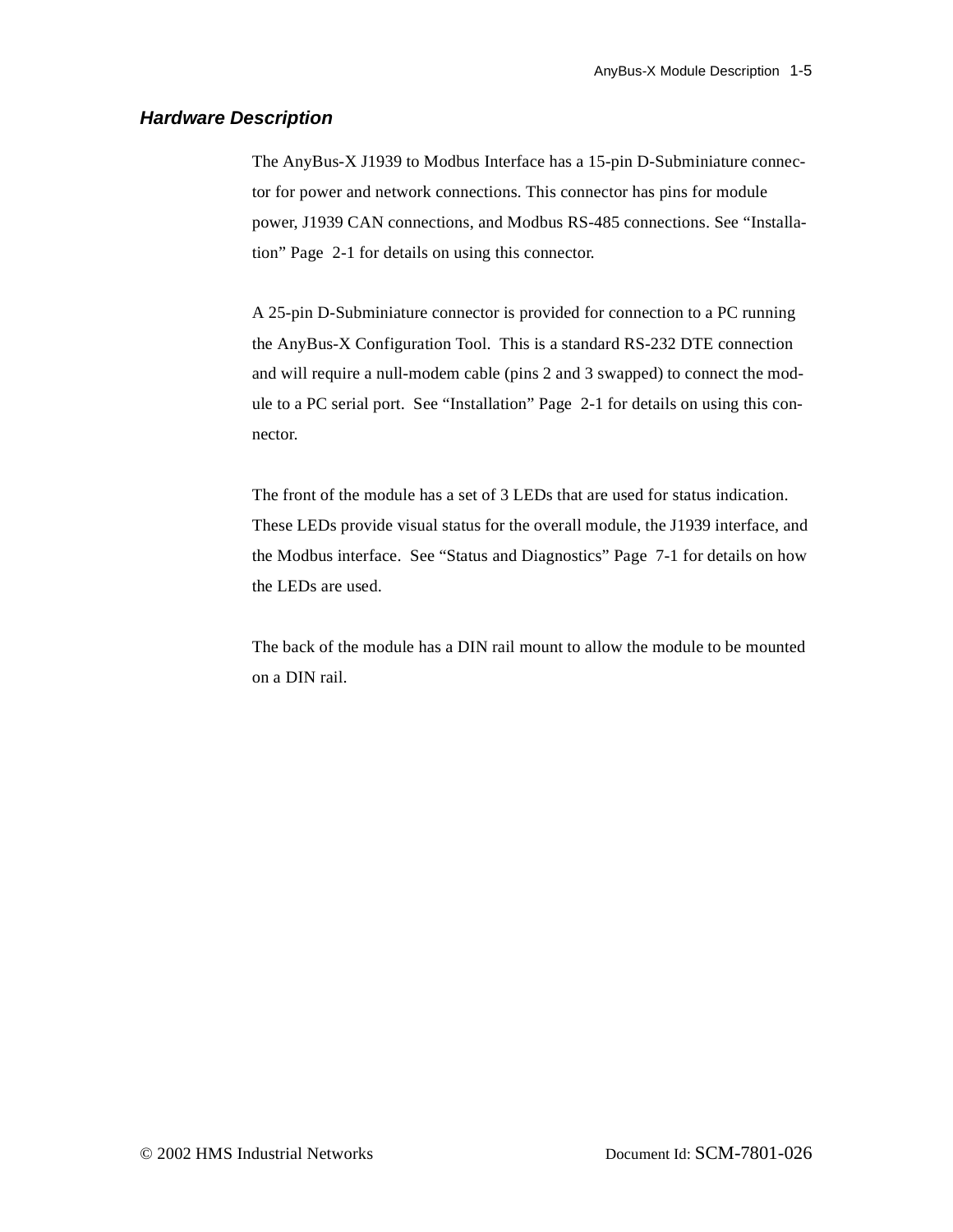## *Hardware Description*

The AnyBus-X J1939 to Modbus Interface has a 15-pin D-Subminiature connector for power and network connections. This connector has pins for module power, J1939 CAN connections, and Modbus RS-485 connections. See “Installation” Page 2-1 for details on using this connector.

A 25-pin D-Subminiature connector is provided for connection to a PC running the AnyBus-X Configuration Tool. This is a standard RS-232 DTE connection and will require a null-modem cable (pins 2 and 3 swapped) to connect the module to a PC serial port. See “Installation” Page 2-1 for details on using this connector.

The front of the module has a set of 3 LEDs that are used for status indication. These LEDs provide visual status for the overall module, the J1939 interface, and the Modbus interface. See “Status and Diagnostics” Page 7-1 for details on how the LEDs are used.

The back of the module has a DIN rail mount to allow the module to be mounted on a DIN rail.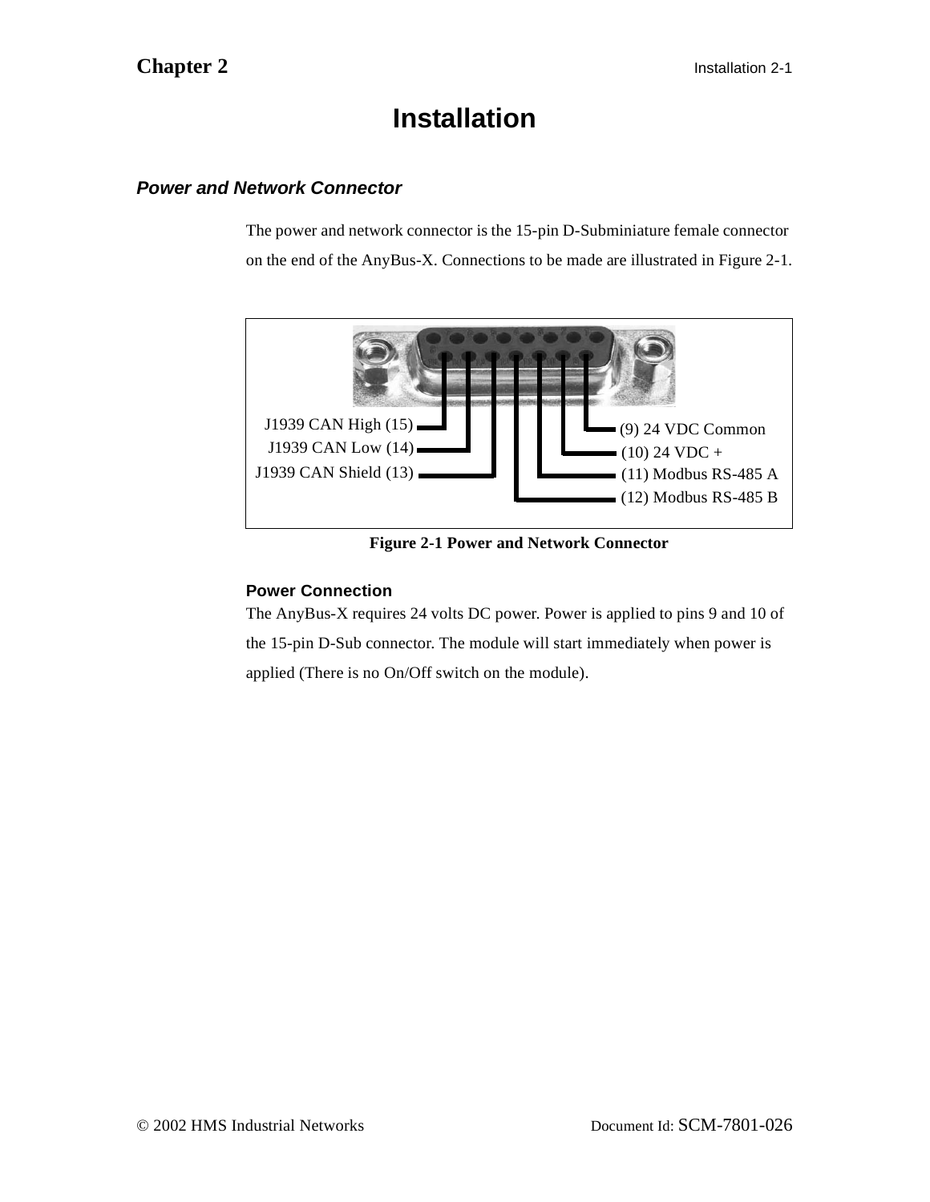# Installation

## *Power and Network Connector*

The power and network connector is the 15-pin D-Subminiature female connector on the end of the AnyBus-X. Connections to be made are illustrated in Figure 2-1.

J1939 CAN High (15)
J1939 CAN Low (14)
J1939 CAN Shield (13)
(9) 24 VDC Common
(10) 24 VDC +
(11) Modbus RS-485 A
(12) Modbus RS-485 B

**Figure 2-1 Power and Network Connector**

### Power Connection

The AnyBus-X requires 24 volts DC power. Power is applied to pins 9 and 10 of the 15-pin D-Sub connector. The module will start immediately when power is applied (There is no On/Off switch on the module).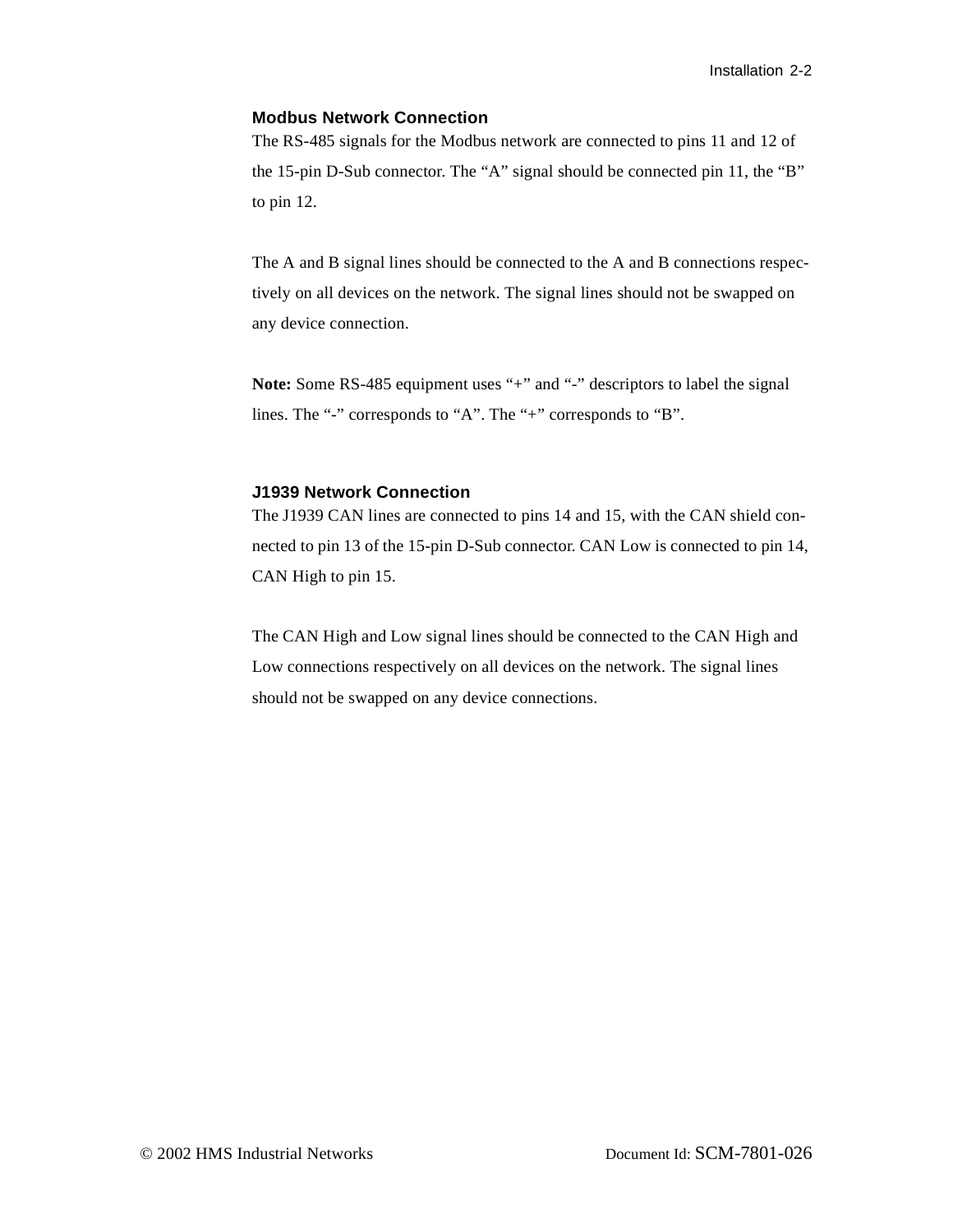### Modbus Network Connection

The RS-485 signals for the Modbus network are connected to pins 11 and 12 of the 15-pin D-Sub connector. The “A” signal should be connected pin 11, the “B” to pin 12.

The A and B signal lines should be connected to the A and B connections respectively on all devices on the network. The signal lines should not be swapped on any device connection.

**Note:** Some RS-485 equipment uses “+” and “-” descriptors to label the signal lines. The “-” corresponds to “A”. The “+” corresponds to “B”.

### J1939 Network Connection

The J1939 CAN lines are connected to pins 14 and 15, with the CAN shield connected to pin 13 of the 15-pin D-Sub connector. CAN Low is connected to pin 14, CAN High to pin 15.

The CAN High and Low signal lines should be connected to the CAN High and Low connections respectively on all devices on the network. The signal lines should not be swapped on any device connections.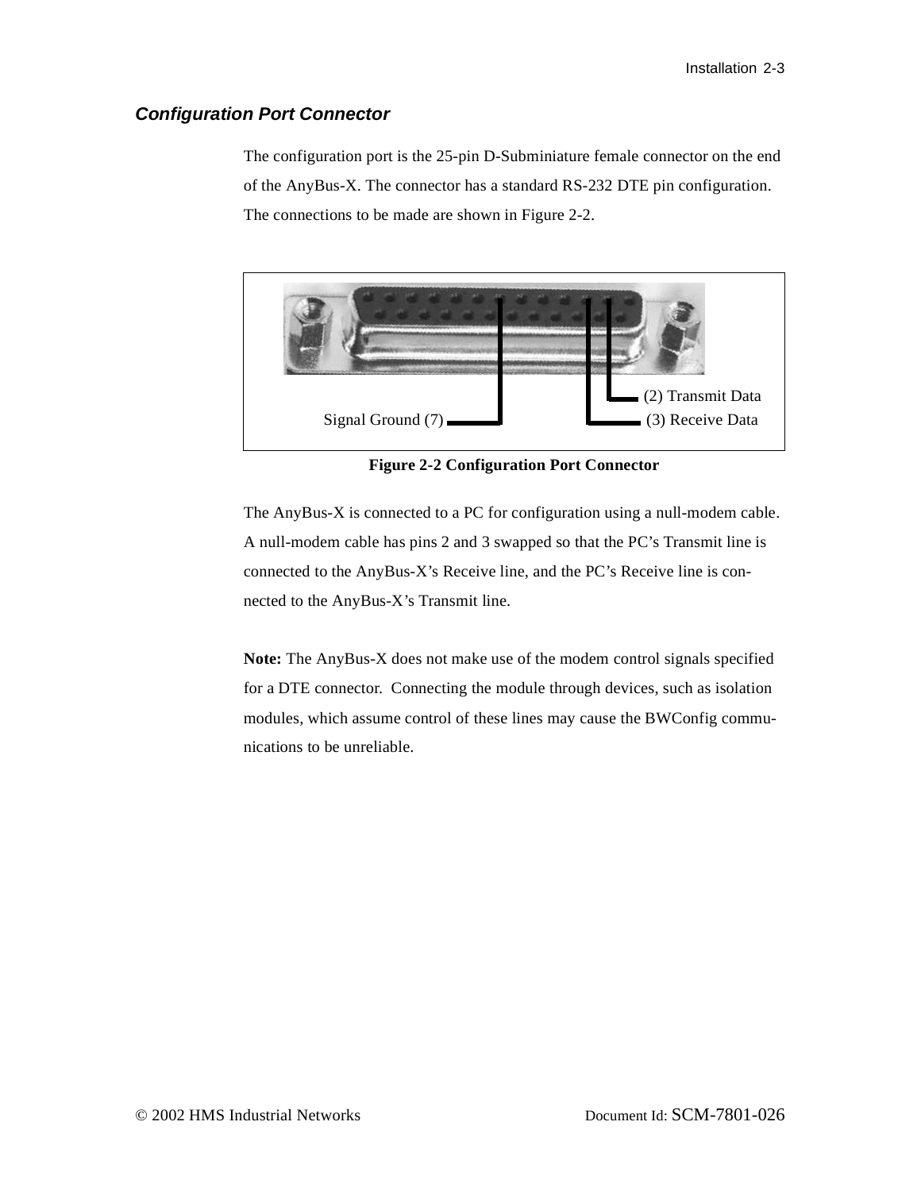### *Configuration Port Connector*

The configuration port is the 25-pin D-Subminiature female connector on the end of the AnyBus-X. The connector has a standard RS-232 DTE pin configuration. The connections to be made are shown in Figure 2-2.

(2) Transmit Data

Signal Ground (7)

(3) Receive Data

**Figure 2-2 Configuration Port Connector**

The AnyBus-X is connected to a PC for configuration using a null-modem cable. A null-modem cable has pins 2 and 3 swapped so that the PC's Transmit line is connected to the AnyBus-X's Receive line, and the PC's Receive line is connected to the AnyBus-X's Transmit line.

**Note:** The AnyBus-X does not make use of the modem control signals specified for a DTE connector. Connecting the module through devices, such as isolation modules, which assume control of these lines may cause the BWConfig communications to be unreliable.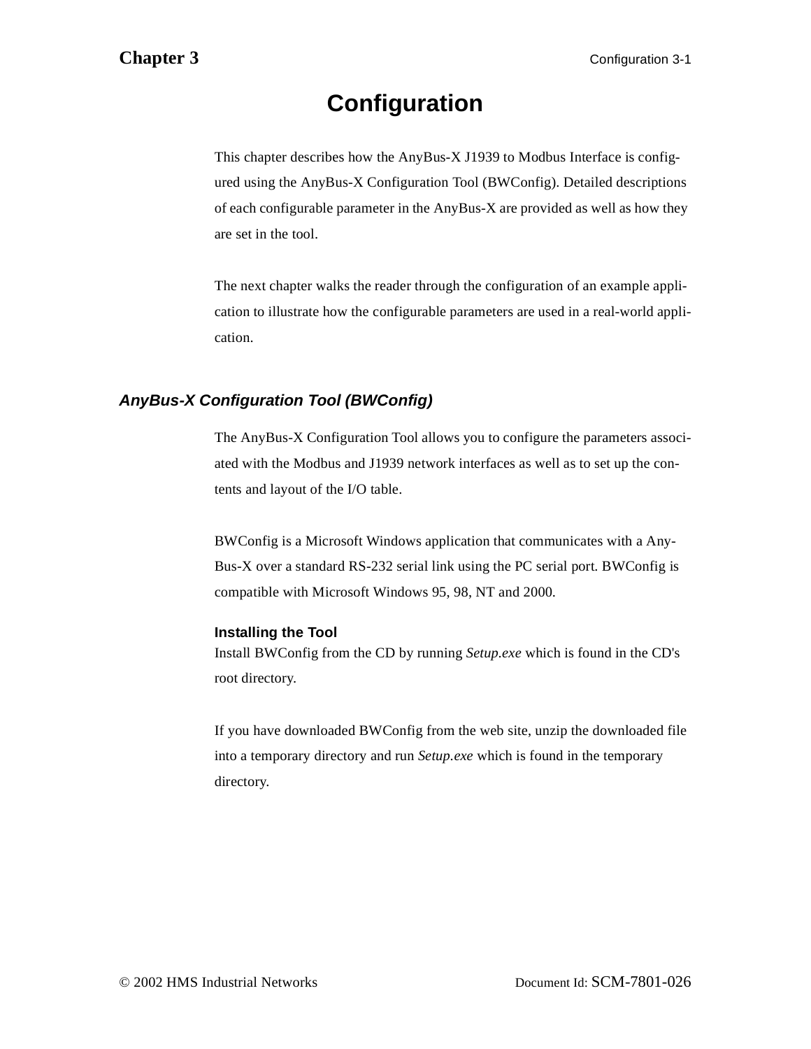# Configuration

This chapter describes how the AnyBus-X J1939 to Modbus Interface is configured using the AnyBus-X Configuration Tool (BWConfig). Detailed descriptions of each configurable parameter in the AnyBus-X are provided as well as how they are set in the tool.

The next chapter walks the reader through the configuration of an example application to illustrate how the configurable parameters are used in a real-world application.

## *AnyBus-X Configuration Tool (BWConfig)*

The AnyBus-X Configuration Tool allows you to configure the parameters associated with the Modbus and J1939 network interfaces as well as to set up the contents and layout of the I/O table.

BWConfig is a Microsoft Windows application that communicates with a AnyBus-X over a standard RS-232 serial link using the PC serial port. BWConfig is compatible with Microsoft Windows 95, 98, NT and 2000.

### Installing the Tool

Install BWConfig from the CD by running *Setup.exe* which is found in the CD's root directory.

If you have downloaded BWConfig from the web site, unzip the downloaded file into a temporary directory and run *Setup.exe* which is found in the temporary directory.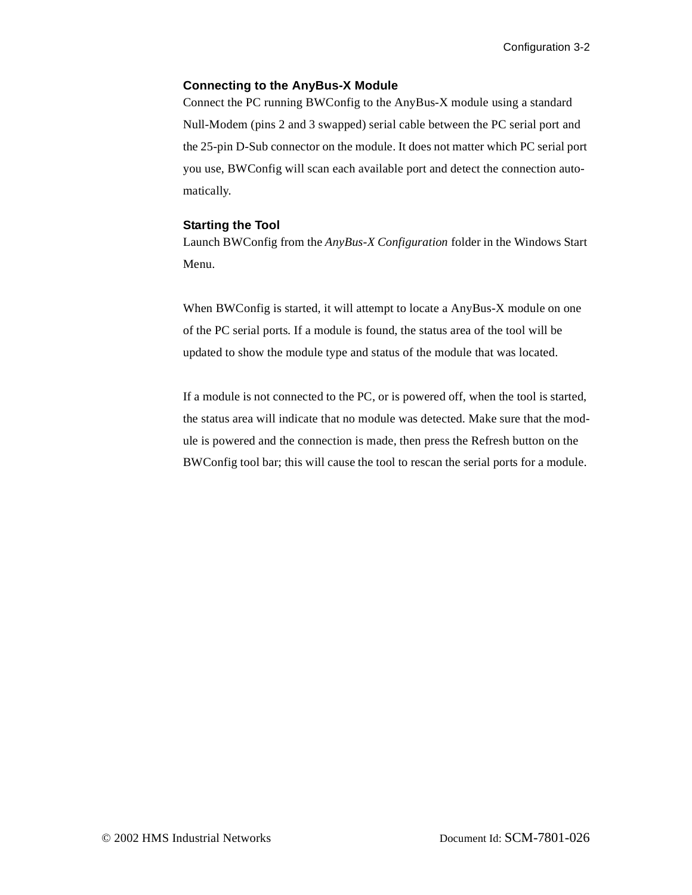### Connecting to the AnyBus-X Module

Connect the PC running BWConfig to the AnyBus-X module using a standard Null-Modem (pins 2 and 3 swapped) serial cable between the PC serial port and the 25-pin D-Sub connector on the module. It does not matter which PC serial port you use, BWConfig will scan each available port and detect the connection automatically.

### Starting the Tool

Launch BWConfig from the *AnyBus-X Configuration* folder in the Windows Start Menu.

When BWConfig is started, it will attempt to locate a AnyBus-X module on one of the PC serial ports. If a module is found, the status area of the tool will be updated to show the module type and status of the module that was located.

If a module is not connected to the PC, or is powered off, when the tool is started, the status area will indicate that no module was detected. Make sure that the module is powered and the connection is made, then press the Refresh button on the BWConfig tool bar; this will cause the tool to rescan the serial ports for a module.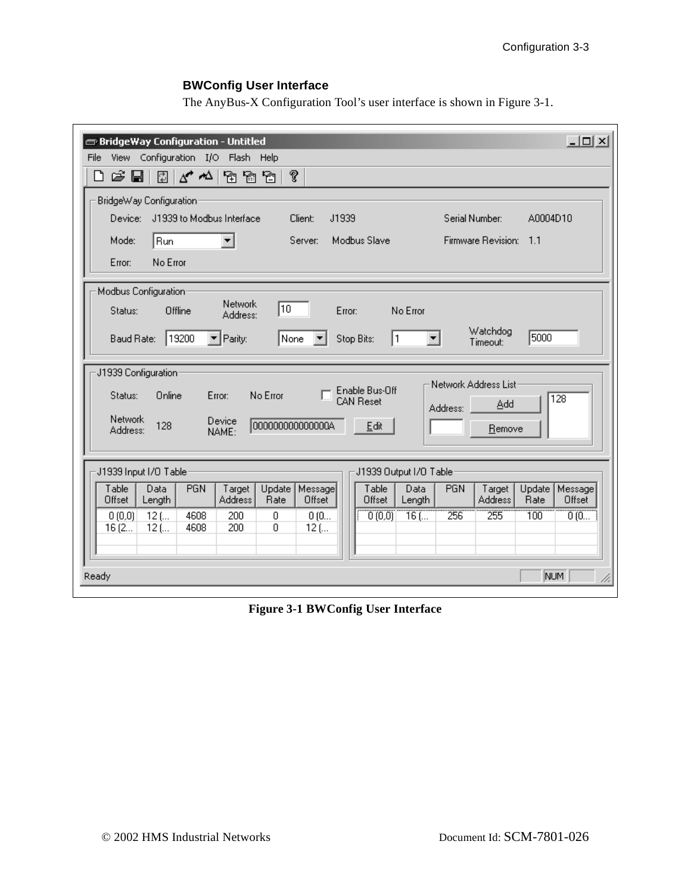### BWConfig User Interface

The AnyBus-X Configuration Tool’s user interface is shown in Figure 3-1.

**Figure 3-1 BWConfig User Interface**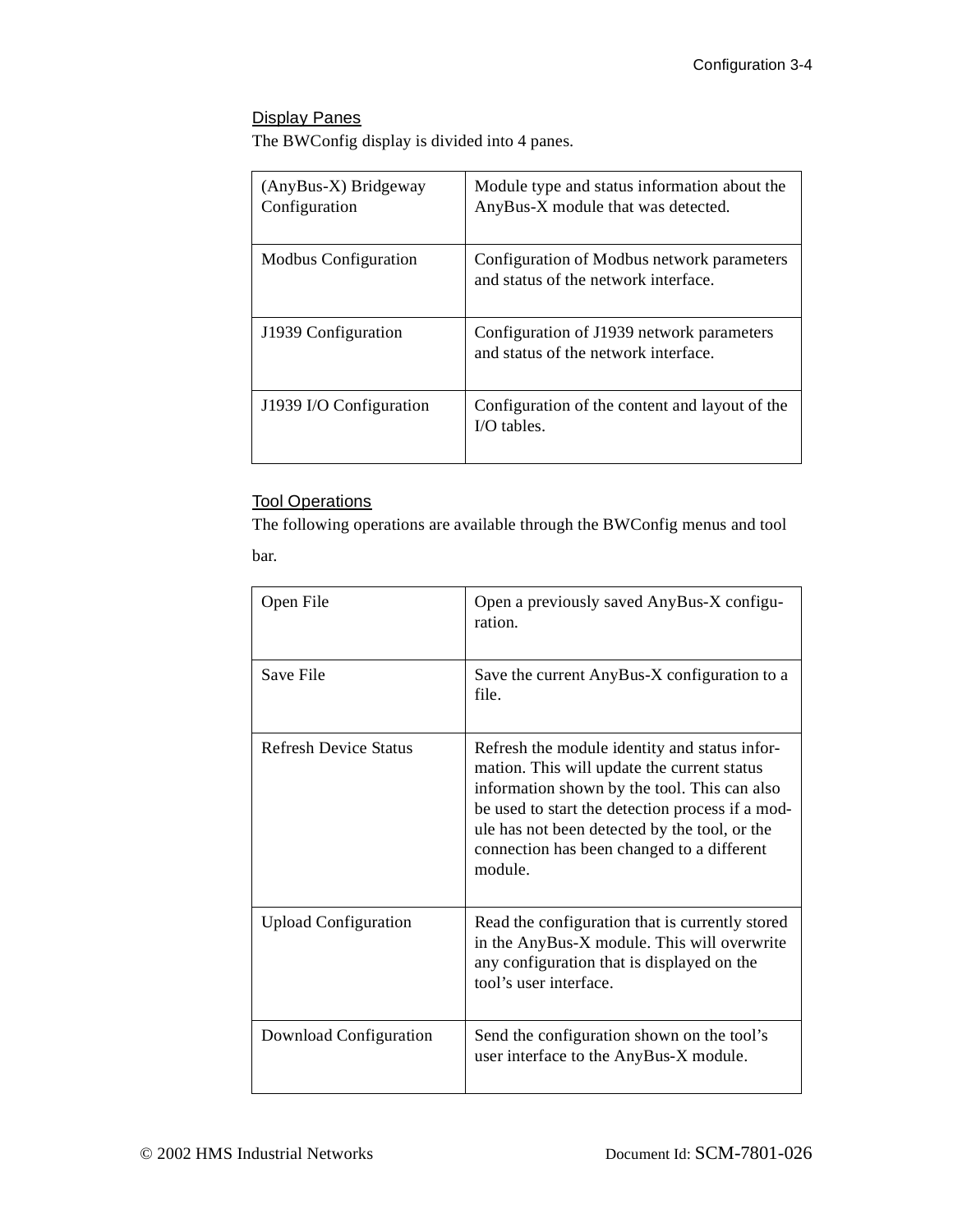### Display Panes

The BWConfig display is divided into 4 panes.

| | |
|---|---|
| (AnyBus-X) Bridgeway Configuration | Module type and status information about the AnyBus-X module that was detected. |
| Modbus Configuration | Configuration of Modbus network parameters and status of the network interface. |
| J1939 Configuration | Configuration of J1939 network parameters and status of the network interface. |
| J1939 I/O Configuration | Configuration of the content and layout of the I/O tables. |

### Tool Operations

The following operations are available through the BWConfig menus and tool bar.

| | |
|---|---|
| Open File | Open a previously saved AnyBus-X configuration. |
| Save File | Save the current AnyBus-X configuration to a file. |
| Refresh Device Status | Refresh the module identity and status information. This will update the current status information shown by the tool. This can also be used to start the detection process if a module has not been detected by the tool, or the connection has been changed to a different module. |
| Upload Configuration | Read the configuration that is currently stored in the AnyBus-X module. This will overwrite any configuration that is displayed on the tool's user interface. |
| Download Configuration | Send the configuration shown on the tool's user interface to the AnyBus-X module. |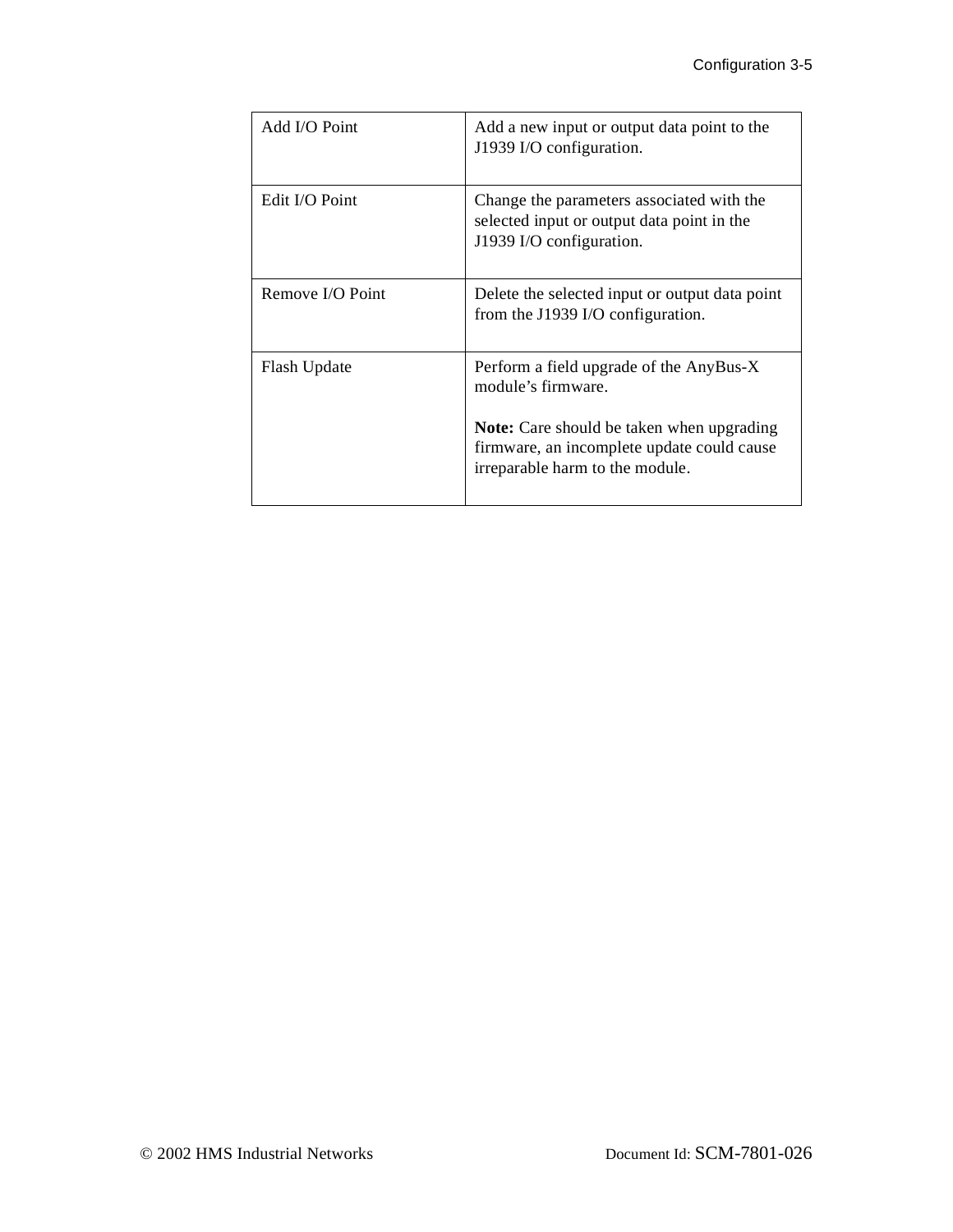| | |
|---|---|
| Add I/O Point | Add a new input or output data point to the J1939 I/O configuration. |
| Edit I/O Point | Change the parameters associated with the selected input or output data point in the J1939 I/O configuration. |
| Remove I/O Point | Delete the selected input or output data point from the J1939 I/O configuration. |
| Flash Update | Perform a field upgrade of the AnyBus-X module's firmware.<br><br>**Note:** Care should be taken when upgrading firmware, an incomplete update could cause irreparable harm to the module. |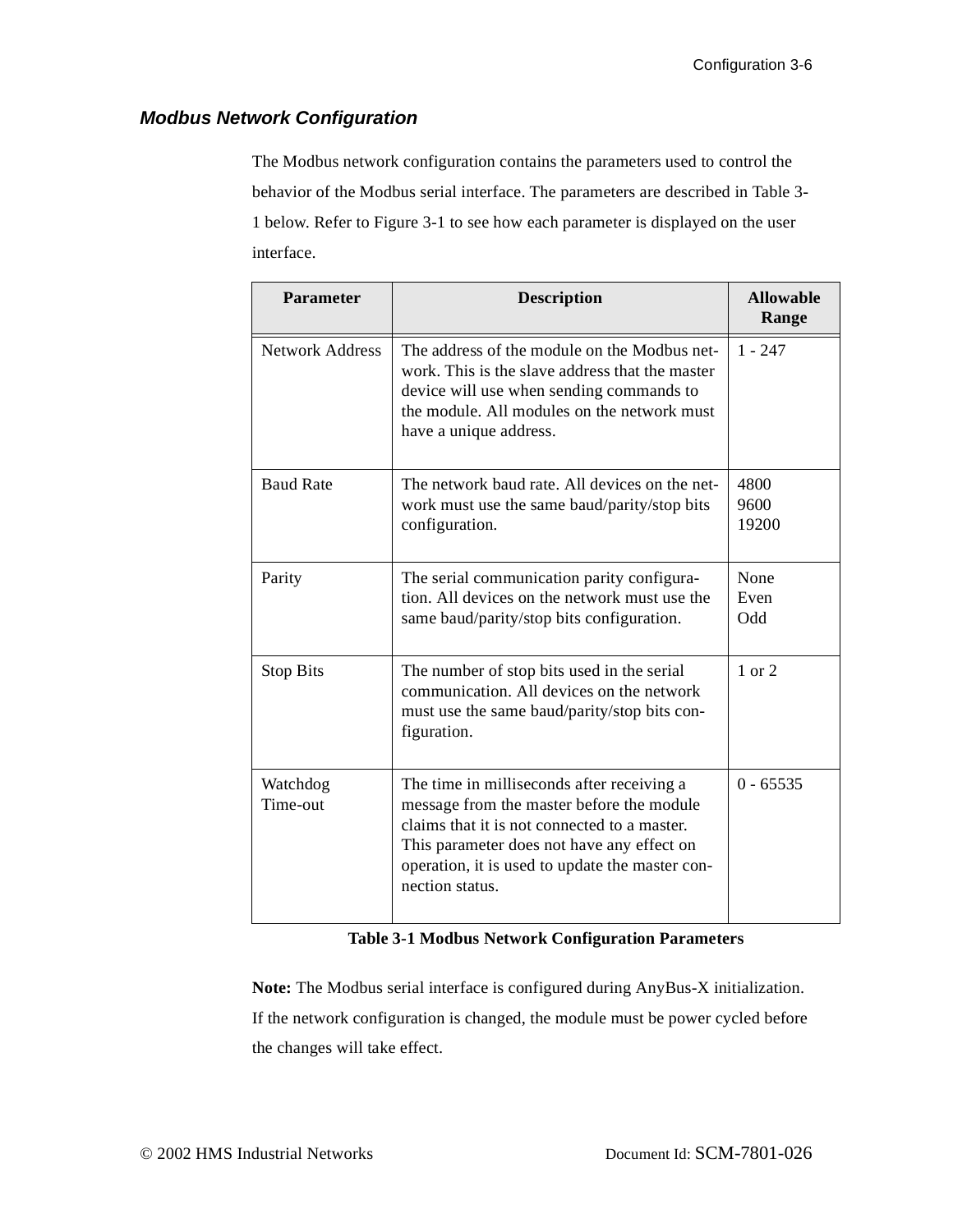## *Modbus Network Configuration*

The Modbus network configuration contains the parameters used to control the behavior of the Modbus serial interface. The parameters are described in Table 3-1 below. Refer to Figure 3-1 to see how each parameter is displayed on the user interface.

| Parameter | Description | Allowable Range |
|---|---|---|
| Network Address | The address of the module on the Modbus network. This is the slave address that the master device will use when sending commands to the module. All modules on the network must have a unique address. | 1 - 247 |
| Baud Rate | The network baud rate. All devices on the network must use the same baud/parity/stop bits configuration. | 4800<br>9600<br>19200 |
| Parity | The serial communication parity configuration. All devices on the network must use the same baud/parity/stop bits configuration. | None<br>Even<br>Odd |
| Stop Bits | The number of stop bits used in the serial communication. All devices on the network must use the same baud/parity/stop bits configuration. | 1 or 2 |
| Watchdog Time-out | The time in milliseconds after receiving a message from the master before the module claims that it is not connected to a master. This parameter does not have any effect on operation, it is used to update the master connection status. | 0 - 65535 |

**Table 3-1 Modbus Network Configuration Parameters**

**Note:** The Modbus serial interface is configured during AnyBus-X initialization. If the network configuration is changed, the module must be power cycled before the changes will take effect.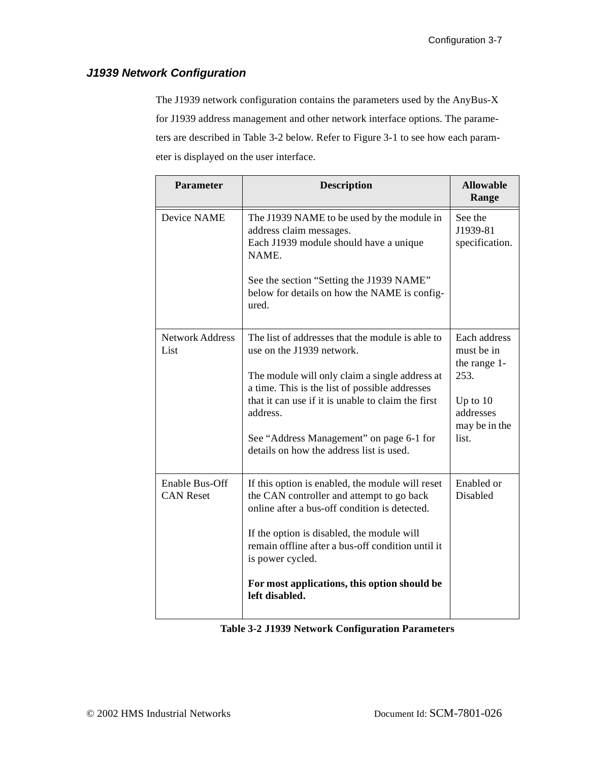### *J1939 Network Configuration*

The J1939 network configuration contains the parameters used by the AnyBus-X for J1939 address management and other network interface options. The parameters are described in Table 3-2 below. Refer to Figure 3-1 to see how each parameter is displayed on the user interface.

| Parameter | Description | Allowable Range |
| --- | --- | --- |
| Device NAME | The J1939 NAME to be used by the module in address claim messages.<br>Each J1939 module should have a unique NAME.<br><br>See the section “Setting the J1939 NAME” below for details on how the NAME is configured. | See the J1939-81 specification. |
| Network Address List | The list of addresses that the module is able to use on the J1939 network.<br><br>The module will only claim a single address at a time. This is the list of possible addresses that it can use if it is unable to claim the first address.<br><br>See “Address Management” on page 6-1 for details on how the address list is used. | Each address must be in the range 1-253.<br><br>Up to 10 addresses may be in the list. |
| Enable Bus-Off CAN Reset | If this option is enabled, the module will reset the CAN controller and attempt to go back online after a bus-off condition is detected.<br><br>If the option is disabled, the module will remain offline after a bus-off condition until it is power cycled.<br><br>**For most applications, this option should be left disabled.** | Enabled or Disabled |

**Table 3-2 J1939 Network Configuration Parameters**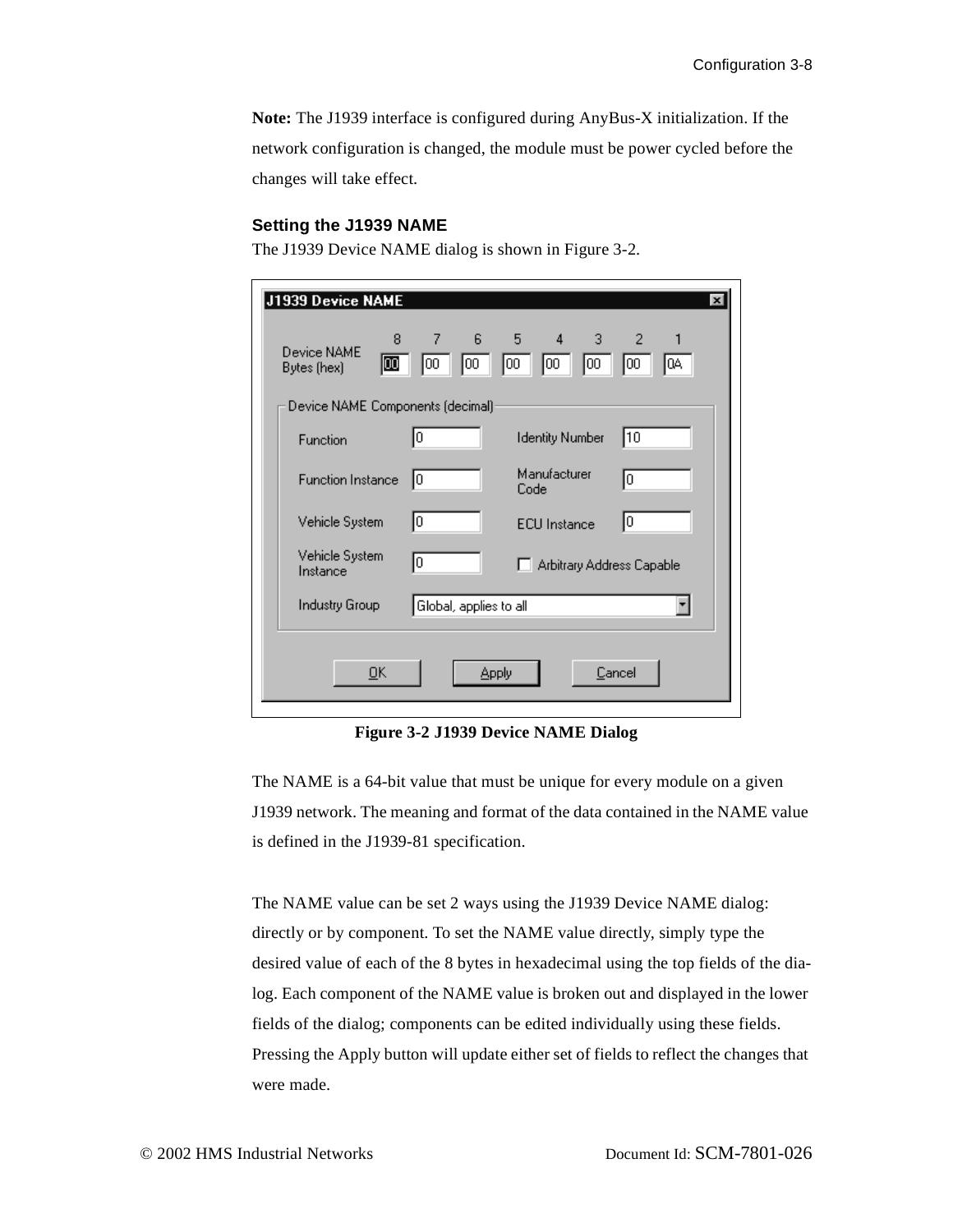**Note:** The J1939 interface is configured during AnyBus-X initialization. If the network configuration is changed, the module must be power cycled before the changes will take effect.

### Setting the J1939 NAME

The J1939 Device NAME dialog is shown in Figure 3-2.

**Figure 3-2 J1939 Device NAME Dialog**

The NAME is a 64-bit value that must be unique for every module on a given J1939 network. The meaning and format of the data contained in the NAME value is defined in the J1939-81 specification.

The NAME value can be set 2 ways using the J1939 Device NAME dialog: directly or by component. To set the NAME value directly, simply type the desired value of each of the 8 bytes in hexadecimal using the top fields of the dialog. Each component of the NAME value is broken out and displayed in the lower fields of the dialog; components can be edited individually using these fields. Pressing the Apply button will update either set of fields to reflect the changes that were made.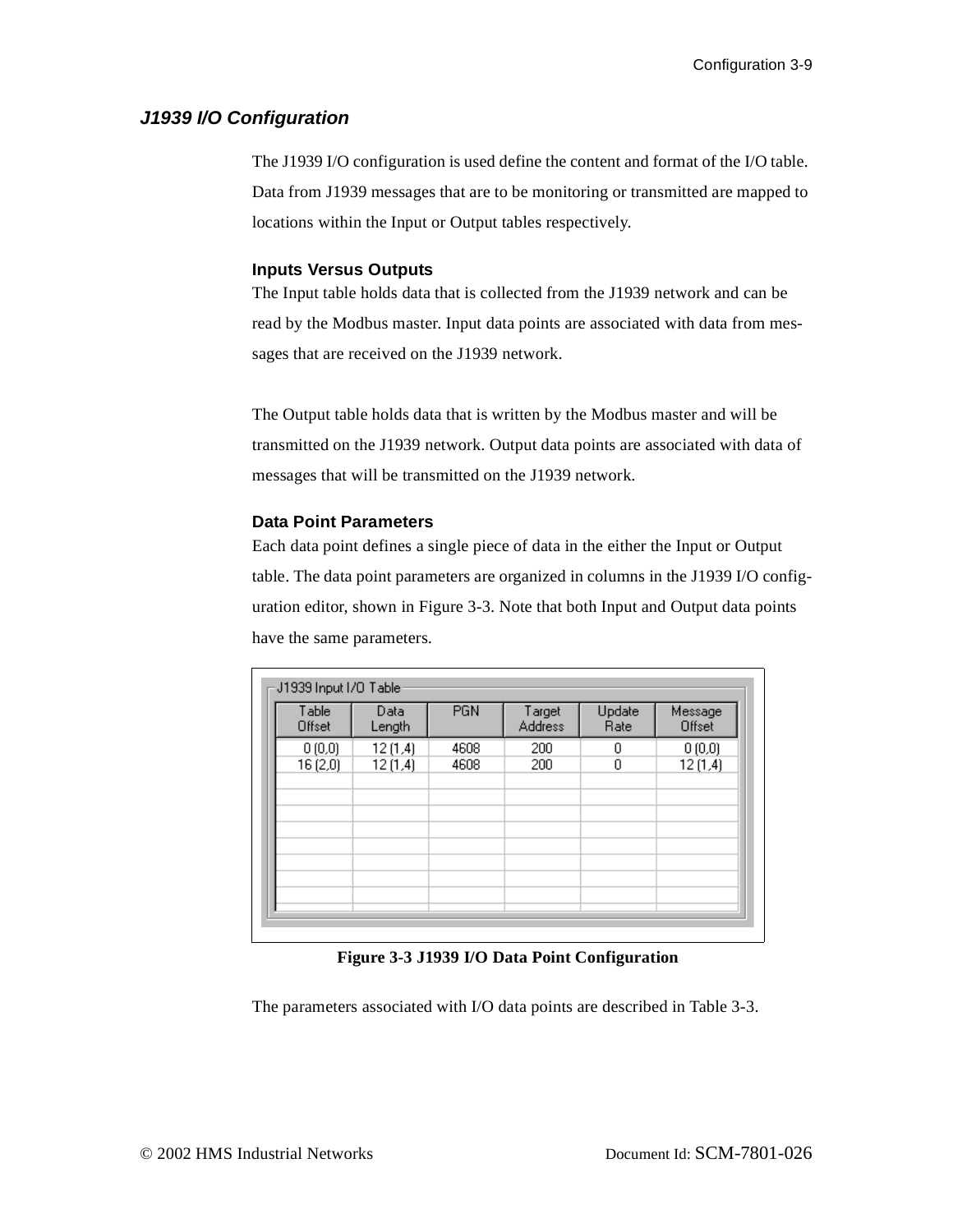## J1939 I/O Configuration

The J1939 I/O configuration is used define the content and format of the I/O table. Data from J1939 messages that are to be monitoring or transmitted are mapped to locations within the Input or Output tables respectively.

### Inputs Versus Outputs

The Input table holds data that is collected from the J1939 network and can be read by the Modbus master. Input data points are associated with data from messages that are received on the J1939 network.

The Output table holds data that is written by the Modbus master and will be transmitted on the J1939 network. Output data points are associated with data of messages that will be transmitted on the J1939 network.

### Data Point Parameters

Each data point defines a single piece of data in the either the Input or Output table. The data point parameters are organized in columns in the J1939 I/O configuration editor, shown in Figure 3-3. Note that both Input and Output data points have the same parameters.

J1939 Input I/O Table

| Table Offset | Data Length | PGN | Target Address | Update Rate | Message Offset |
|---|---|---|---|---|---|
| 0 (0,0) | 12 (1,4) | 4608 | 200 | 0 | 0 (0,0) |
| 16 (2,0) | 12 (1,4) | 4608 | 200 | 0 | 12 (1,4) |

**Figure 3-3 J1939 I/O Data Point Configuration**

The parameters associated with I/O data points are described in Table 3-3.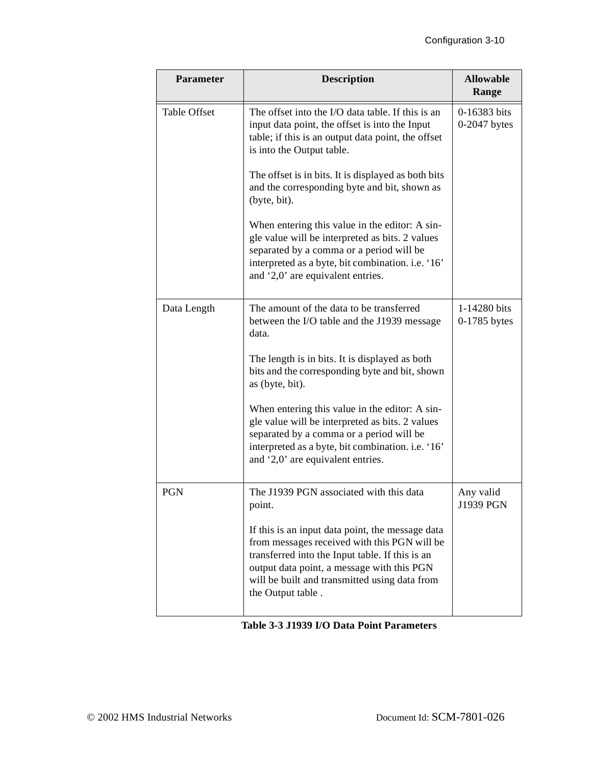| Parameter | Description | Allowable Range |
|---|---|---|
| Table Offset | The offset into the I/O data table. If this is an input data point, the offset is into the Input table; if this is an output data point, the offset is into the Output table.<br><br>The offset is in bits. It is displayed as both bits and the corresponding byte and bit, shown as (byte, bit).<br><br>When entering this value in the editor: A single value will be interpreted as bits. 2 values separated by a comma or a period will be interpreted as a byte, bit combination. i.e. '16' and '2,0' are equivalent entries. | 0-16383 bits<br>0-2047 bytes |
| Data Length | The amount of the data to be transferred between the I/O table and the J1939 message data.<br><br>The length is in bits. It is displayed as both bits and the corresponding byte and bit, shown as (byte, bit).<br><br>When entering this value in the editor: A single value will be interpreted as bits. 2 values separated by a comma or a period will be interpreted as a byte, bit combination. i.e. '16' and '2,0' are equivalent entries. | 1-14280 bits<br>0-1785 bytes |
| PGN | The J1939 PGN associated with this data point.<br><br>If this is an input data point, the message data from messages received with this PGN will be transferred into the Input table. If this is an output data point, a message with this PGN will be built and transmitted using data from the Output table . | Any valid J1939 PGN |

**Table 3-3 J1939 I/O Data Point Parameters**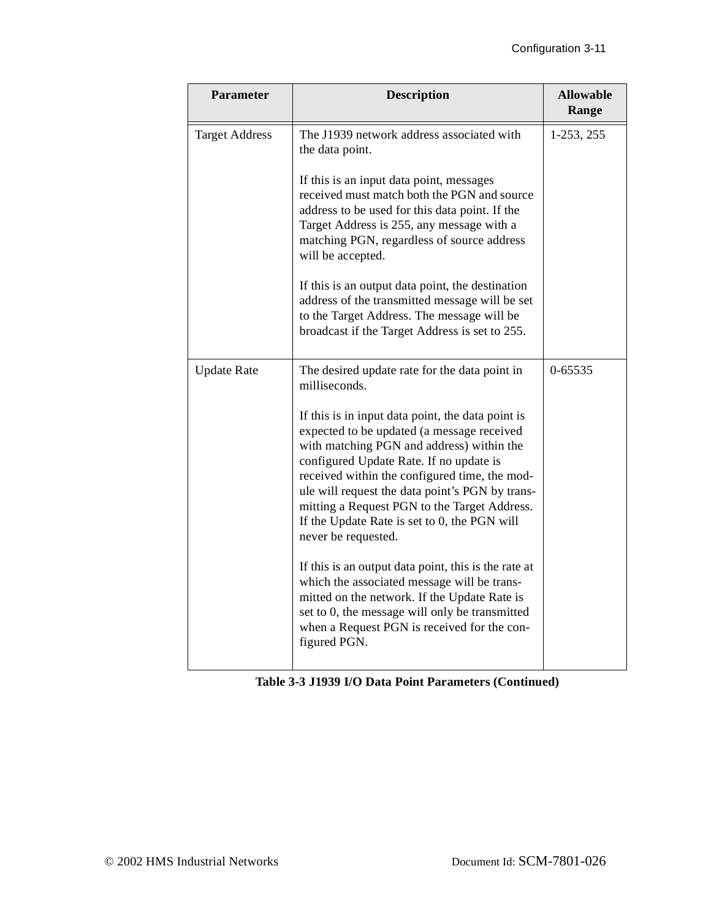| Parameter | Description | Allowable Range |
|---|---|---|
| Target Address | The J1939 network address associated with the data point.<br><br>If this is an input data point, messages received must match both the PGN and source address to be used for this data point. If the Target Address is 255, any message with a matching PGN, regardless of source address will be accepted.<br><br>If this is an output data point, the destination address of the transmitted message will be set to the Target Address. The message will be broadcast if the Target Address is set to 255. | 1-253, 255 |
| Update Rate | The desired update rate for the data point in milliseconds.<br><br>If this is in input data point, the data point is expected to be updated (a message received with matching PGN and address) within the configured Update Rate. If no update is received within the configured time, the module will request the data point's PGN by transmitting a Request PGN to the Target Address. If the Update Rate is set to 0, the PGN will never be requested.<br><br>If this is an output data point, this is the rate at which the associated message will be transmitted on the network. If the Update Rate is set to 0, the message will only be transmitted when a Request PGN is received for the configured PGN. | 0-65535 |

**Table 3-3 J1939 I/O Data Point Parameters (Continued)**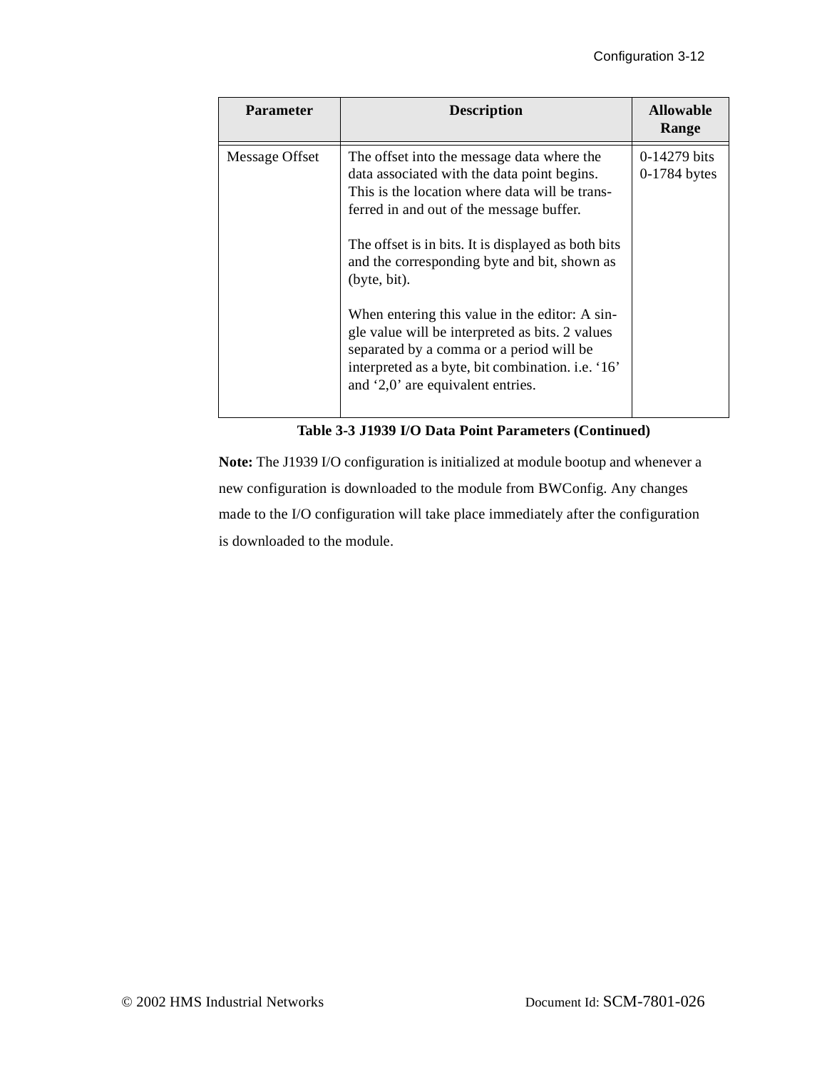| Parameter | Description | Allowable Range |
|---|---|---|
| Message Offset | The offset into the message data where the data associated with the data point begins. This is the location where data will be transferred in and out of the message buffer.<br><br>The offset is in bits. It is displayed as both bits and the corresponding byte and bit, shown as (byte, bit).<br><br>When entering this value in the editor: A single value will be interpreted as bits. 2 values separated by a comma or a period will be interpreted as a byte, bit combination. i.e. '16' and '2,0' are equivalent entries. | 0-14279 bits<br>0-1784 bytes |

**Table 3-3 J1939 I/O Data Point Parameters (Continued)**

**Note:** The J1939 I/O configuration is initialized at module bootup and whenever a new configuration is downloaded to the module from BWConfig. Any changes made to the I/O configuration will take place immediately after the configuration is downloaded to the module.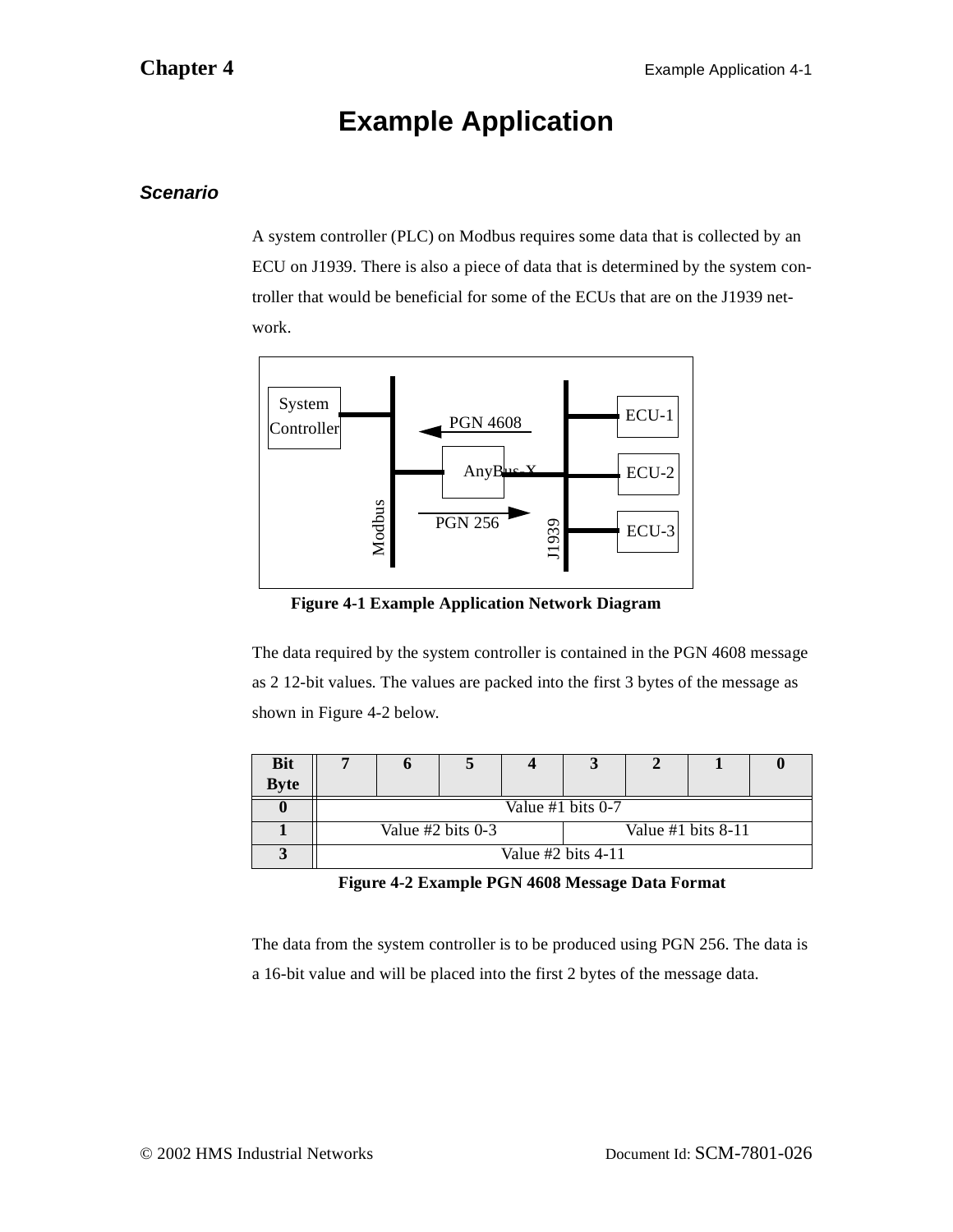# Example Application

### *Scenario*

A system controller (PLC) on Modbus requires some data that is collected by an ECU on J1939. There is also a piece of data that is determined by the system controller that would be beneficial for some of the ECUs that are on the J1939 network.

**Figure 4-1 Example Application Network Diagram**

The data required by the system controller is contained in the PGN 4608 message as 2 12-bit values. The values are packed into the first 3 bytes of the message as shown in Figure 4-2 below.

| Bit / Byte | 7 | 6 | 5 | 4 | 3 | 2 | 1 | 0 |
|---|---|---|---|---|---|---|---|---|
| **0** | Value #1 bits 0-7 | | | | | | | |
| **1** | Value #2 bits 0-3 | | | | Value #1 bits 8-11 | | | |
| **3** | Value #2 bits 4-11 | | | | | | | |

**Figure 4-2 Example PGN 4608 Message Data Format**

The data from the system controller is to be produced using PGN 256. The data is a 16-bit value and will be placed into the first 2 bytes of the message data.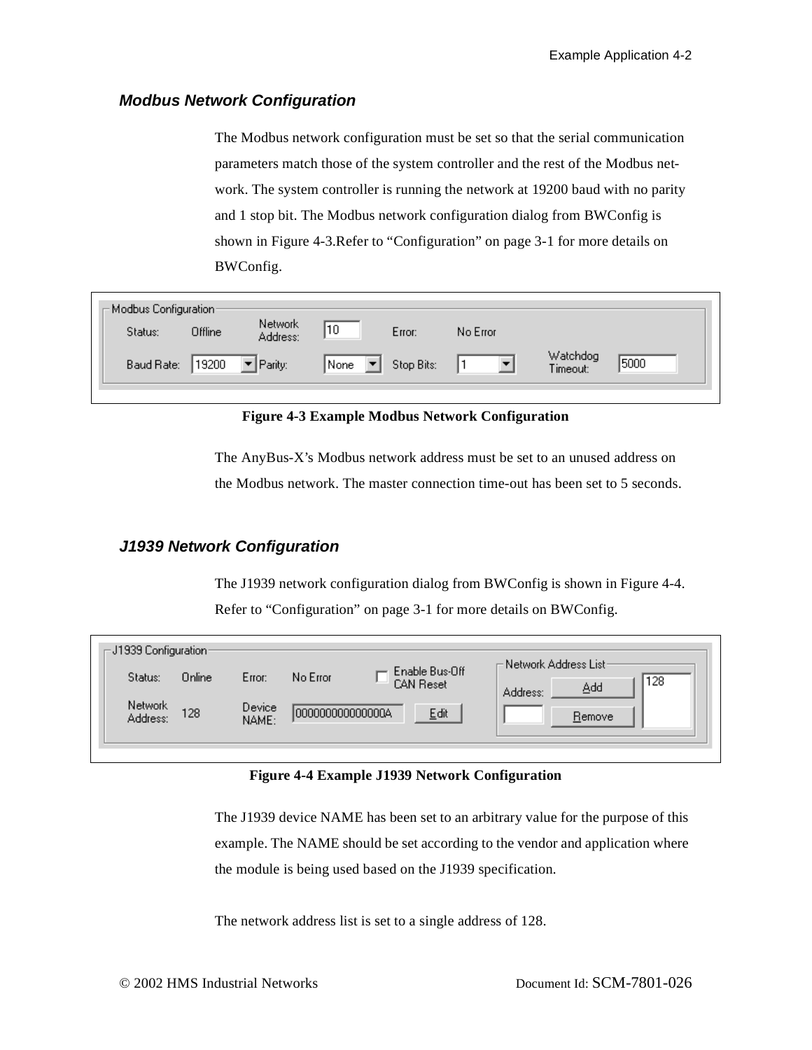### *Modbus Network Configuration*

The Modbus network configuration must be set so that the serial communication parameters match those of the system controller and the rest of the Modbus network. The system controller is running the network at 19200 baud with no parity and 1 stop bit. The Modbus network configuration dialog from BWConfig is shown in Figure 4-3.Refer to “Configuration” on page 3-1 for more details on BWConfig.

**Figure 4-3 Example Modbus Network Configuration**

The AnyBus-X’s Modbus network address must be set to an unused address on the Modbus network. The master connection time-out has been set to 5 seconds.

### *J1939 Network Configuration*

The J1939 network configuration dialog from BWConfig is shown in Figure 4-4. Refer to “Configuration” on page 3-1 for more details on BWConfig.

**Figure 4-4 Example J1939 Network Configuration**

The J1939 device NAME has been set to an arbitrary value for the purpose of this example. The NAME should be set according to the vendor and application where the module is being used based on the J1939 specification.

The network address list is set to a single address of 128.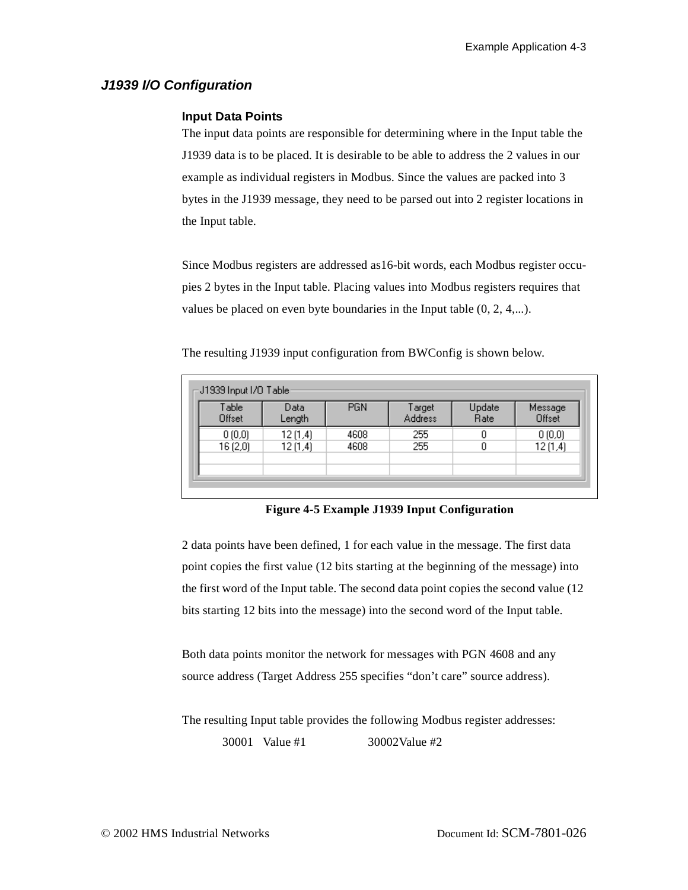## *J1939 I/O Configuration*

### Input Data Points

The input data points are responsible for determining where in the Input table the J1939 data is to be placed. It is desirable to be able to address the 2 values in our example as individual registers in Modbus. Since the values are packed into 3 bytes in the J1939 message, they need to be parsed out into 2 register locations in the Input table.

Since Modbus registers are addressed as16-bit words, each Modbus register occupies 2 bytes in the Input table. Placing values into Modbus registers requires that values be placed on even byte boundaries in the Input table (0, 2, 4,...).

The resulting J1939 input configuration from BWConfig is shown below.

J1939 Input I/O Table

| Table Offset | Data Length | PGN | Target Address | Update Rate | Message Offset |
|---|---|---|---|---|---|
| 0 (0,0) | 12 (1,4) | 4608 | 255 | 0 | 0 (0,0) |
| 16 (2,0) | 12 (1,4) | 4608 | 255 | 0 | 12 (1,4) |
| | | | | | |
| | | | | | |

**Figure 4-5 Example J1939 Input Configuration**

2 data points have been defined, 1 for each value in the message. The first data point copies the first value (12 bits starting at the beginning of the message) into the first word of the Input table. The second data point copies the second value (12 bits starting 12 bits into the message) into the second word of the Input table.

Both data points monitor the network for messages with PGN 4608 and any source address (Target Address 255 specifies "don't care" source address).

The resulting Input table provides the following Modbus register addresses:

30001 Value #1 30002Value #2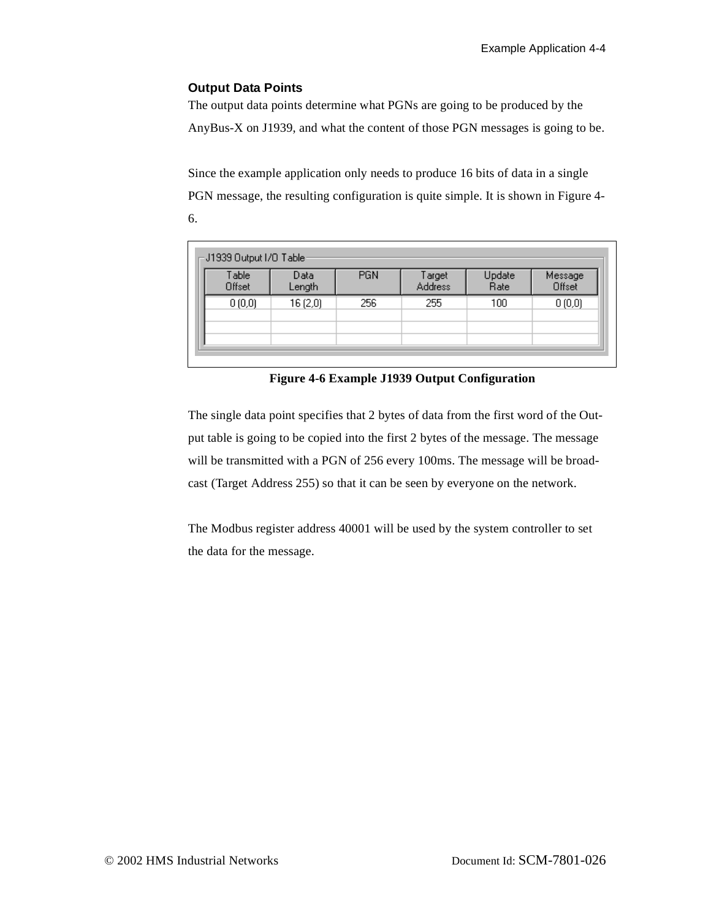### Output Data Points

The output data points determine what PGNs are going to be produced by the AnyBus-X on J1939, and what the content of those PGN messages is going to be.

Since the example application only needs to produce 16 bits of data in a single PGN message, the resulting configuration is quite simple. It is shown in Figure 4-6.

J1939 Output I/O Table

| Table Offset | Data Length | PGN | Target Address | Update Rate | Message Offset |
|---|---|---|---|---|---|
| 0 (0,0) | 16 (2,0) | 256 | 255 | 100 | 0 (0,0) |
| | | | | | |
| | | | | | |
| | | | | | |

**Figure 4-6 Example J1939 Output Configuration**

The single data point specifies that 2 bytes of data from the first word of the Output table is going to be copied into the first 2 bytes of the message. The message will be transmitted with a PGN of 256 every 100ms. The message will be broadcast (Target Address 255) so that it can be seen by everyone on the network.

The Modbus register address 40001 will be used by the system controller to set the data for the message.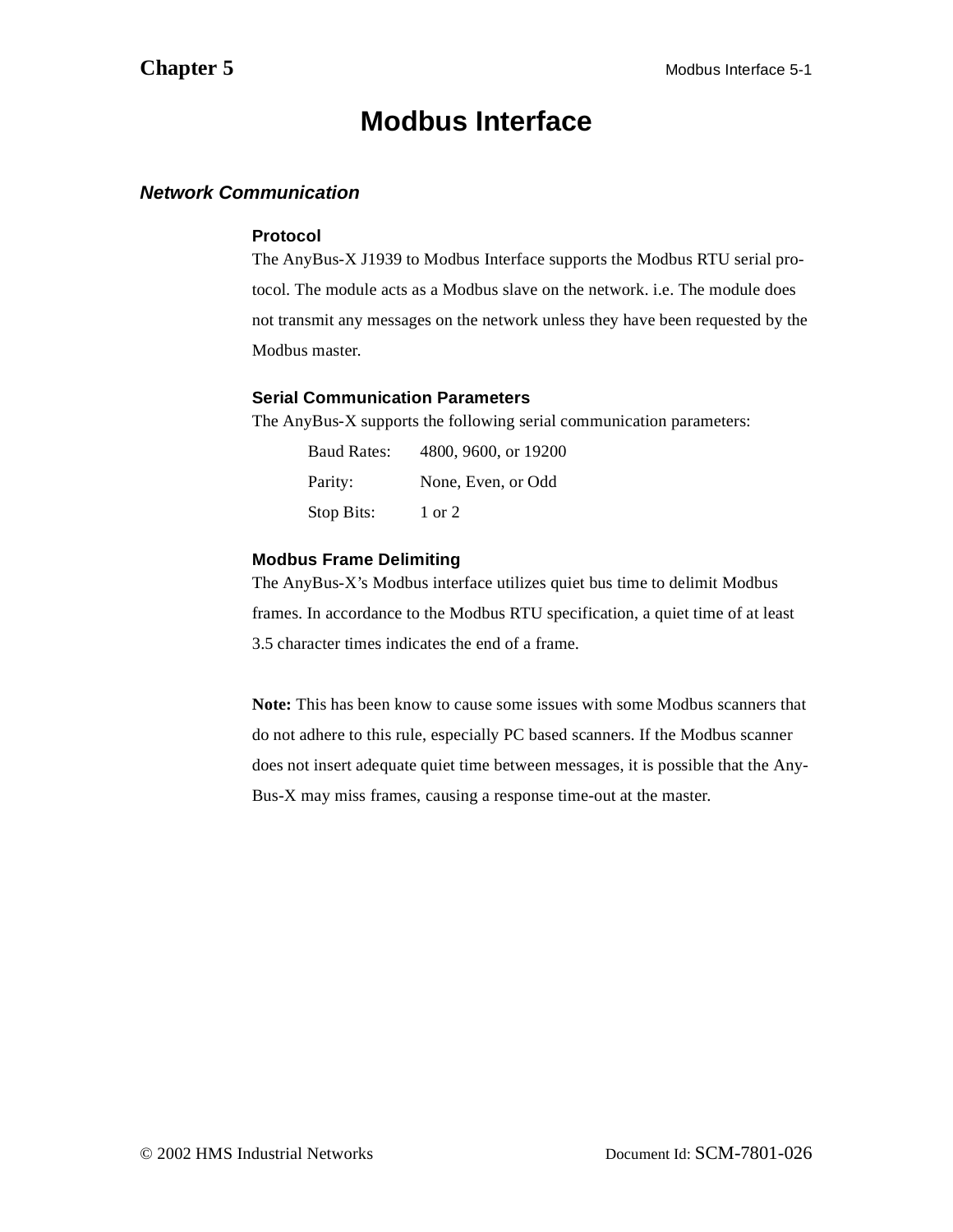# Modbus Interface

## *Network Communication*

### Protocol

The AnyBus-X J1939 to Modbus Interface supports the Modbus RTU serial protocol. The module acts as a Modbus slave on the network. i.e. The module does not transmit any messages on the network unless they have been requested by the Modbus master.

### Serial Communication Parameters

The AnyBus-X supports the following serial communication parameters:

| | |
|---|---|
| Baud Rates: | 4800, 9600, or 19200 |
| Parity: | None, Even, or Odd |
| Stop Bits: | 1 or 2 |

### Modbus Frame Delimiting

The AnyBus-X's Modbus interface utilizes quiet bus time to delimit Modbus frames. In accordance to the Modbus RTU specification, a quiet time of at least 3.5 character times indicates the end of a frame.

**Note:** This has been know to cause some issues with some Modbus scanners that do not adhere to this rule, especially PC based scanners. If the Modbus scanner does not insert adequate quiet time between messages, it is possible that the AnyBus-X may miss frames, causing a response time-out at the master.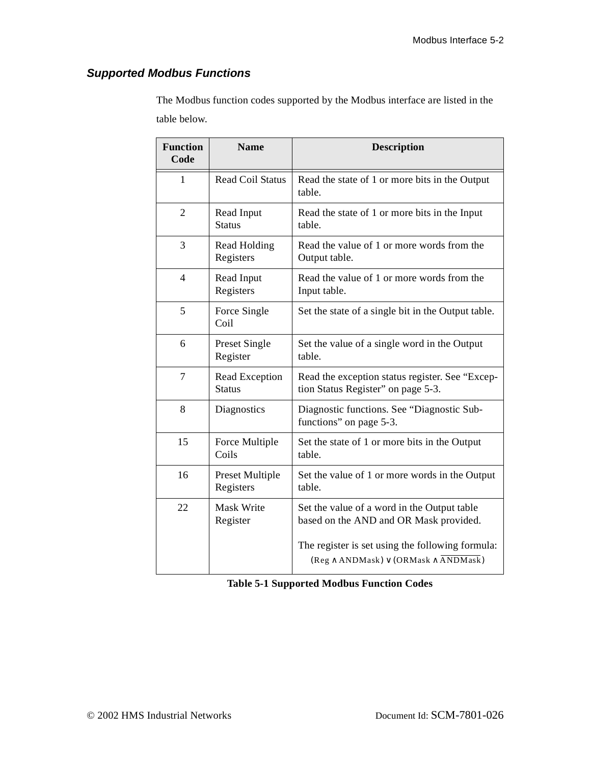### *Supported Modbus Functions*

The Modbus function codes supported by the Modbus interface are listed in the table below.

| Function Code | Name | Description |
|---|---|---|
| 1 | Read Coil Status | Read the state of 1 or more bits in the Output table. |
| 2 | Read Input Status | Read the state of 1 or more bits in the Input table. |
| 3 | Read Holding Registers | Read the value of 1 or more words from the Output table. |
| 4 | Read Input Registers | Read the value of 1 or more words from the Input table. |
| 5 | Force Single Coil | Set the state of a single bit in the Output table. |
| 6 | Preset Single Register | Set the value of a single word in the Output table. |
| 7 | Read Exception Status | Read the exception status register. See “Exception Status Register” on page 5-3. |
| 8 | Diagnostics | Diagnostic functions. See “Diagnostic Sub-functions” on page 5-3. |
| 15 | Force Multiple Coils | Set the state of 1 or more bits in the Output table. |
| 16 | Preset Multiple Registers | Set the value of 1 or more words in the Output table. |
| 22 | Mask Write Register | Set the value of a word in the Output table based on the AND and OR Mask provided.<br><br>The register is set using the following formula: $(Reg \wedge ANDMask) \vee (ORMask \wedge \overline{ANDMask})$ |

**Table 5-1 Supported Modbus Function Codes**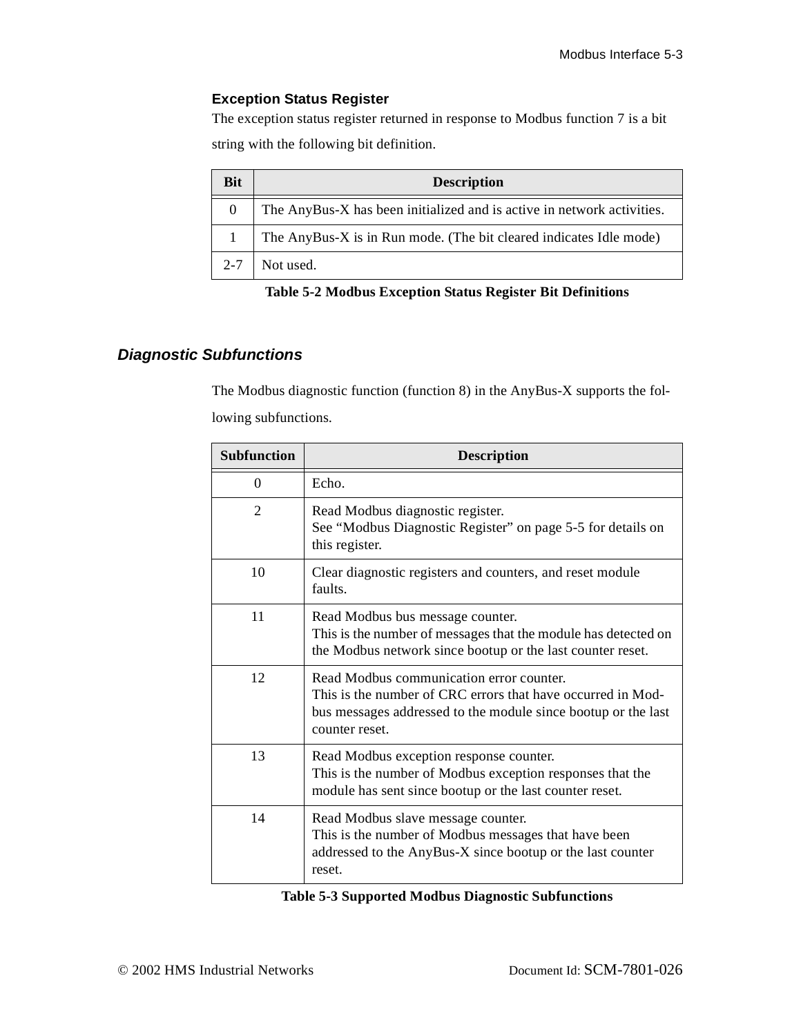### Exception Status Register

The exception status register returned in response to Modbus function 7 is a bit string with the following bit definition.

| Bit | Description |
|---|---|
| 0 | The AnyBus-X has been initialized and is active in network activities. |
| 1 | The AnyBus-X is in Run mode. (The bit cleared indicates Idle mode) |
| 2-7 | Not used. |

**Table 5-2 Modbus Exception Status Register Bit Definitions**

## *Diagnostic Subfunctions*

The Modbus diagnostic function (function 8) in the AnyBus-X supports the following subfunctions.

| Subfunction | Description |
|---|---|
| 0 | Echo. |
| 2 | Read Modbus diagnostic register.<br>See "Modbus Diagnostic Register" on page 5-5 for details on this register. |
| 10 | Clear diagnostic registers and counters, and reset module faults. |
| 11 | Read Modbus bus message counter.<br>This is the number of messages that the module has detected on the Modbus network since bootup or the last counter reset. |
| 12 | Read Modbus communication error counter.<br>This is the number of CRC errors that have occurred in Modbus messages addressed to the module since bootup or the last counter reset. |
| 13 | Read Modbus exception response counter.<br>This is the number of Modbus exception responses that the module has sent since bootup or the last counter reset. |
| 14 | Read Modbus slave message counter.<br>This is the number of Modbus messages that have been addressed to the AnyBus-X since bootup or the last counter reset. |

**Table 5-3 Supported Modbus Diagnostic Subfunctions**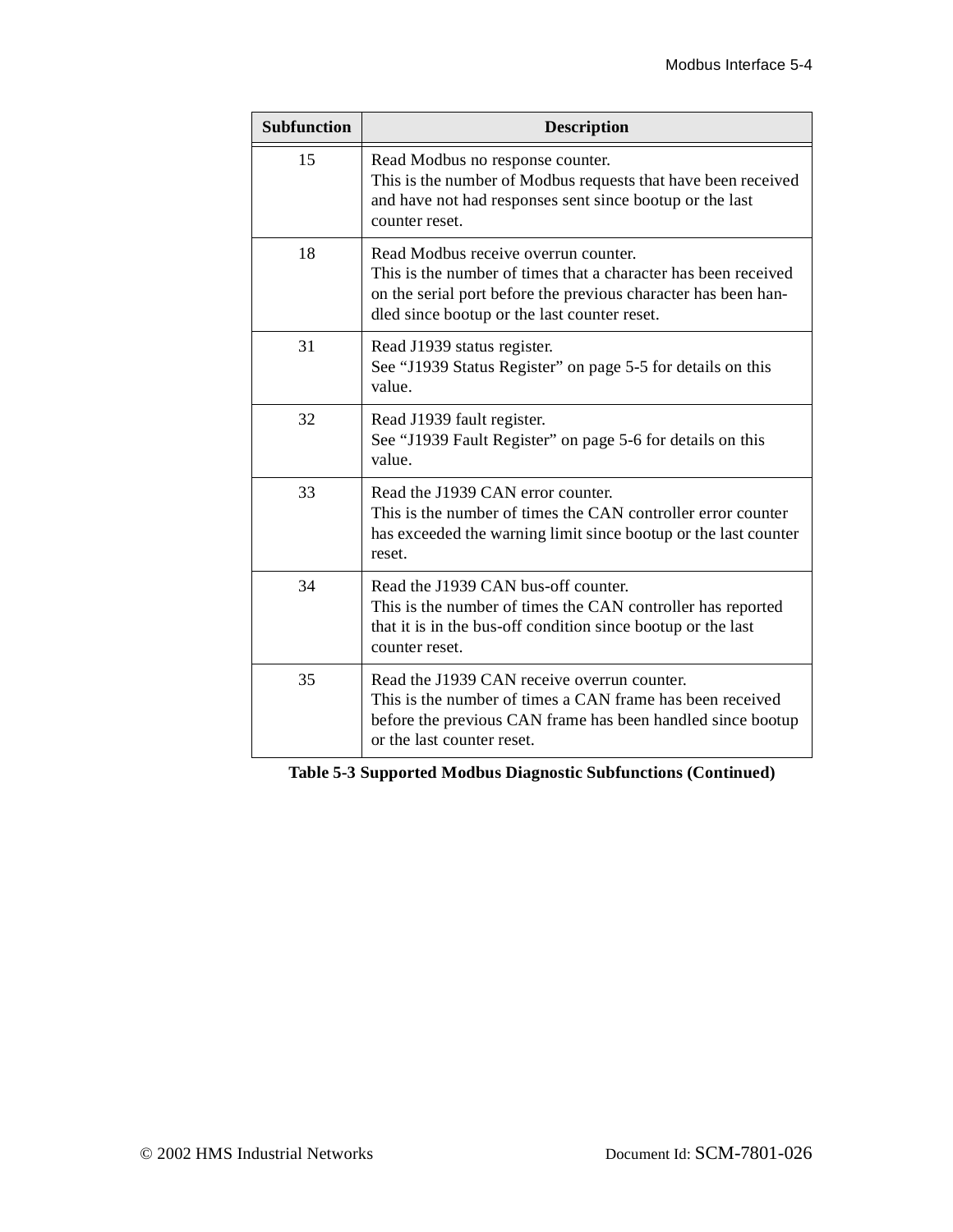| Subfunction | Description |
|---|---|
| 15 | Read Modbus no response counter.<br>This is the number of Modbus requests that have been received and have not had responses sent since bootup or the last counter reset. |
| 18 | Read Modbus receive overrun counter.<br>This is the number of times that a character has been received on the serial port before the previous character has been handled since bootup or the last counter reset. |
| 31 | Read J1939 status register.<br>See “J1939 Status Register” on page 5-5 for details on this value. |
| 32 | Read J1939 fault register.<br>See “J1939 Fault Register” on page 5-6 for details on this value. |
| 33 | Read the J1939 CAN error counter.<br>This is the number of times the CAN controller error counter has exceeded the warning limit since bootup or the last counter reset. |
| 34 | Read the J1939 CAN bus-off counter.<br>This is the number of times the CAN controller has reported that it is in the bus-off condition since bootup or the last counter reset. |
| 35 | Read the J1939 CAN receive overrun counter.<br>This is the number of times a CAN frame has been received before the previous CAN frame has been handled since bootup or the last counter reset. |

**Table 5-3 Supported Modbus Diagnostic Subfunctions (Continued)**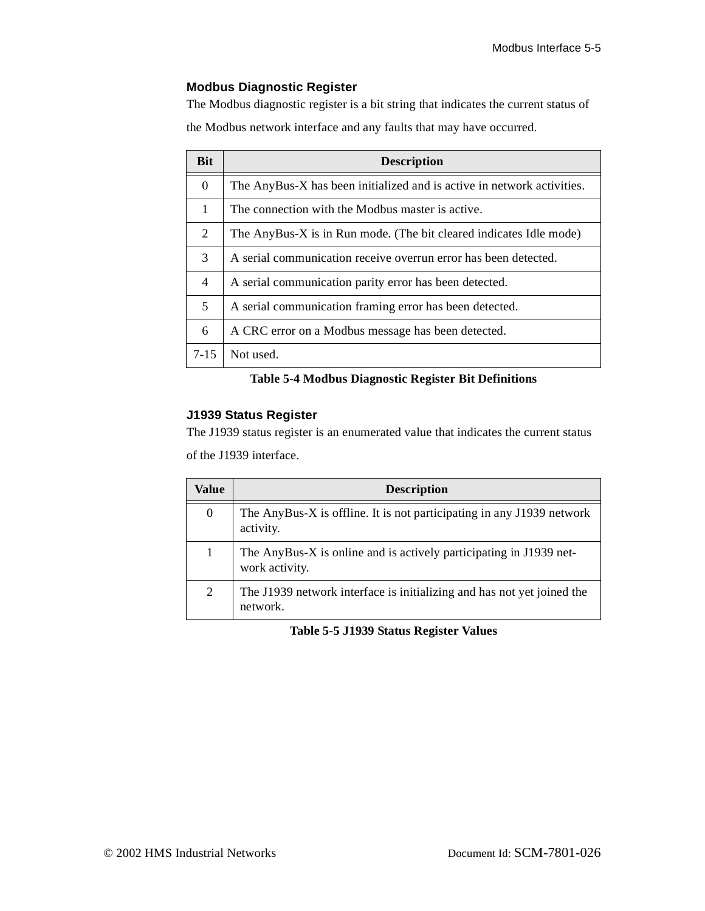### Modbus Diagnostic Register

The Modbus diagnostic register is a bit string that indicates the current status of the Modbus network interface and any faults that may have occurred.

| Bit | Description |
|---|---|
| 0 | The AnyBus-X has been initialized and is active in network activities. |
| 1 | The connection with the Modbus master is active. |
| 2 | The AnyBus-X is in Run mode. (The bit cleared indicates Idle mode) |
| 3 | A serial communication receive overrun error has been detected. |
| 4 | A serial communication parity error has been detected. |
| 5 | A serial communication framing error has been detected. |
| 6 | A CRC error on a Modbus message has been detected. |
| 7-15 | Not used. |

**Table 5-4 Modbus Diagnostic Register Bit Definitions**

### J1939 Status Register

The J1939 status register is an enumerated value that indicates the current status of the J1939 interface.

| Value | Description |
|---|---|
| 0 | The AnyBus-X is offline. It is not participating in any J1939 network activity. |
| 1 | The AnyBus-X is online and is actively participating in J1939 network activity. |
| 2 | The J1939 network interface is initializing and has not yet joined the network. |

**Table 5-5 J1939 Status Register Values**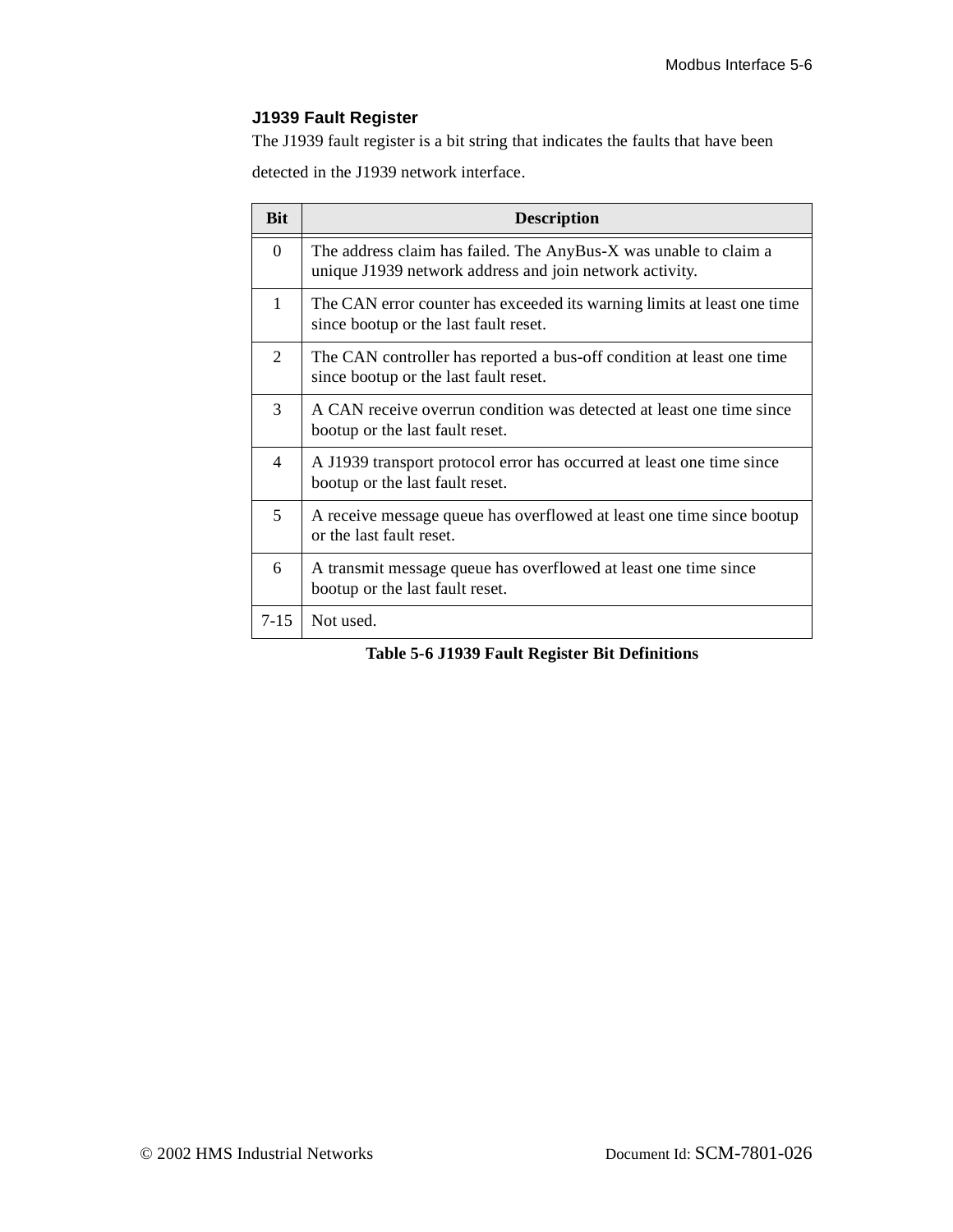### J1939 Fault Register

The J1939 fault register is a bit string that indicates the faults that have been detected in the J1939 network interface.

| Bit | Description |
|---|---|
| 0 | The address claim has failed. The AnyBus-X was unable to claim a unique J1939 network address and join network activity. |
| 1 | The CAN error counter has exceeded its warning limits at least one time since bootup or the last fault reset. |
| 2 | The CAN controller has reported a bus-off condition at least one time since bootup or the last fault reset. |
| 3 | A CAN receive overrun condition was detected at least one time since bootup or the last fault reset. |
| 4 | A J1939 transport protocol error has occurred at least one time since bootup or the last fault reset. |
| 5 | A receive message queue has overflowed at least one time since bootup or the last fault reset. |
| 6 | A transmit message queue has overflowed at least one time since bootup or the last fault reset. |
| 7-15 | Not used. |

**Table 5-6 J1939 Fault Register Bit Definitions**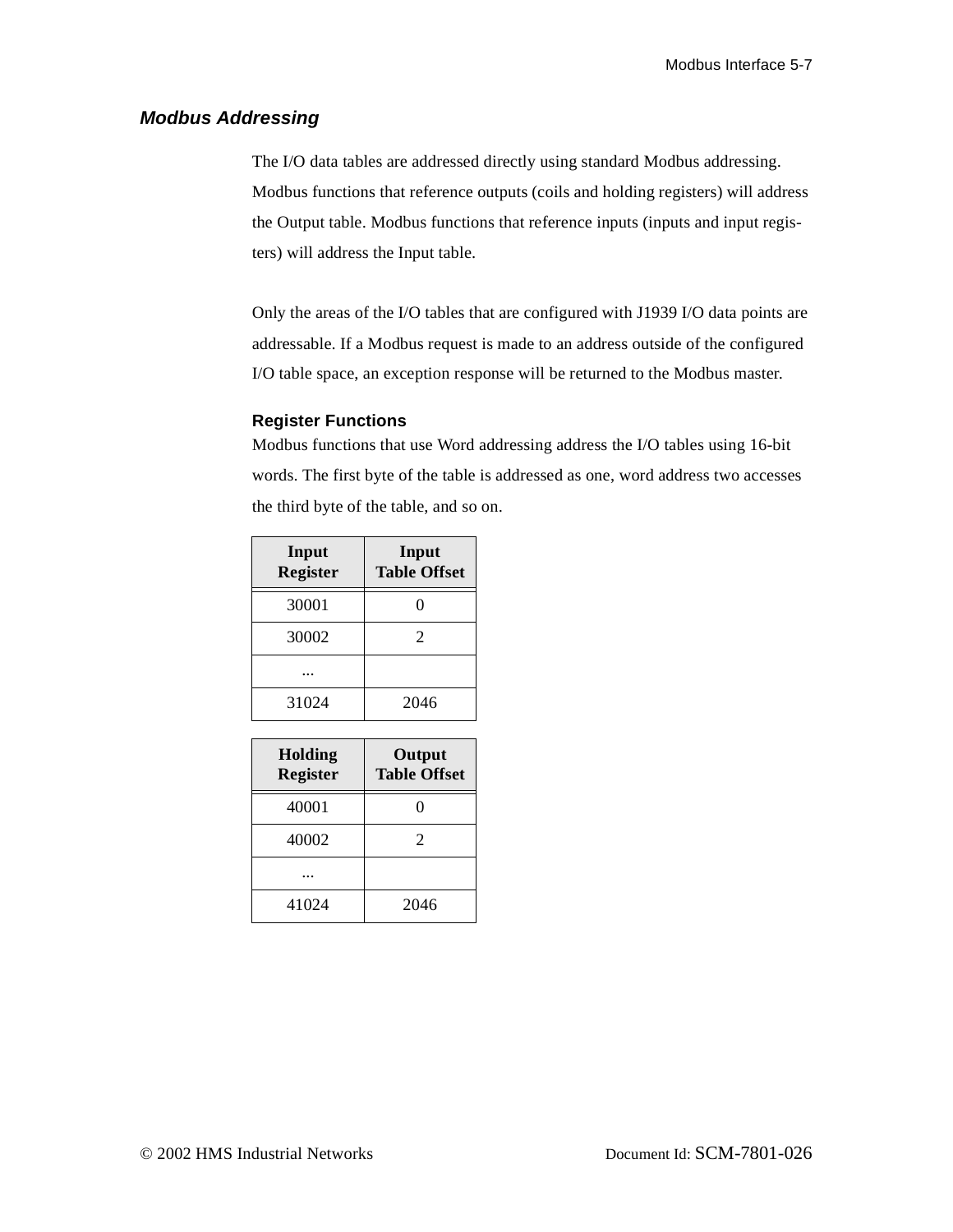## *Modbus Addressing*

The I/O data tables are addressed directly using standard Modbus addressing. Modbus functions that reference outputs (coils and holding registers) will address the Output table. Modbus functions that reference inputs (inputs and input registers) will address the Input table.

Only the areas of the I/O tables that are configured with J1939 I/O data points are addressable. If a Modbus request is made to an address outside of the configured I/O table space, an exception response will be returned to the Modbus master.

### Register Functions

Modbus functions that use Word addressing address the I/O tables using 16-bit words. The first byte of the table is addressed as one, word address two accesses the third byte of the table, and so on.

| Input Register | Input Table Offset |
|---|---|
| 30001 | 0 |
| 30002 | 2 |
| ... | |
| 31024 | 2046 |

| Holding Register | Output Table Offset |
|---|---|
| 40001 | 0 |
| 40002 | 2 |
| ... | |
| 41024 | 2046 |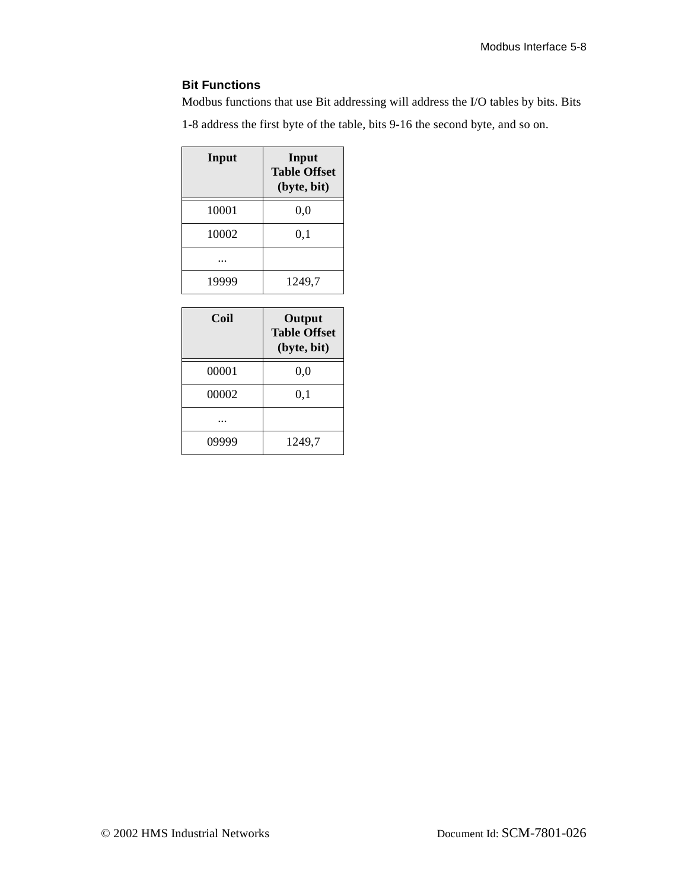### Bit Functions

Modbus functions that use Bit addressing will address the I/O tables by bits. Bits 1-8 address the first byte of the table, bits 9-16 the second byte, and so on.

| Input | Input Table Offset (byte, bit) |
|---|---|
| 10001 | 0,0 |
| 10002 | 0,1 |
| ... | |
| 19999 | 1249,7 |

| Coil | Output Table Offset (byte, bit) |
|---|---|
| 00001 | 0,0 |
| 00002 | 0,1 |
| ... | |
| 09999 | 1249,7 |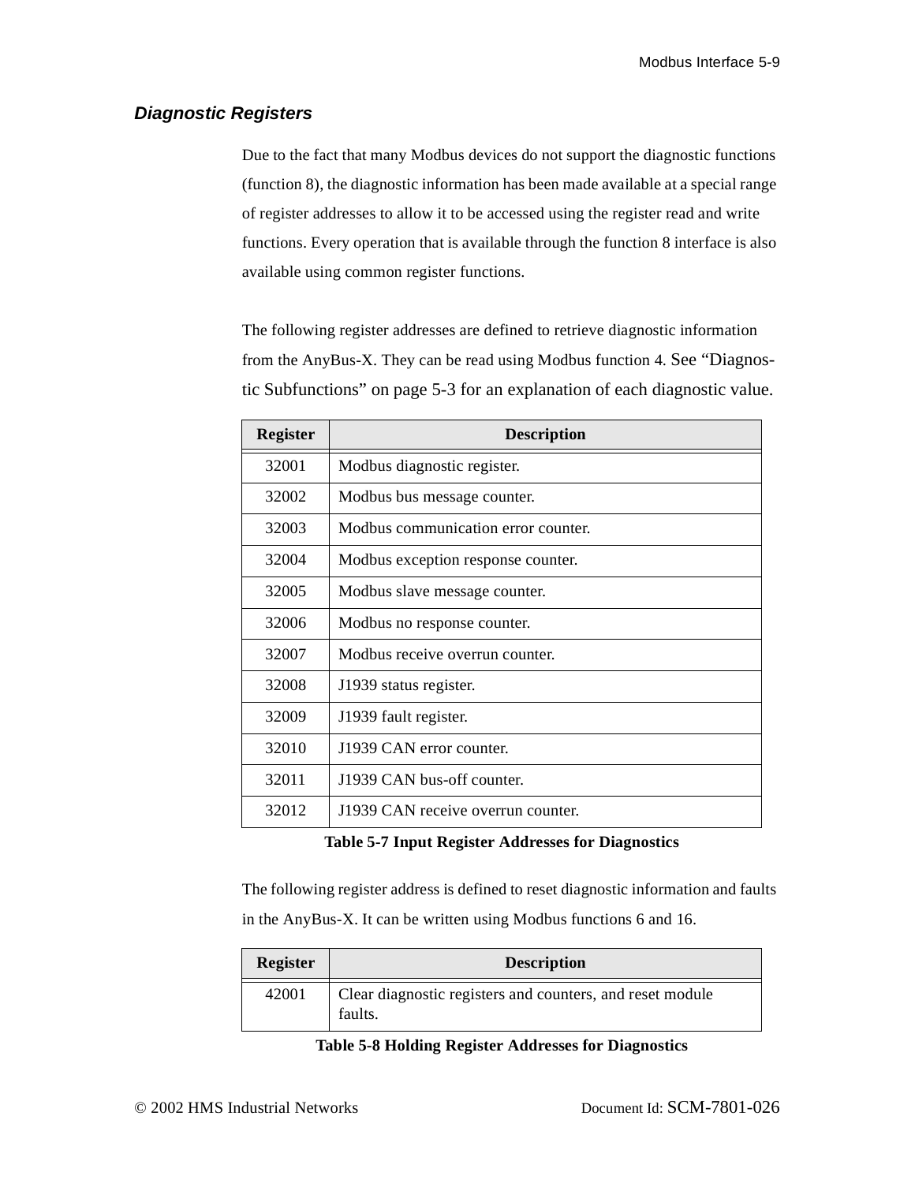### *Diagnostic Registers*

Due to the fact that many Modbus devices do not support the diagnostic functions (function 8), the diagnostic information has been made available at a special range of register addresses to allow it to be accessed using the register read and write functions. Every operation that is available through the function 8 interface is also available using common register functions.

The following register addresses are defined to retrieve diagnostic information from the AnyBus-X. They can be read using Modbus function 4. See "Diagnostic Subfunctions" on page 5-3 for an explanation of each diagnostic value.

| Register | Description |
|---|---|
| 32001 | Modbus diagnostic register. |
| 32002 | Modbus bus message counter. |
| 32003 | Modbus communication error counter. |
| 32004 | Modbus exception response counter. |
| 32005 | Modbus slave message counter. |
| 32006 | Modbus no response counter. |
| 32007 | Modbus receive overrun counter. |
| 32008 | J1939 status register. |
| 32009 | J1939 fault register. |
| 32010 | J1939 CAN error counter. |
| 32011 | J1939 CAN bus-off counter. |
| 32012 | J1939 CAN receive overrun counter. |

**Table 5-7 Input Register Addresses for Diagnostics**

The following register address is defined to reset diagnostic information and faults in the AnyBus-X. It can be written using Modbus functions 6 and 16.

| Register | Description |
|---|---|
| 42001 | Clear diagnostic registers and counters, and reset module faults. |

**Table 5-8 Holding Register Addresses for Diagnostics**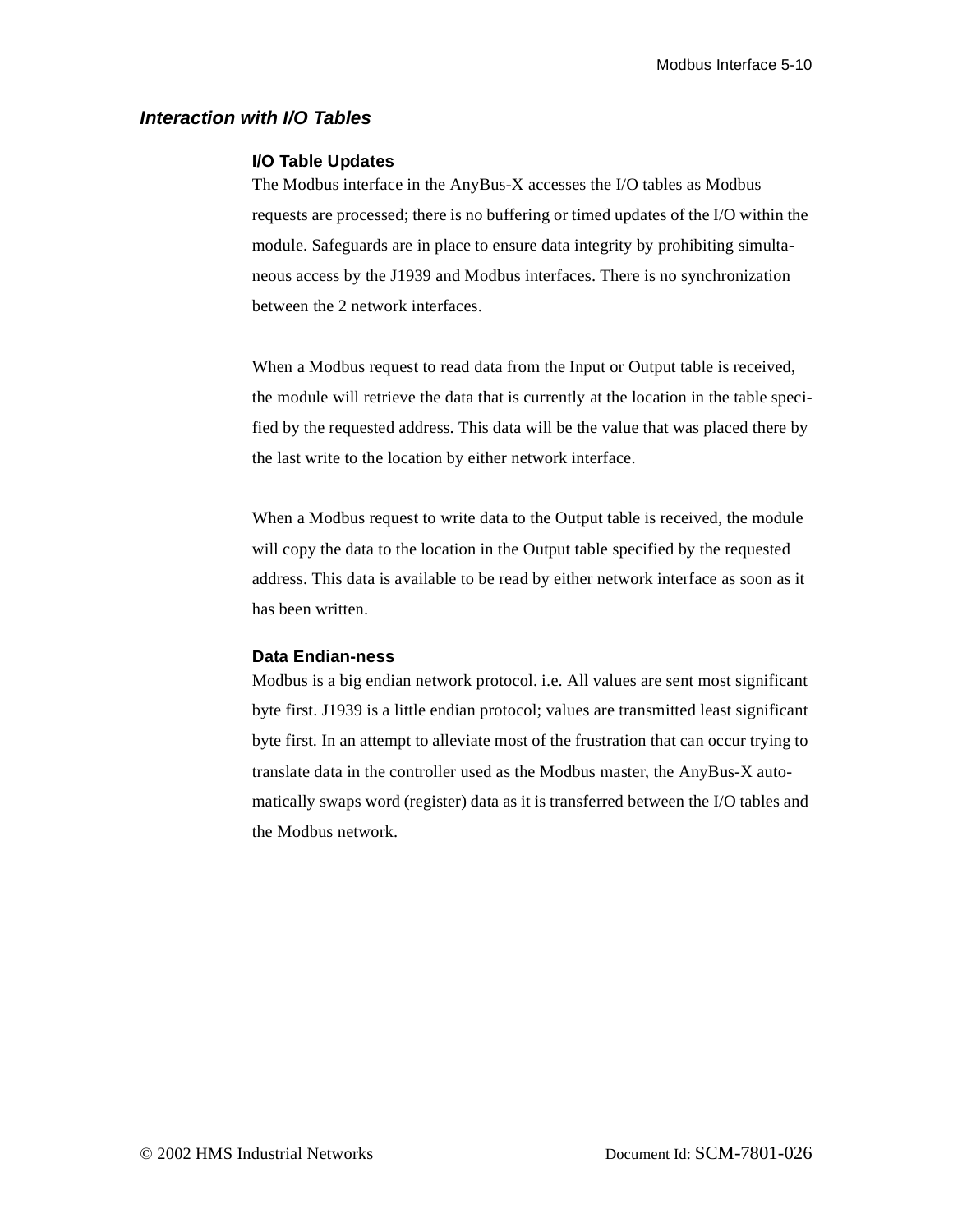## *Interaction with I/O Tables*

### I/O Table Updates

The Modbus interface in the AnyBus-X accesses the I/O tables as Modbus requests are processed; there is no buffering or timed updates of the I/O within the module. Safeguards are in place to ensure data integrity by prohibiting simultaneous access by the J1939 and Modbus interfaces. There is no synchronization between the 2 network interfaces.

When a Modbus request to read data from the Input or Output table is received, the module will retrieve the data that is currently at the location in the table specified by the requested address. This data will be the value that was placed there by the last write to the location by either network interface.

When a Modbus request to write data to the Output table is received, the module will copy the data to the location in the Output table specified by the requested address. This data is available to be read by either network interface as soon as it has been written.

### Data Endian-ness

Modbus is a big endian network protocol. i.e. All values are sent most significant byte first. J1939 is a little endian protocol; values are transmitted least significant byte first. In an attempt to alleviate most of the frustration that can occur trying to translate data in the controller used as the Modbus master, the AnyBus-X automatically swaps word (register) data as it is transferred between the I/O tables and the Modbus network.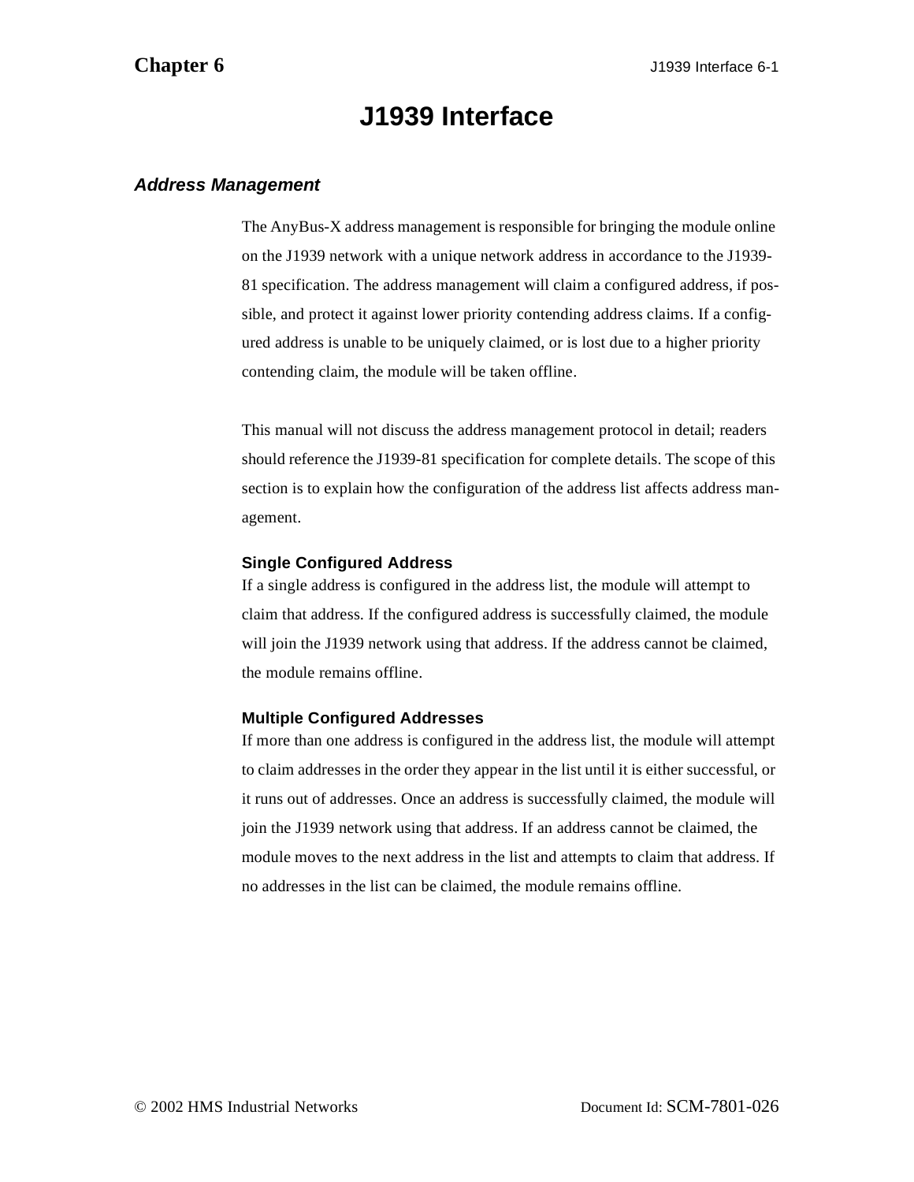# J1939 Interface

## Address Management

The AnyBus-X address management is responsible for bringing the module online on the J1939 network with a unique network address in accordance to the J1939-81 specification. The address management will claim a configured address, if possible, and protect it against lower priority contending address claims. If a configured address is unable to be uniquely claimed, or is lost due to a higher priority contending claim, the module will be taken offline.

This manual will not discuss the address management protocol in detail; readers should reference the J1939-81 specification for complete details. The scope of this section is to explain how the configuration of the address list affects address management.

### Single Configured Address

If a single address is configured in the address list, the module will attempt to claim that address. If the configured address is successfully claimed, the module will join the J1939 network using that address. If the address cannot be claimed, the module remains offline.

### Multiple Configured Addresses

If more than one address is configured in the address list, the module will attempt to claim addresses in the order they appear in the list until it is either successful, or it runs out of addresses. Once an address is successfully claimed, the module will join the J1939 network using that address. If an address cannot be claimed, the module moves to the next address in the list and attempts to claim that address. If no addresses in the list can be claimed, the module remains offline.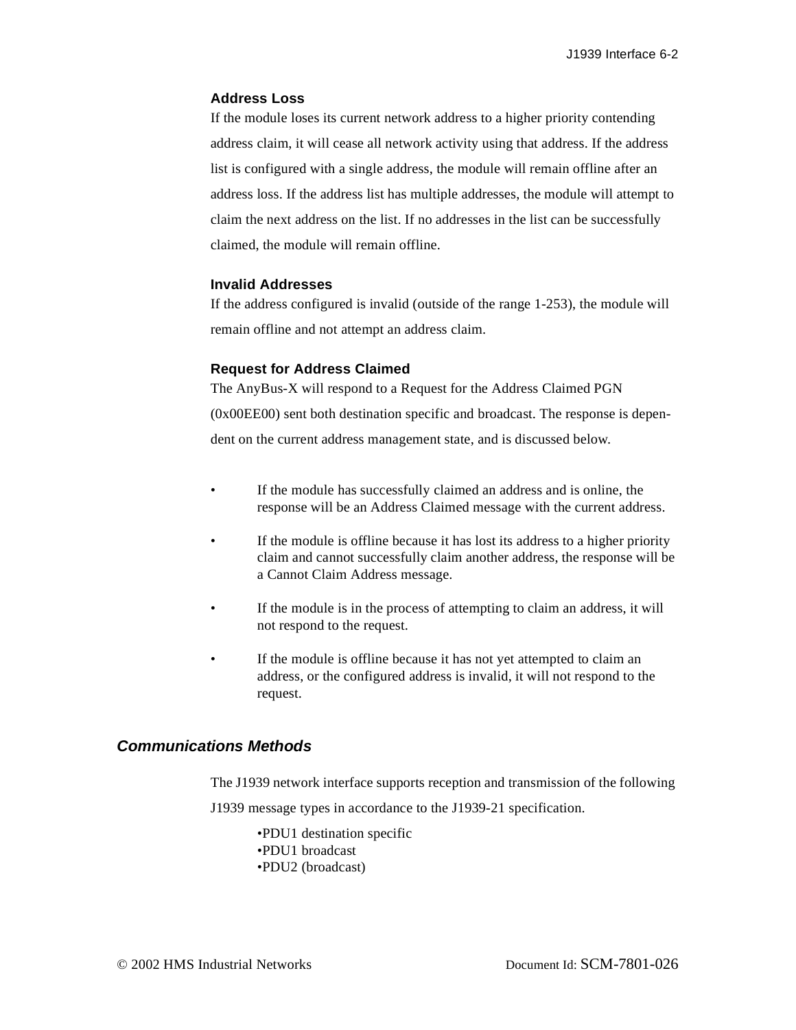### Address Loss

If the module loses its current network address to a higher priority contending address claim, it will cease all network activity using that address. If the address list is configured with a single address, the module will remain offline after an address loss. If the address list has multiple addresses, the module will attempt to claim the next address on the list. If no addresses in the list can be successfully claimed, the module will remain offline.

### Invalid Addresses

If the address configured is invalid (outside of the range 1-253), the module will remain offline and not attempt an address claim.

### Request for Address Claimed

The AnyBus-X will respond to a Request for the Address Claimed PGN (0x00EE00) sent both destination specific and broadcast. The response is dependent on the current address management state, and is discussed below.

- If the module has successfully claimed an address and is online, the response will be an Address Claimed message with the current address.
- If the module is offline because it has lost its address to a higher priority claim and cannot successfully claim another address, the response will be a Cannot Claim Address message.
- If the module is in the process of attempting to claim an address, it will not respond to the request.
- If the module is offline because it has not yet attempted to claim an address, or the configured address is invalid, it will not respond to the request.

## *Communications Methods*

The J1939 network interface supports reception and transmission of the following J1939 message types in accordance to the J1939-21 specification.

- PDU1 destination specific
- PDU1 broadcast
- PDU2 (broadcast)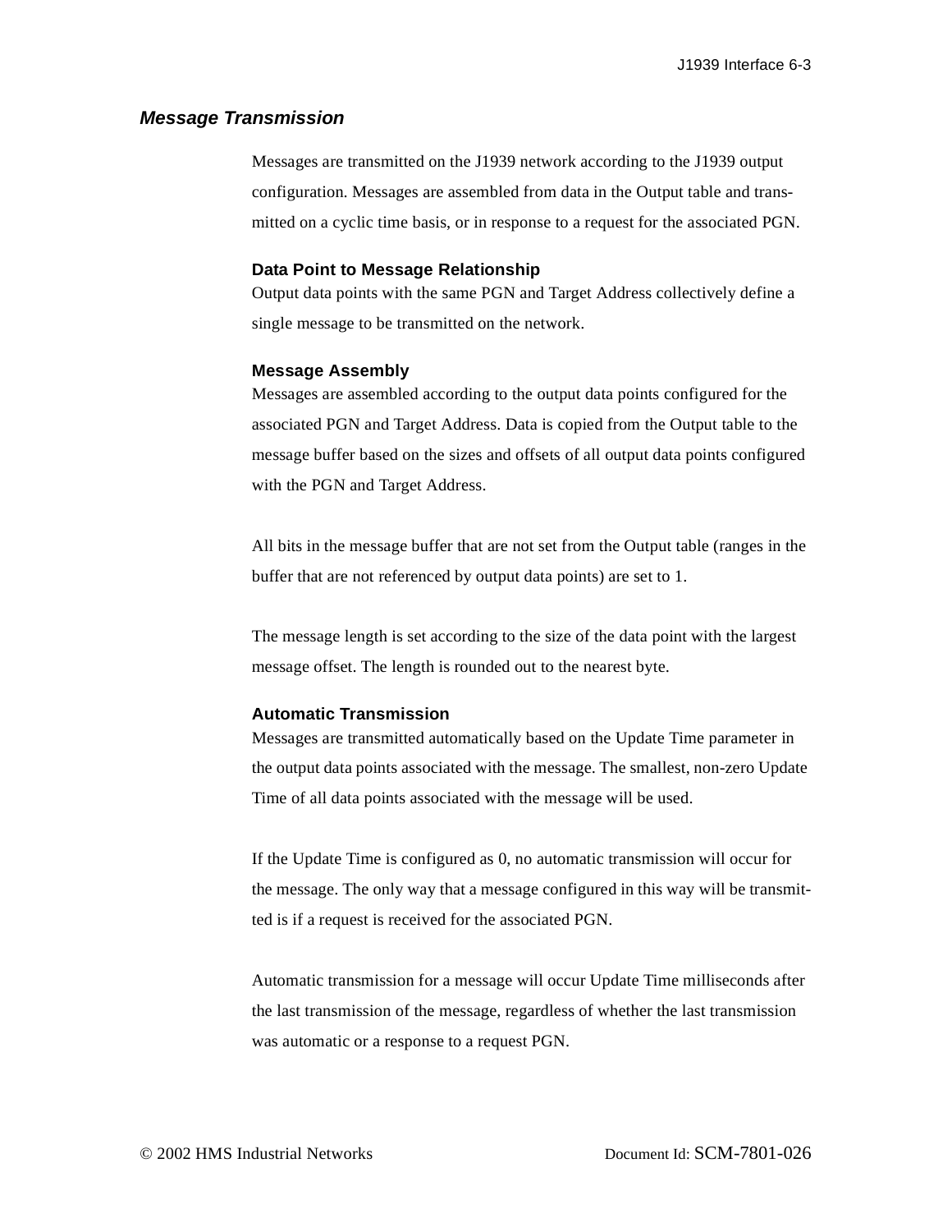## *Message Transmission*

Messages are transmitted on the J1939 network according to the J1939 output configuration. Messages are assembled from data in the Output table and transmitted on a cyclic time basis, or in response to a request for the associated PGN.

### Data Point to Message Relationship

Output data points with the same PGN and Target Address collectively define a single message to be transmitted on the network.

### Message Assembly

Messages are assembled according to the output data points configured for the associated PGN and Target Address. Data is copied from the Output table to the message buffer based on the sizes and offsets of all output data points configured with the PGN and Target Address.

All bits in the message buffer that are not set from the Output table (ranges in the buffer that are not referenced by output data points) are set to 1.

The message length is set according to the size of the data point with the largest message offset. The length is rounded out to the nearest byte.

### Automatic Transmission

Messages are transmitted automatically based on the Update Time parameter in the output data points associated with the message. The smallest, non-zero Update Time of all data points associated with the message will be used.

If the Update Time is configured as 0, no automatic transmission will occur for the message. The only way that a message configured in this way will be transmitted is if a request is received for the associated PGN.

Automatic transmission for a message will occur Update Time milliseconds after the last transmission of the message, regardless of whether the last transmission was automatic or a response to a request PGN.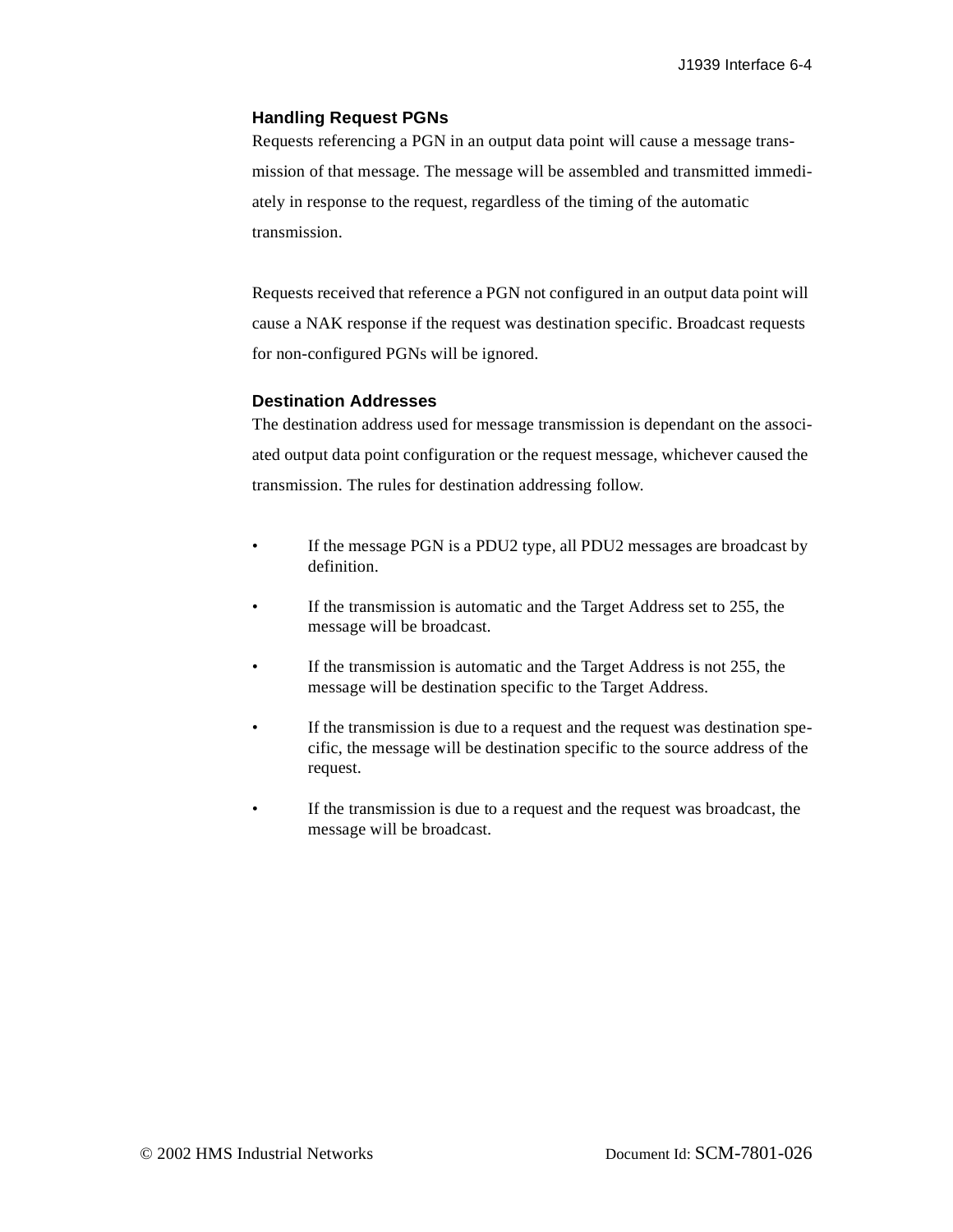### Handling Request PGNs

Requests referencing a PGN in an output data point will cause a message transmission of that message. The message will be assembled and transmitted immediately in response to the request, regardless of the timing of the automatic transmission.

Requests received that reference a PGN not configured in an output data point will cause a NAK response if the request was destination specific. Broadcast requests for non-configured PGNs will be ignored.

### Destination Addresses

The destination address used for message transmission is dependant on the associated output data point configuration or the request message, whichever caused the transmission. The rules for destination addressing follow.

- If the message PGN is a PDU2 type, all PDU2 messages are broadcast by definition.
- If the transmission is automatic and the Target Address set to 255, the message will be broadcast.
- If the transmission is automatic and the Target Address is not 255, the message will be destination specific to the Target Address.
- If the transmission is due to a request and the request was destination specific, the message will be destination specific to the source address of the request.
- If the transmission is due to a request and the request was broadcast, the message will be broadcast.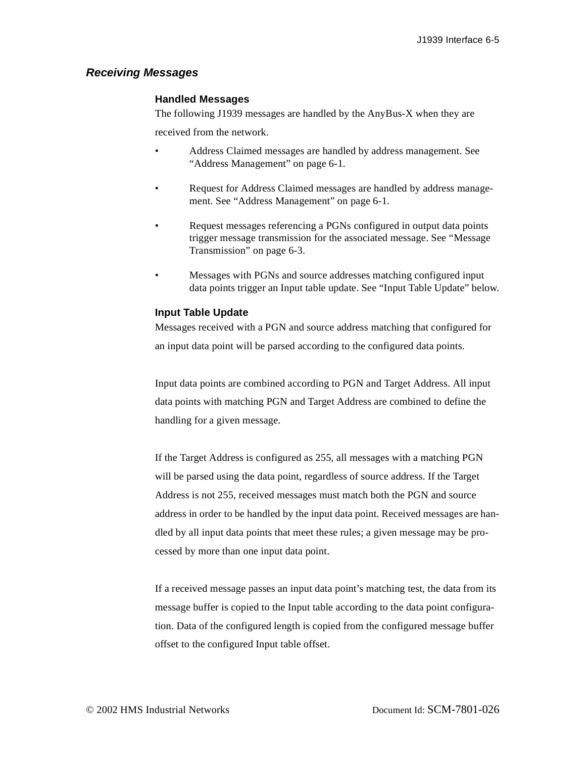## *Receiving Messages*

### Handled Messages

The following J1939 messages are handled by the AnyBus-X when they are received from the network.

- Address Claimed messages are handled by address management. See "Address Management" on page 6-1.
- Request for Address Claimed messages are handled by address management. See "Address Management" on page 6-1.
- Request messages referencing a PGNs configured in output data points trigger message transmission for the associated message. See "Message Transmission" on page 6-3.
- Messages with PGNs and source addresses matching configured input data points trigger an Input table update. See "Input Table Update" below.

### Input Table Update

Messages received with a PGN and source address matching that configured for an input data point will be parsed according to the configured data points.

Input data points are combined according to PGN and Target Address. All input data points with matching PGN and Target Address are combined to define the handling for a given message.

If the Target Address is configured as 255, all messages with a matching PGN will be parsed using the data point, regardless of source address. If the Target Address is not 255, received messages must match both the PGN and source address in order to be handled by the input data point. Received messages are handled by all input data points that meet these rules; a given message may be processed by more than one input data point.

If a received message passes an input data point's matching test, the data from its message buffer is copied to the Input table according to the data point configuration. Data of the configured length is copied from the configured message buffer offset to the configured Input table offset.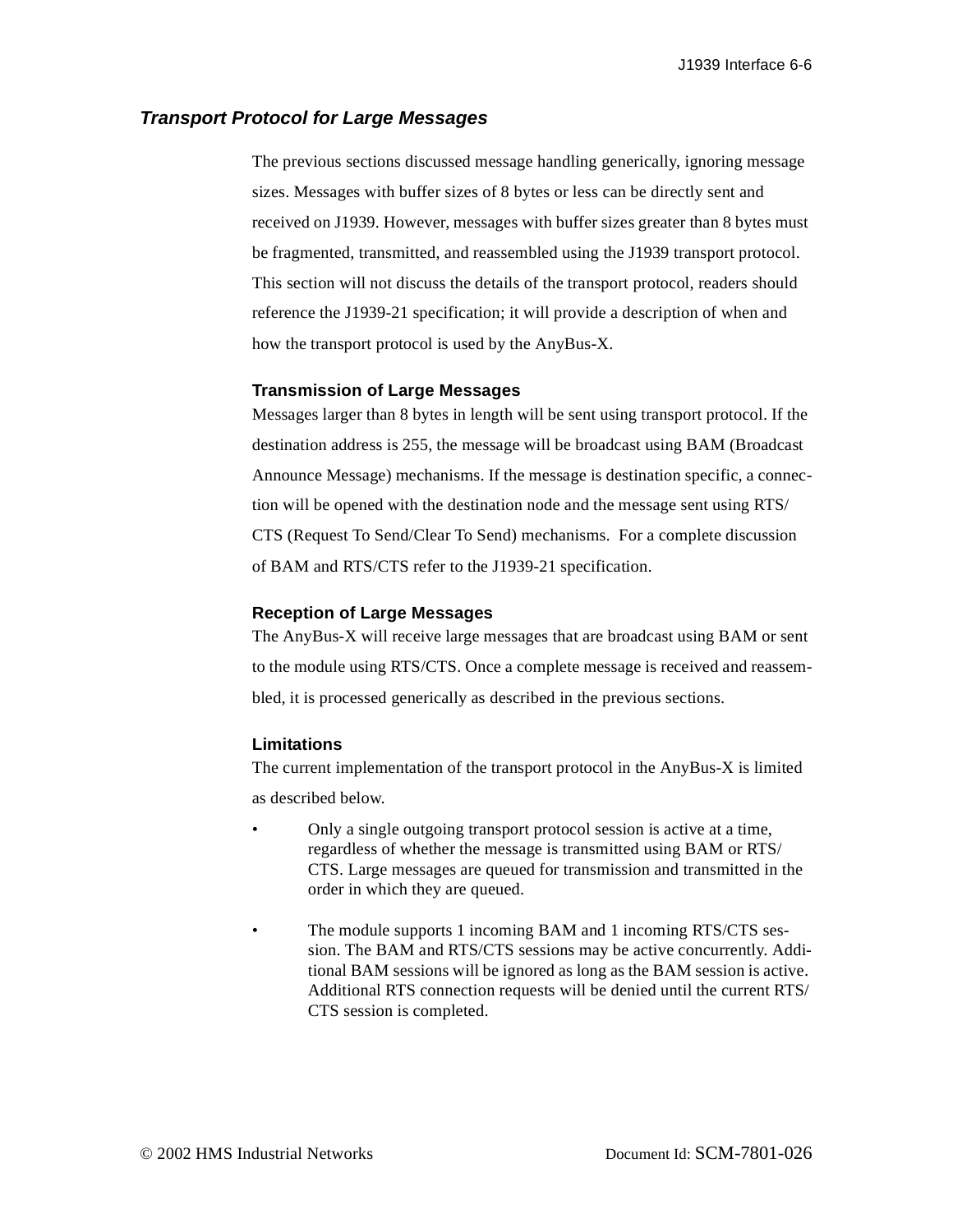## *Transport Protocol for Large Messages*

The previous sections discussed message handling generically, ignoring message sizes. Messages with buffer sizes of 8 bytes or less can be directly sent and received on J1939. However, messages with buffer sizes greater than 8 bytes must be fragmented, transmitted, and reassembled using the J1939 transport protocol. This section will not discuss the details of the transport protocol, readers should reference the J1939-21 specification; it will provide a description of when and how the transport protocol is used by the AnyBus-X.

### Transmission of Large Messages

Messages larger than 8 bytes in length will be sent using transport protocol. If the destination address is 255, the message will be broadcast using BAM (Broadcast Announce Message) mechanisms. If the message is destination specific, a connection will be opened with the destination node and the message sent using RTS/CTS (Request To Send/Clear To Send) mechanisms. For a complete discussion of BAM and RTS/CTS refer to the J1939-21 specification.

### Reception of Large Messages

The AnyBus-X will receive large messages that are broadcast using BAM or sent to the module using RTS/CTS. Once a complete message is received and reassembled, it is processed generically as described in the previous sections.

### Limitations

The current implementation of the transport protocol in the AnyBus-X is limited as described below.

- Only a single outgoing transport protocol session is active at a time, regardless of whether the message is transmitted using BAM or RTS/CTS. Large messages are queued for transmission and transmitted in the order in which they are queued.

- The module supports 1 incoming BAM and 1 incoming RTS/CTS session. The BAM and RTS/CTS sessions may be active concurrently. Additional BAM sessions will be ignored as long as the BAM session is active. Additional RTS connection requests will be denied until the current RTS/CTS session is completed.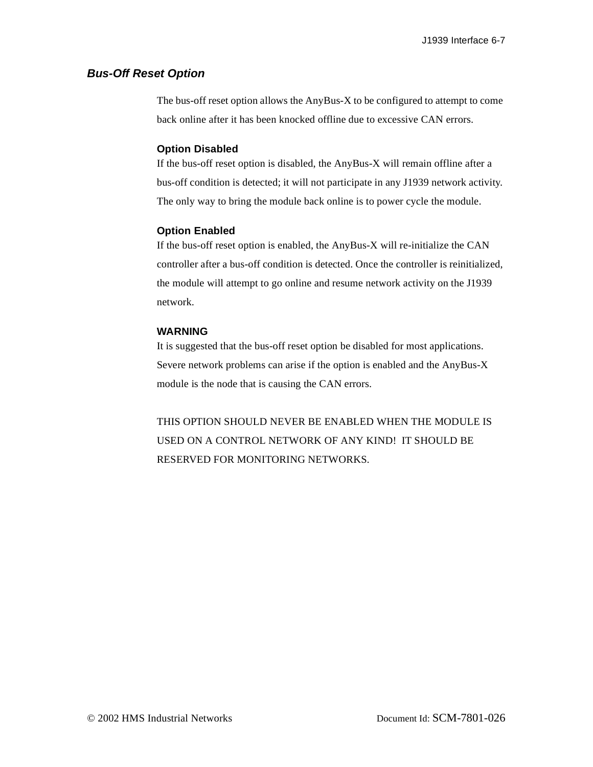## *Bus-Off Reset Option*

The bus-off reset option allows the AnyBus-X to be configured to attempt to come back online after it has been knocked offline due to excessive CAN errors.

### Option Disabled

If the bus-off reset option is disabled, the AnyBus-X will remain offline after a bus-off condition is detected; it will not participate in any J1939 network activity. The only way to bring the module back online is to power cycle the module.

### Option Enabled

If the bus-off reset option is enabled, the AnyBus-X will re-initialize the CAN controller after a bus-off condition is detected. Once the controller is reinitialized, the module will attempt to go online and resume network activity on the J1939 network.

### WARNING

It is suggested that the bus-off reset option be disabled for most applications. Severe network problems can arise if the option is enabled and the AnyBus-X module is the node that is causing the CAN errors.

THIS OPTION SHOULD NEVER BE ENABLED WHEN THE MODULE IS USED ON A CONTROL NETWORK OF ANY KIND! IT SHOULD BE RESERVED FOR MONITORING NETWORKS.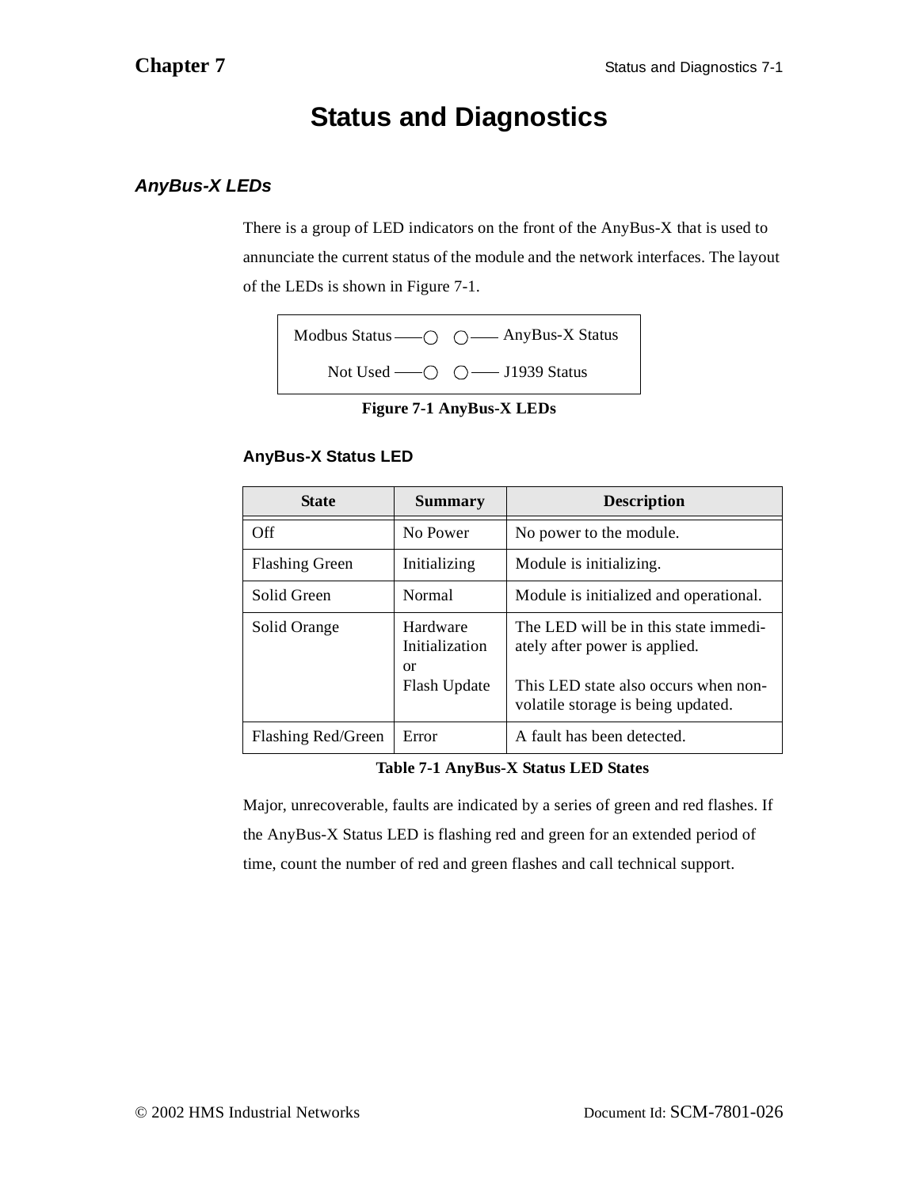# Status and Diagnostics

## *AnyBus-X LEDs*

There is a group of LED indicators on the front of the AnyBus-X that is used to annunciate the current status of the module and the network interfaces. The layout of the LEDs is shown in Figure 7-1.

| | |
|---|---|
| Modbus Status ——○ | ○—— AnyBus-X Status |
| Not Used ——○ | ○—— J1939 Status |

**Figure 7-1 AnyBus-X LEDs**

### AnyBus-X Status LED

| State | Summary | Description |
|---|---|---|
| Off | No Power | No power to the module. |
| Flashing Green | Initializing | Module is initializing. |
| Solid Green | Normal | Module is initialized and operational. |
| Solid Orange | Hardware Initialization or Flash Update | The LED will be in this state immediately after power is applied. This LED state also occurs when non-volatile storage is being updated. |
| Flashing Red/Green | Error | A fault has been detected. |

**Table 7-1 AnyBus-X Status LED States**

Major, unrecoverable, faults are indicated by a series of green and red flashes. If the AnyBus-X Status LED is flashing red and green for an extended period of time, count the number of red and green flashes and call technical support.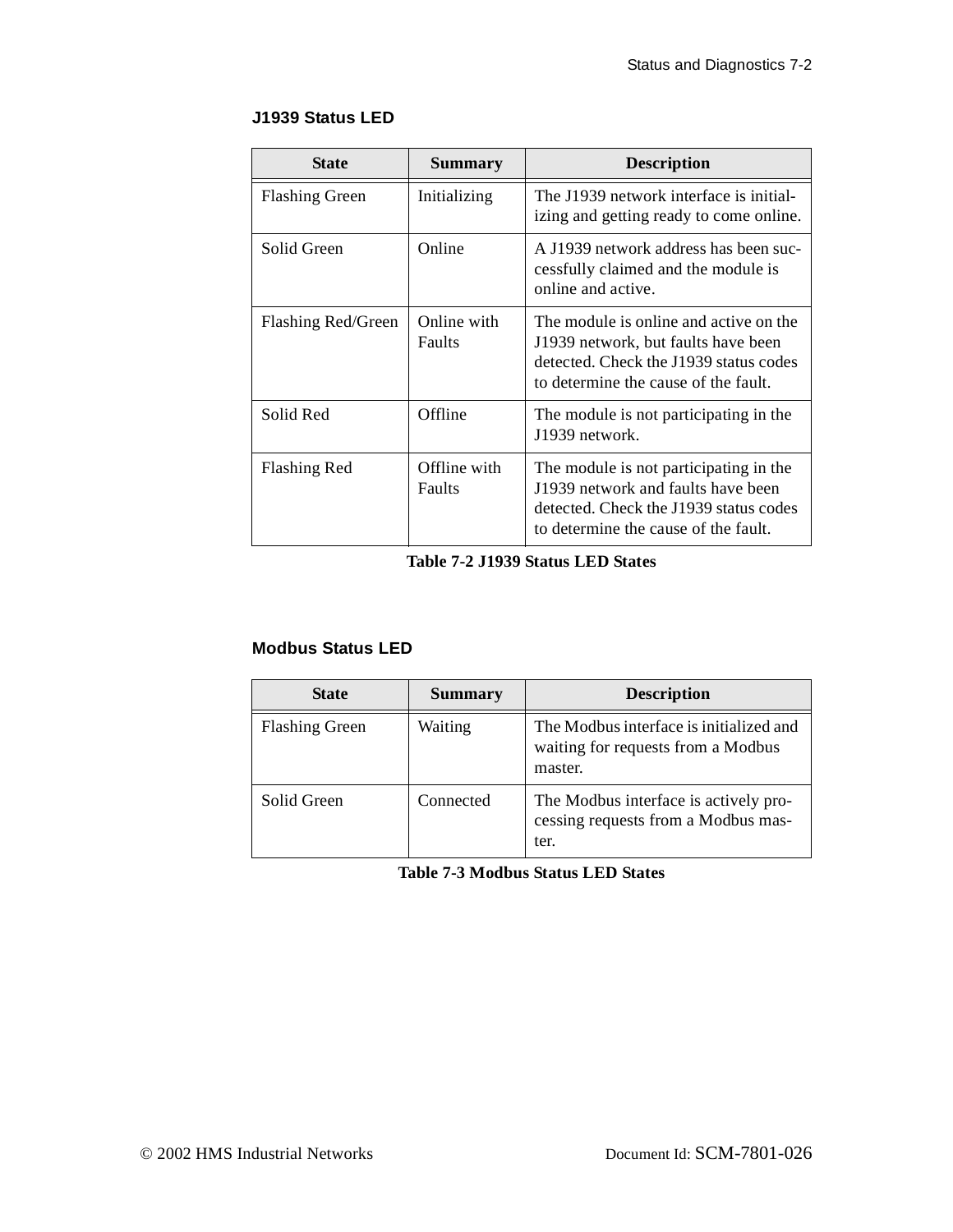### J1939 Status LED

| State | Summary | Description |
| --- | --- | --- |
| Flashing Green | Initializing | The J1939 network interface is initializing and getting ready to come online. |
| Solid Green | Online | A J1939 network address has been successfully claimed and the module is online and active. |
| Flashing Red/Green | Online with Faults | The module is online and active on the J1939 network, but faults have been detected. Check the J1939 status codes to determine the cause of the fault. |
| Solid Red | Offline | The module is not participating in the J1939 network. |
| Flashing Red | Offline with Faults | The module is not participating in the J1939 network and faults have been detected. Check the J1939 status codes to determine the cause of the fault. |

**Table 7-2 J1939 Status LED States**

### Modbus Status LED

| State | Summary | Description |
| --- | --- | --- |
| Flashing Green | Waiting | The Modbus interface is initialized and waiting for requests from a Modbus master. |
| Solid Green | Connected | The Modbus interface is actively processing requests from a Modbus master. |

**Table 7-3 Modbus Status LED States**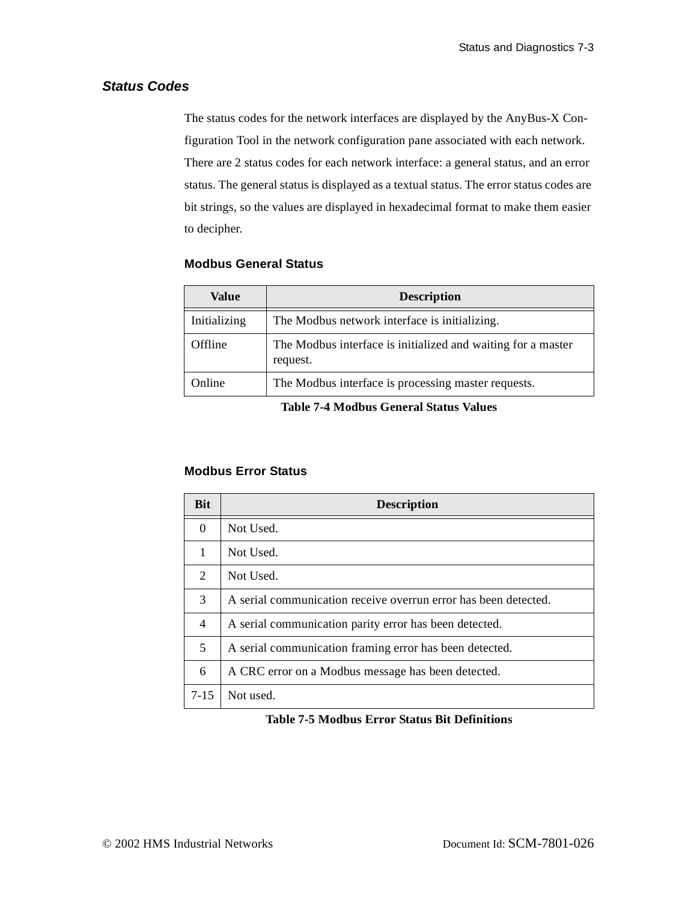## *Status Codes*

The status codes for the network interfaces are displayed by the AnyBus-X Configuration Tool in the network configuration pane associated with each network. There are 2 status codes for each network interface: a general status, and an error status. The general status is displayed as a textual status. The error status codes are bit strings, so the values are displayed in hexadecimal format to make them easier to decipher.

### Modbus General Status

| Value | Description |
|---|---|
| Initializing | The Modbus network interface is initializing. |
| Offline | The Modbus interface is initialized and waiting for a master request. |
| Online | The Modbus interface is processing master requests. |

**Table 7-4 Modbus General Status Values**

### Modbus Error Status

| Bit | Description |
|---|---|
| 0 | Not Used. |
| 1 | Not Used. |
| 2 | Not Used. |
| 3 | A serial communication receive overrun error has been detected. |
| 4 | A serial communication parity error has been detected. |
| 5 | A serial communication framing error has been detected. |
| 6 | A CRC error on a Modbus message has been detected. |
| 7-15 | Not used. |

**Table 7-5 Modbus Error Status Bit Definitions**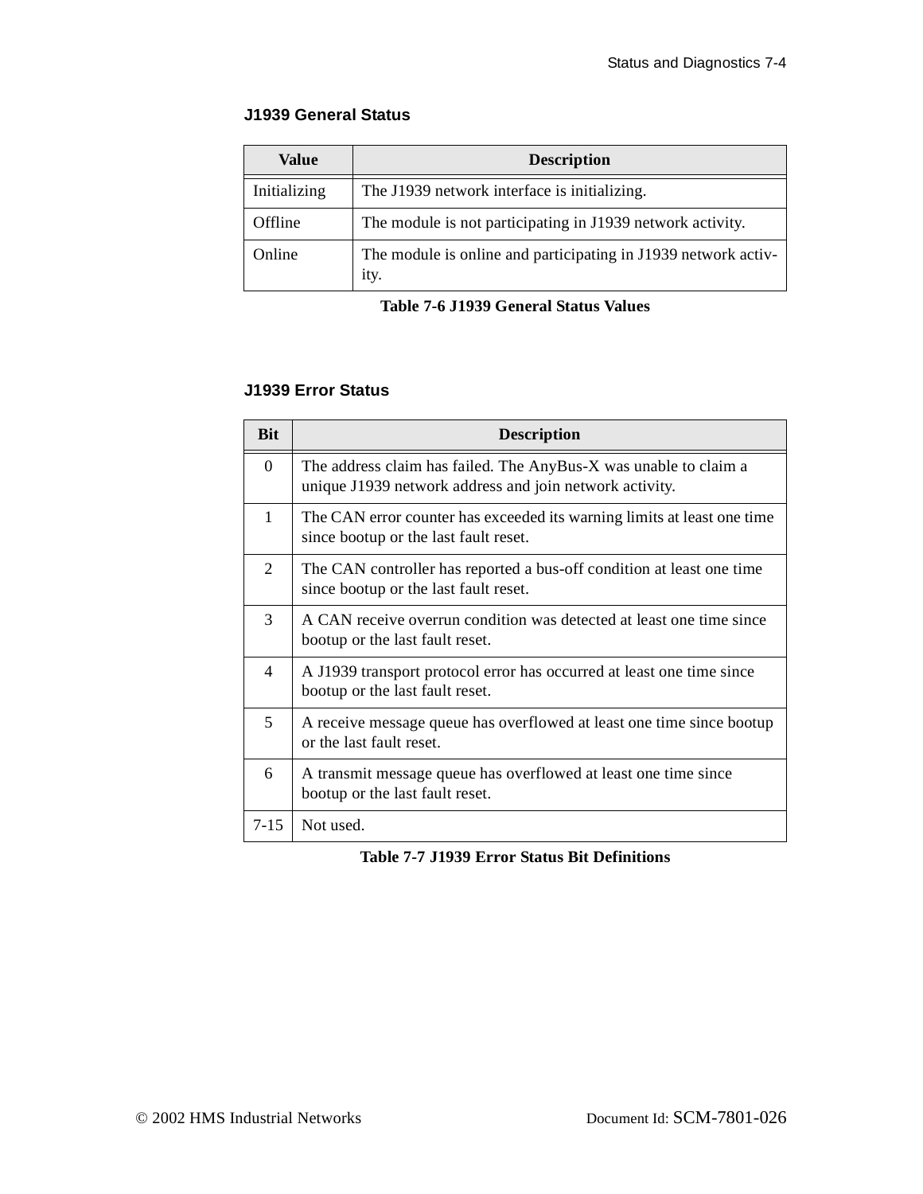### J1939 General Status

| Value | Description |
|---|---|
| Initializing | The J1939 network interface is initializing. |
| Offline | The module is not participating in J1939 network activity. |
| Online | The module is online and participating in J1939 network activity. |

**Table 7-6 J1939 General Status Values**

### J1939 Error Status

| Bit | Description |
|---|---|
| 0 | The address claim has failed. The AnyBus-X was unable to claim a unique J1939 network address and join network activity. |
| 1 | The CAN error counter has exceeded its warning limits at least one time since bootup or the last fault reset. |
| 2 | The CAN controller has reported a bus-off condition at least one time since bootup or the last fault reset. |
| 3 | A CAN receive overrun condition was detected at least one time since bootup or the last fault reset. |
| 4 | A J1939 transport protocol error has occurred at least one time since bootup or the last fault reset. |
| 5 | A receive message queue has overflowed at least one time since bootup or the last fault reset. |
| 6 | A transmit message queue has overflowed at least one time since bootup or the last fault reset. |
| 7-15 | Not used. |

**Table 7-7 J1939 Error Status Bit Definitions**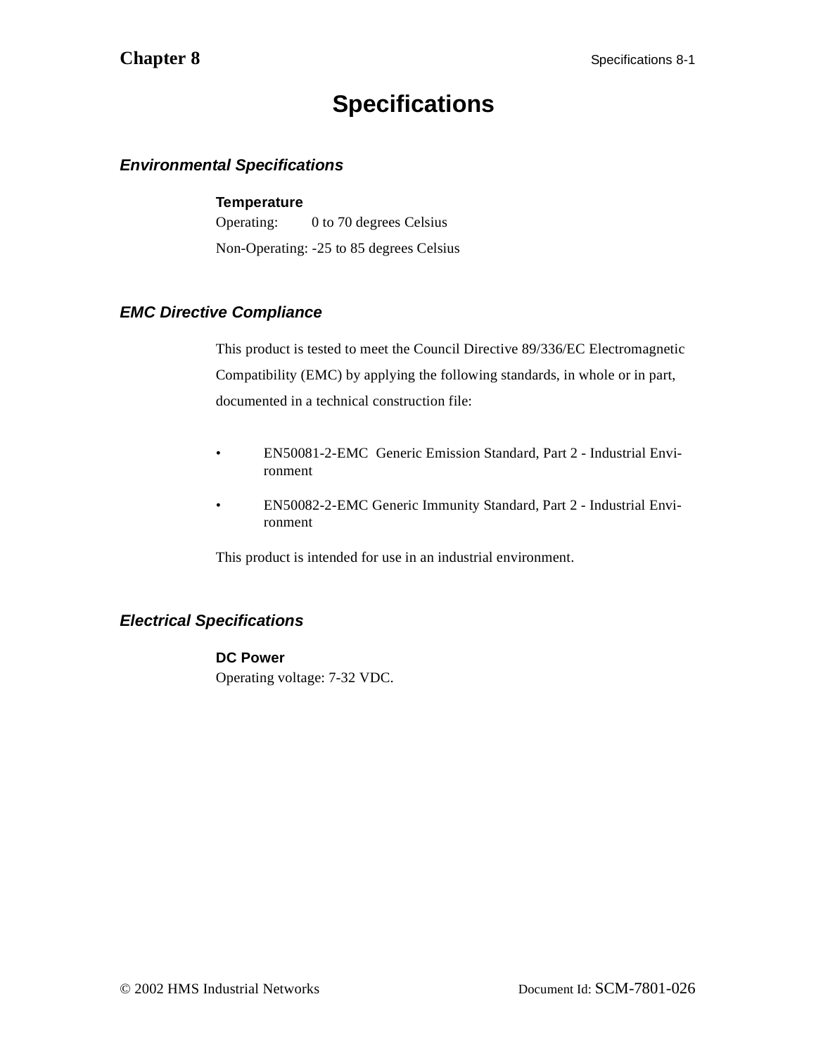# Chapter 8

# Specifications

## *Environmental Specifications*

**Temperature**

Operating: 0 to 70 degrees Celsius

Non-Operating: -25 to 85 degrees Celsius

## *EMC Directive Compliance*

This product is tested to meet the Council Directive 89/336/EC Electromagnetic Compatibility (EMC) by applying the following standards, in whole or in part, documented in a technical construction file:

- EN50081-2-EMC Generic Emission Standard, Part 2 - Industrial Environment
- EN50082-2-EMC Generic Immunity Standard, Part 2 - Industrial Environment

This product is intended for use in an industrial environment.

## *Electrical Specifications*

**DC Power**

Operating voltage: 7-32 VDC.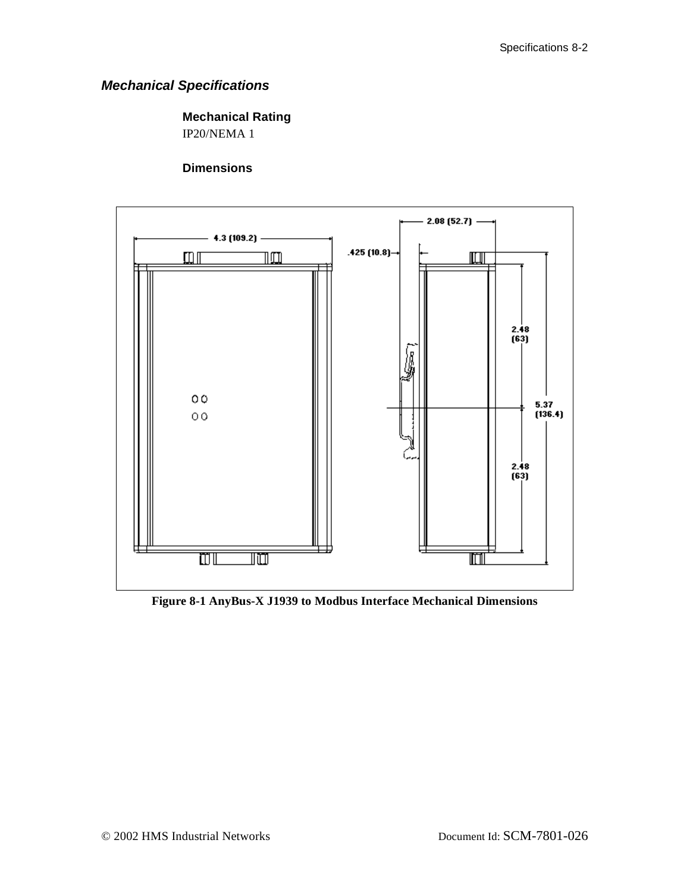### *Mechanical Specifications*

**Mechanical Rating**

IP20/NEMA 1

**Dimensions**

**Figure 8-1 AnyBus-X J1939 to Modbus Interface Mechanical Dimensions**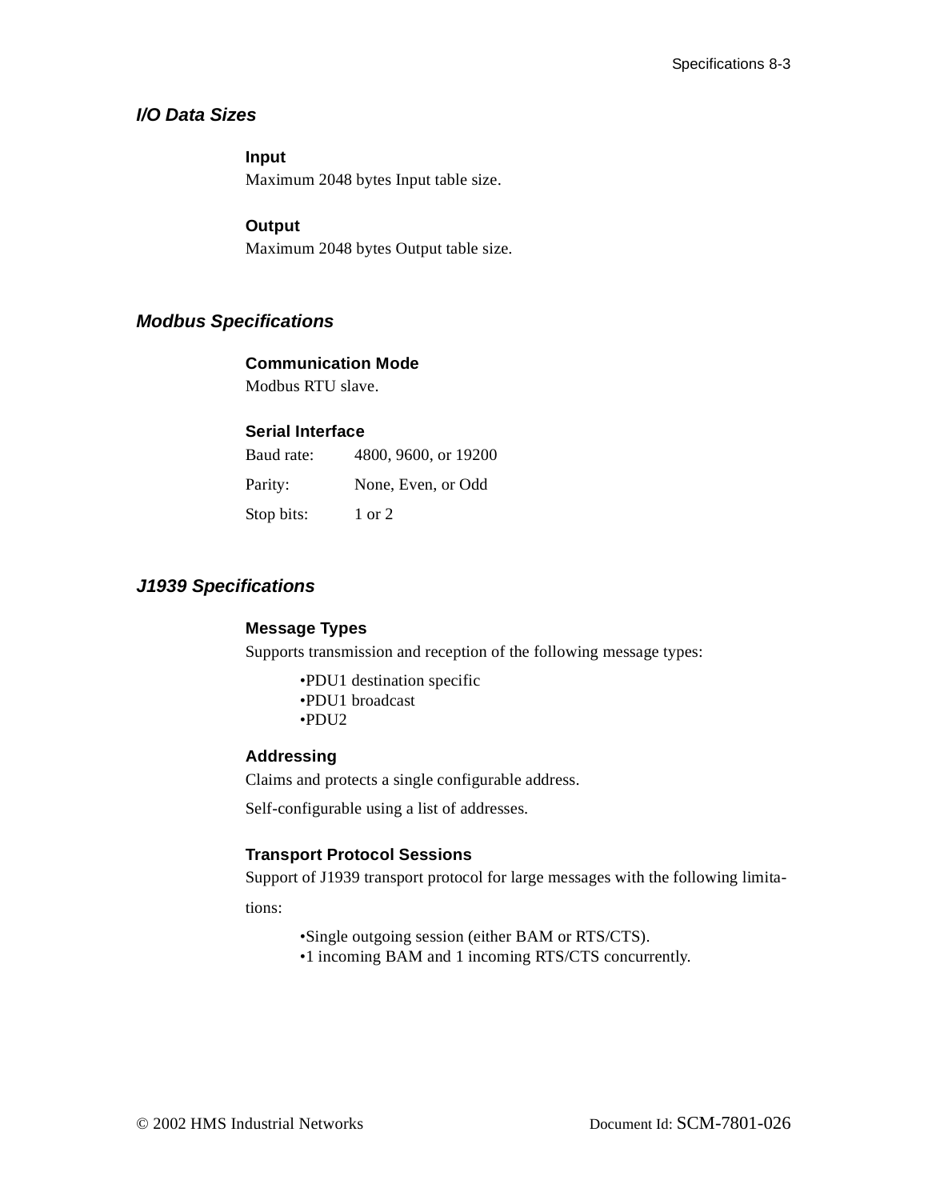## *I/O Data Sizes*

### Input

Maximum 2048 bytes Input table size.

### Output

Maximum 2048 bytes Output table size.

## *Modbus Specifications*

### Communication Mode

Modbus RTU slave.

### Serial Interface

| | |
|---|---|
| Baud rate: | 4800, 9600, or 19200 |
| Parity: | None, Even, or Odd |
| Stop bits: | 1 or 2 |

## *J1939 Specifications*

### Message Types

Supports transmission and reception of the following message types:

- PDU1 destination specific
- PDU1 broadcast
- PDU2

### Addressing

Claims and protects a single configurable address.

Self-configurable using a list of addresses.

### Transport Protocol Sessions

Support of J1939 transport protocol for large messages with the following limitations:

- Single outgoing session (either BAM or RTS/CTS).
- 1 incoming BAM and 1 incoming RTS/CTS concurrently.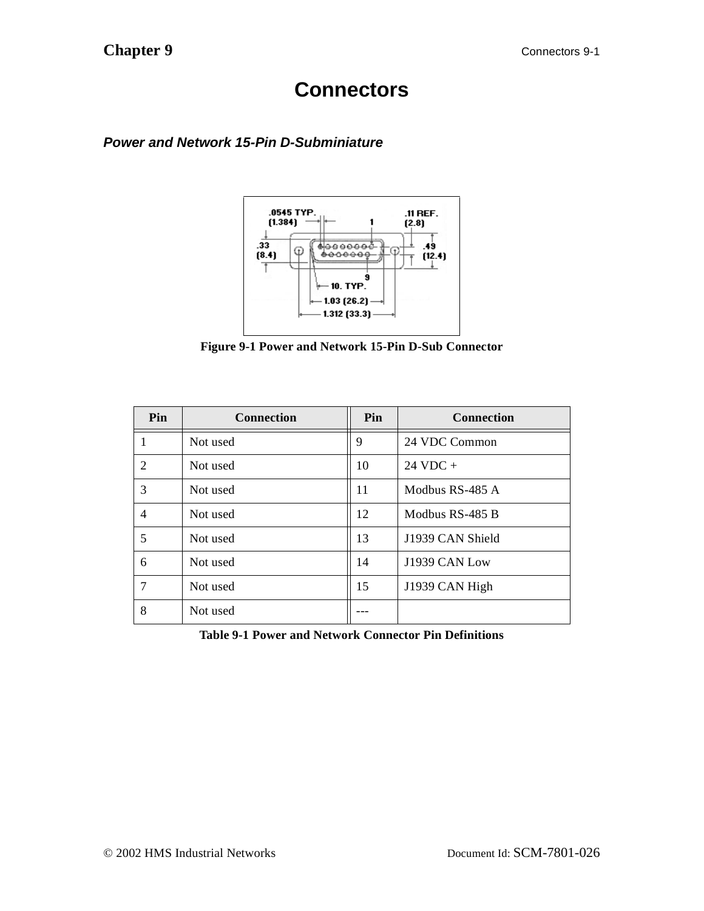# Connectors

### *Power and Network 15-Pin D-Subminiature*

Figure 9-1 Power and Network 15-Pin D-Sub Connector

| Pin | Connection | Pin | Connection |
|---|---|---|---|
| 1 | Not used | 9 | 24 VDC Common |
| 2 | Not used | 10 | 24 VDC + |
| 3 | Not used | 11 | Modbus RS-485 A |
| 4 | Not used | 12 | Modbus RS-485 B |
| 5 | Not used | 13 | J1939 CAN Shield |
| 6 | Not used | 14 | J1939 CAN Low |
| 7 | Not used | 15 | J1939 CAN High |
| 8 | Not used | --- | |

Table 9-1 Power and Network Connector Pin Definitions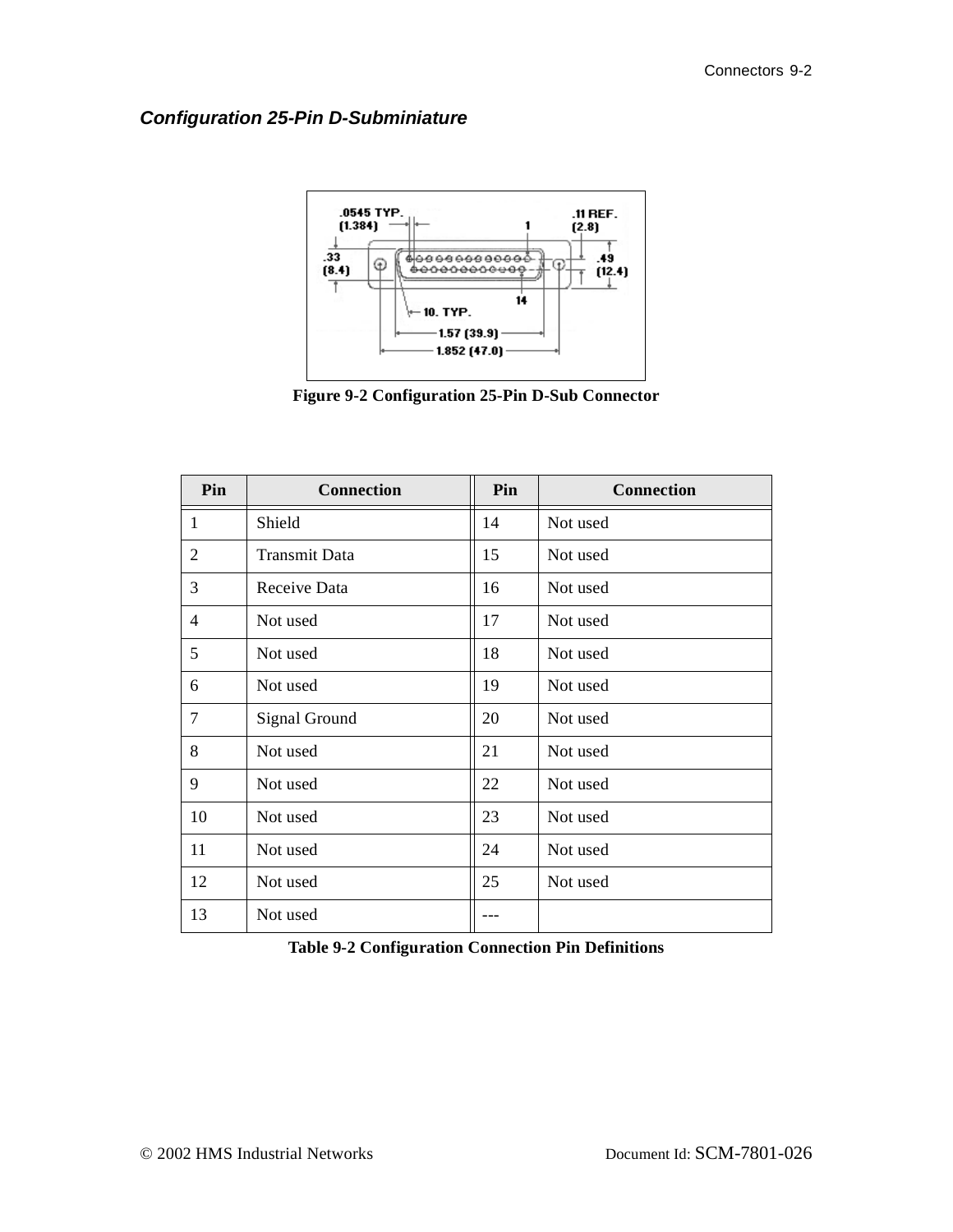### *Configuration 25-Pin D-Subminiature*

**Figure 9-2 Configuration 25-Pin D-Sub Connector**

| Pin | Connection | Pin | Connection |
|---|---|---|---|
| 1 | Shield | 14 | Not used |
| 2 | Transmit Data | 15 | Not used |
| 3 | Receive Data | 16 | Not used |
| 4 | Not used | 17 | Not used |
| 5 | Not used | 18 | Not used |
| 6 | Not used | 19 | Not used |
| 7 | Signal Ground | 20 | Not used |
| 8 | Not used | 21 | Not used |
| 9 | Not used | 22 | Not used |
| 10 | Not used | 23 | Not used |
| 11 | Not used | 24 | Not used |
| 12 | Not used | 25 | Not used |
| 13 | Not used | --- | |

**Table 9-2 Configuration Connection Pin Definitions**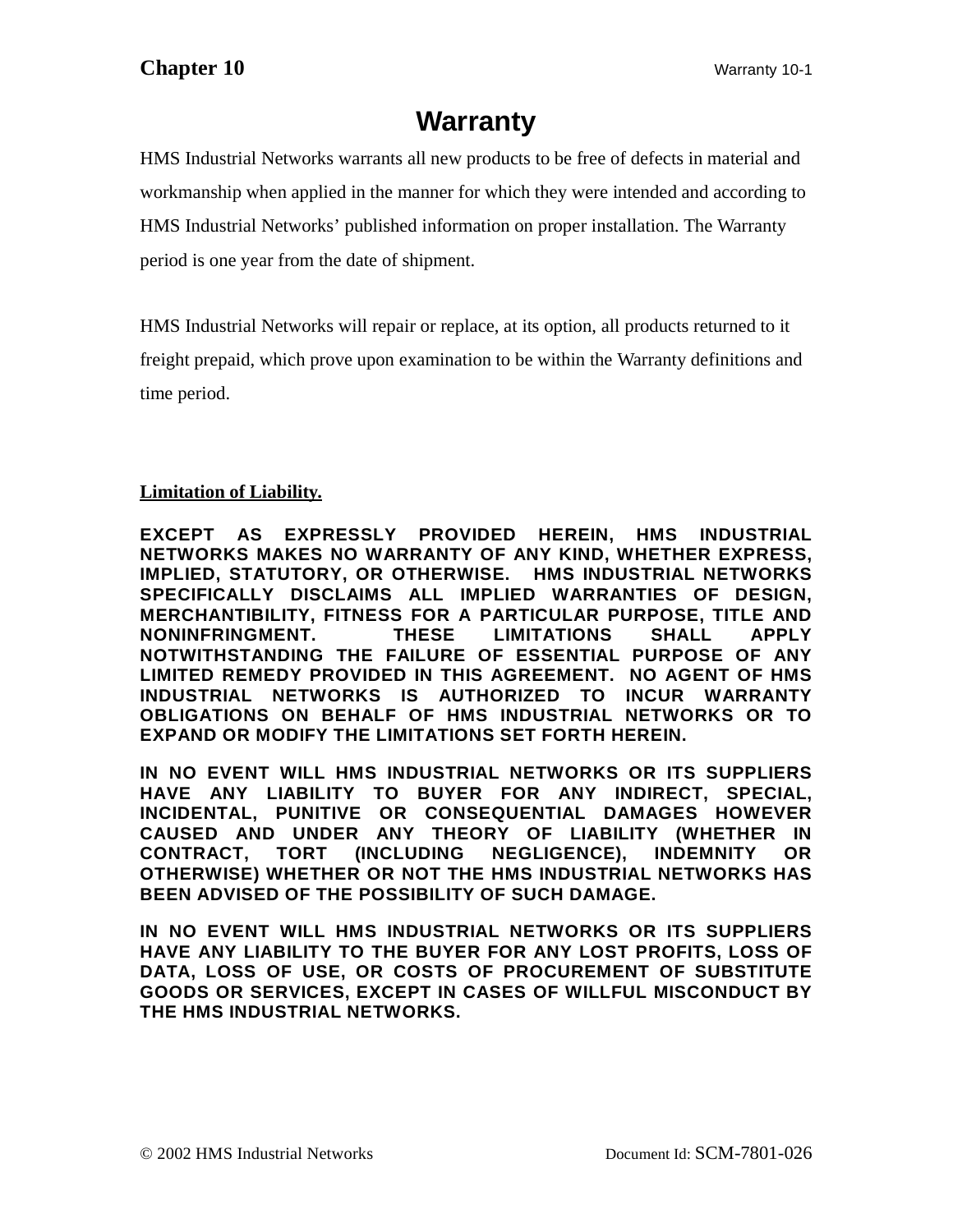# Warranty

HMS Industrial Networks warrants all new products to be free of defects in material and workmanship when applied in the manner for which they were intended and according to HMS Industrial Networks' published information on proper installation. The Warranty period is one year from the date of shipment.

HMS Industrial Networks will repair or replace, at its option, all products returned to it freight prepaid, which prove upon examination to be within the Warranty definitions and time period.

**Limitation of Liability.**

**EXCEPT AS EXPRESSLY PROVIDED HEREIN, HMS INDUSTRIAL NETWORKS MAKES NO WARRANTY OF ANY KIND, WHETHER EXPRESS, IMPLIED, STATUTORY, OR OTHERWISE. HMS INDUSTRIAL NETWORKS SPECIFICALLY DISCLAIMS ALL IMPLIED WARRANTIES OF DESIGN, MERCHANTIBILITY, FITNESS FOR A PARTICULAR PURPOSE, TITLE AND NONINFRINGMENT. THESE LIMITATIONS SHALL APPLY NOTWITHSTANDING THE FAILURE OF ESSENTIAL PURPOSE OF ANY LIMITED REMEDY PROVIDED IN THIS AGREEMENT. NO AGENT OF HMS INDUSTRIAL NETWORKS IS AUTHORIZED TO INCUR WARRANTY OBLIGATIONS ON BEHALF OF HMS INDUSTRIAL NETWORKS OR TO EXPAND OR MODIFY THE LIMITATIONS SET FORTH HEREIN.**

**IN NO EVENT WILL HMS INDUSTRIAL NETWORKS OR ITS SUPPLIERS HAVE ANY LIABILITY TO BUYER FOR ANY INDIRECT, SPECIAL, INCIDENTAL, PUNITIVE OR CONSEQUENTIAL DAMAGES HOWEVER CAUSED AND UNDER ANY THEORY OF LIABILITY (WHETHER IN CONTRACT, TORT (INCLUDING NEGLIGENCE), INDEMNITY OR OTHERWISE) WHETHER OR NOT THE HMS INDUSTRIAL NETWORKS HAS BEEN ADVISED OF THE POSSIBILITY OF SUCH DAMAGE.**

**IN NO EVENT WILL HMS INDUSTRIAL NETWORKS OR ITS SUPPLIERS HAVE ANY LIABILITY TO THE BUYER FOR ANY LOST PROFITS, LOSS OF DATA, LOSS OF USE, OR COSTS OF PROCUREMENT OF SUBSTITUTE GOODS OR SERVICES, EXCEPT IN CASES OF WILLFUL MISCONDUCT BY THE HMS INDUSTRIAL NETWORKS.**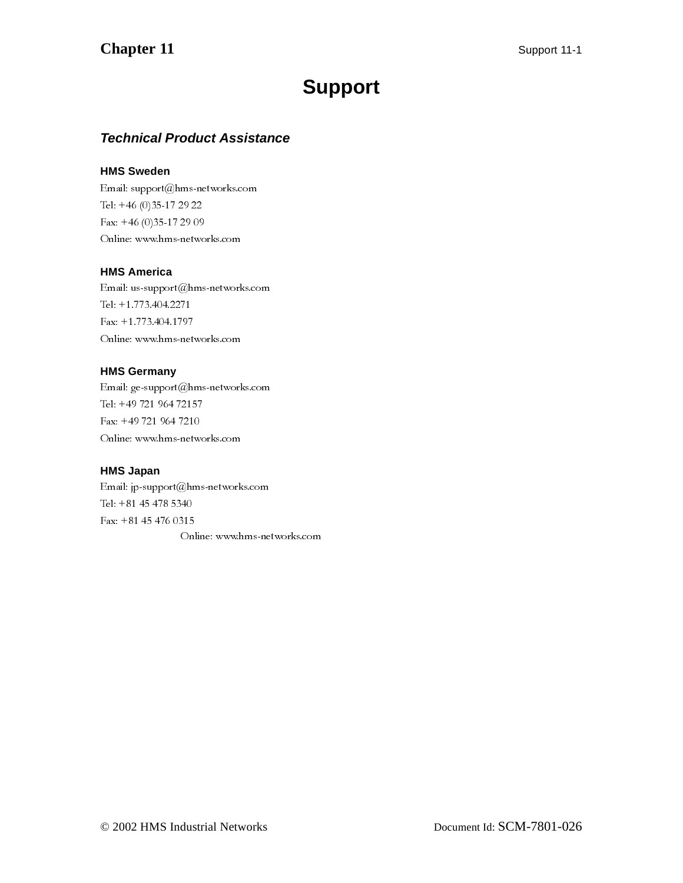# Support

## *Technical Product Assistance*

### HMS Sweden

Email: support@hms-networks.com
Tel: +46 (0)35-17 29 22
Fax: +46 (0)35-17 29 09
Online: www.hms-networks.com

### HMS America

Email: us-support@hms-networks.com
Tel: +1.773.404.2271
Fax: +1.773.404.1797
Online: www.hms-networks.com

### HMS Germany

Email: ge-support@hms-networks.com
Tel: +49 721 964 72157
Fax: +49 721 964 7210
Online: www.hms-networks.com

### HMS Japan

Email: jp-support@hms-networks.com
Tel: +81 45 478 5340
Fax: +81 45 476 0315
Online: www.hms-networks.com